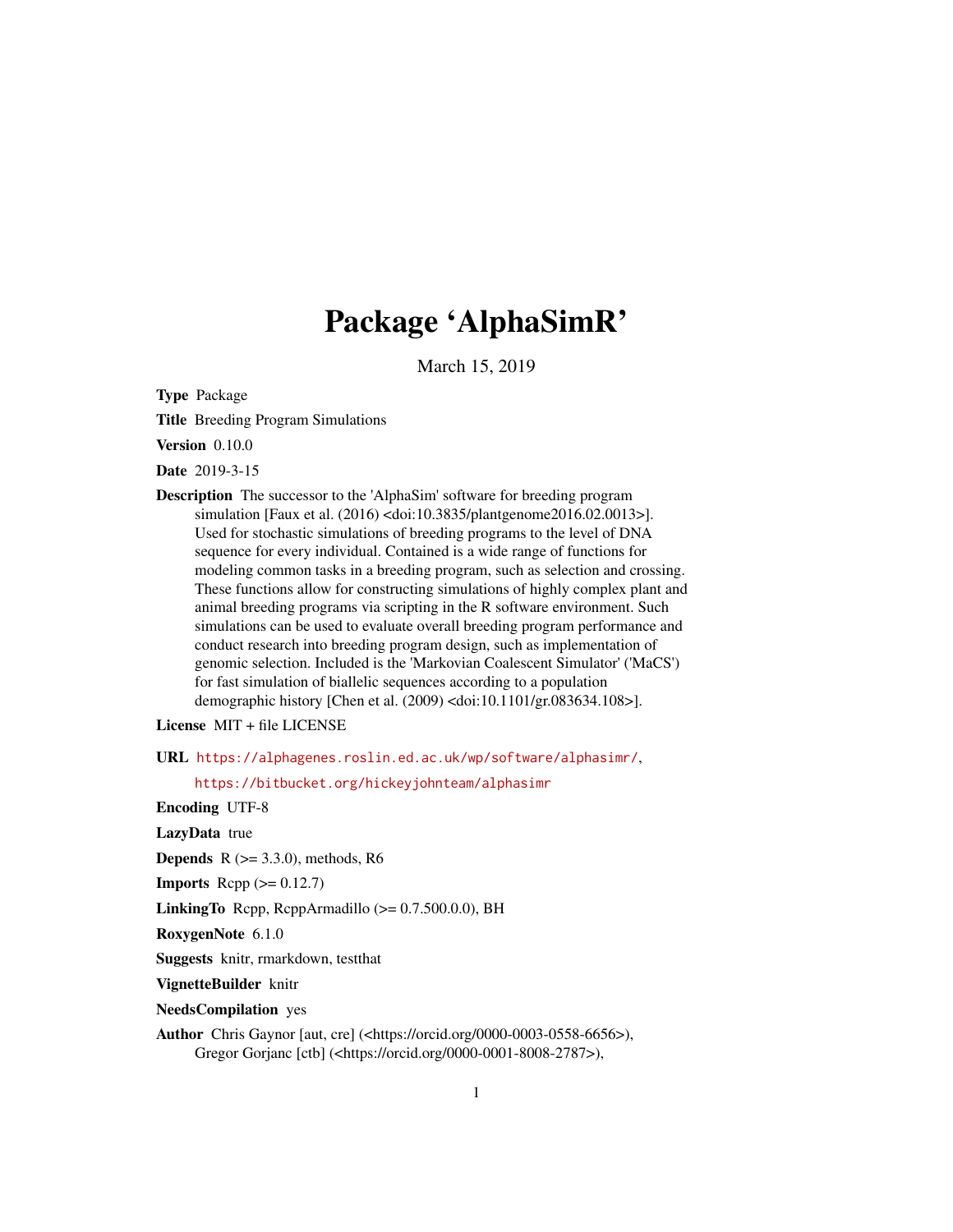# Package 'AlphaSimR'

March 15, 2019

**Type** Package

**Title** Breeding Program Simulations

**Version** 0.10.0

**Date** 2019-3-15

**Description** The successor to the 'AlphaSim' software for breeding program simulation [Faux et al. (2016) <doi:10.3835/plantgenome2016.02.0013>]. Used for stochastic simulations of breeding programs to the level of DNA sequence for every individual. Contained is a wide range of functions for modeling common tasks in a breeding program, such as selection and crossing. These functions allow for constructing simulations of highly complex plant and animal breeding programs via scripting in the R software environment. Such simulations can be used to evaluate overall breeding program performance and conduct research into breeding program design, such as implementation of genomic selection. Included is the 'Markovian Coalescent Simulator' ('MaCS') for fast simulation of biallelic sequences according to a population demographic history [Chen et al. (2009) <doi:10.1101/gr.083634.108>].

**License** MIT + file LICENSE

**URL** https://alphagenes.roslin.ed.ac.uk/wp/software/alphasimr/, https://bitbucket.org/hickeyjohnteam/alphasimr

**Encoding** UTF-8

**LazyData** true

**Depends** R (>= 3.3.0), methods, R6

**Imports** Rcpp (>= 0.12.7)

**LinkingTo** Rcpp, RcppArmadillo (>= 0.7.500.0.0), BH

**RoxygenNote** 6.1.0

**Suggests** knitr, rmarkdown, testthat

**VignetteBuilder** knitr

**NeedsCompilation** yes

**Author** Chris Gaynor [aut, cre] (<https://orcid.org/0000-0003-0558-6656>), Gregor Gorjanc [ctb] (<https://orcid.org/0000-0001-8008-2787>),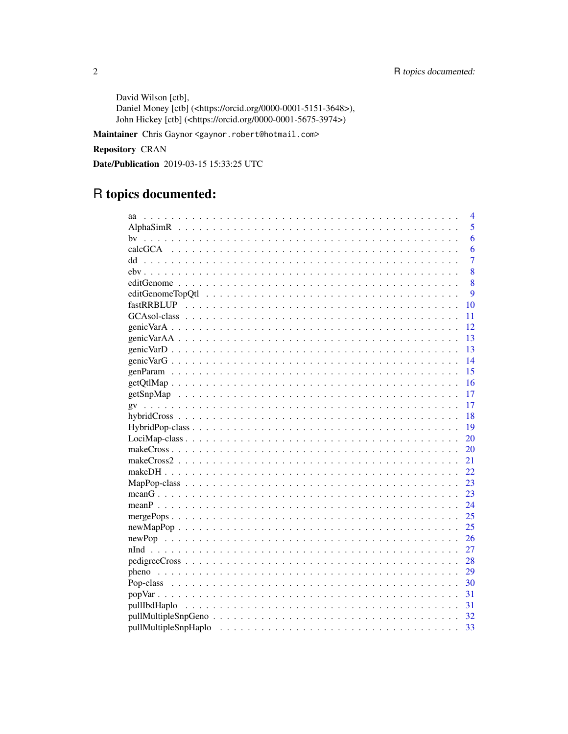David Wilson [ctb],
Daniel Money [ctb] (<https://orcid.org/0000-0001-5151-3648>),
John Hickey [ctb] (<https://orcid.org/0000-0001-5675-3974>)

**Maintainer** Chris Gaynor <gaynor.robert@hotmail.com>

**Repository** CRAN

**Date/Publication** 2019-03-15 15:33:25 UTC

# R topics documented:

| | |
|---|---|
| aa | 4 |
| AlphaSimR | 5 |
| bv | 6 |
| calcGCA | 6 |
| dd | 7 |
| ebv | 8 |
| editGenome | 8 |
| editGenomeTopQtl | 9 |
| fastRRBLUP | 10 |
| GCAsol-class | 11 |
| genicVarA | 12 |
| genicVarAA | 13 |
| genicVarD | 13 |
| genicVarG | 14 |
| genParam | 15 |
| getQtlMap | 16 |
| getSnpMap | 17 |
| gv | 17 |
| hybridCross | 18 |
| HybridPop-class | 19 |
| LociMap-class | 20 |
| makeCross | 20 |
| makeCross2 | 21 |
| makeDH | 22 |
| MapPop-class | 23 |
| meanG | 23 |
| meanP | 24 |
| mergePops | 25 |
| newMapPop | 25 |
| newPop | 26 |
| nInd | 27 |
| pedigreeCross | 28 |
| pheno | 29 |
| Pop-class | 30 |
| popVar | 31 |
| pullIbdHaplo | 31 |
| pullMultipleSnpGeno | 32 |
| pullMultipleSnpHaplo | 33 |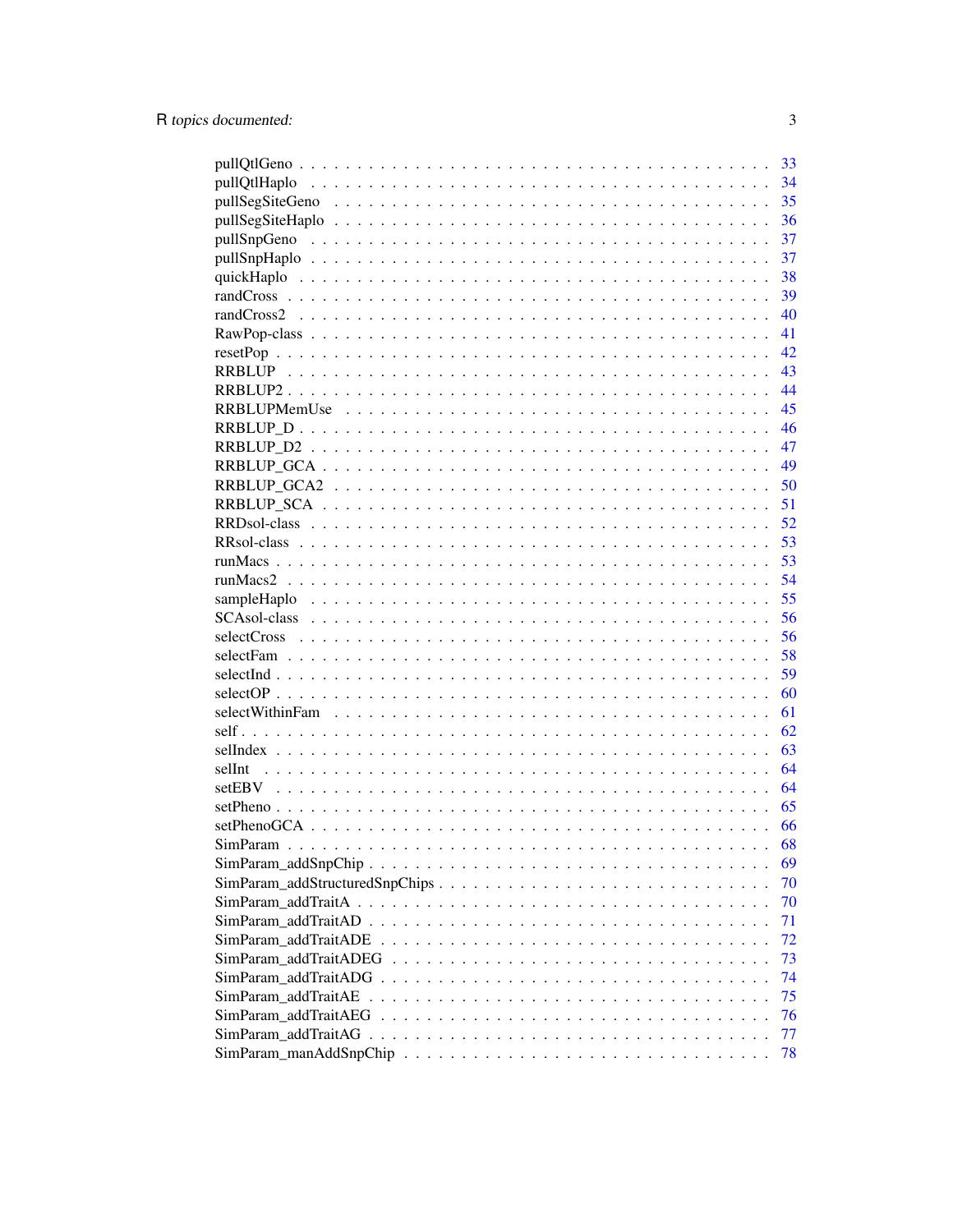| | |
|---|---|
| pullQtlGeno | 33 |
| pullQtlHaplo | 34 |
| pullSegSiteGeno | 35 |
| pullSegSiteHaplo | 36 |
| pullSnpGeno | 37 |
| pullSnpHaplo | 37 |
| quickHaplo | 38 |
| randCross | 39 |
| randCross2 | 40 |
| RawPop-class | 41 |
| resetPop | 42 |
| RRBLUP | 43 |
| RRBLUP2 | 44 |
| RRBLUPMemUse | 45 |
| RRBLUP_D | 46 |
| RRBLUP_D2 | 47 |
| RRBLUP_GCA | 49 |
| RRBLUP_GCA2 | 50 |
| RRBLUP_SCA | 51 |
| RRDsol-class | 52 |
| RRsol-class | 53 |
| runMacs | 53 |
| runMacs2 | 54 |
| sampleHaplo | 55 |
| SCAsol-class | 56 |
| selectCross | 56 |
| selectFam | 58 |
| selectInd | 59 |
| selectOP | 60 |
| selectWithinFam | 61 |
| self | 62 |
| selIndex | 63 |
| selInt | 64 |
| setEBV | 64 |
| setPheno | 65 |
| setPhenoGCA | 66 |
| SimParam | 68 |
| SimParam_addSnpChip | 69 |
| SimParam_addStructuredSnpChips | 70 |
| SimParam_addTraitA | 70 |
| SimParam_addTraitAD | 71 |
| SimParam_addTraitADE | 72 |
| SimParam_addTraitADEG | 73 |
| SimParam_addTraitADG | 74 |
| SimParam_addTraitAE | 75 |
| SimParam_addTraitAEG | 76 |
| SimParam_addTraitAG | 77 |
| SimParam_manAddSnpChip | 78 |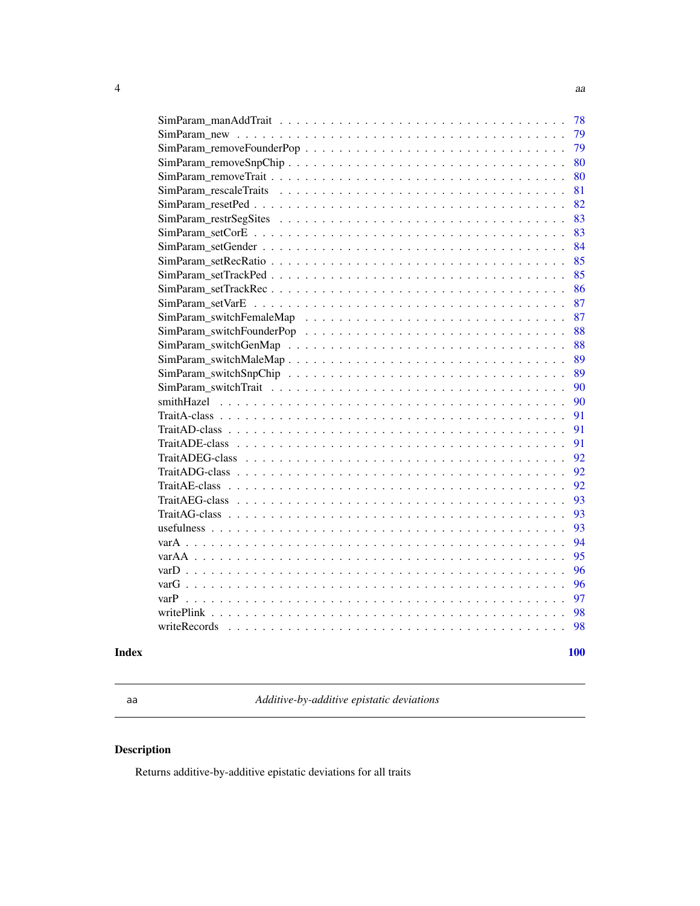SimParam_manAddTrait . . . . . . . . . . . . . . . . . . . . . . . . . . . . . . . . 78
SimParam_new . . . . . . . . . . . . . . . . . . . . . . . . . . . . . . . . . . . . 79
SimParam_removeFounderPop . . . . . . . . . . . . . . . . . . . . . . . . . . . . . 79
SimParam_removeSnpChip . . . . . . . . . . . . . . . . . . . . . . . . . . . . . . . 80
SimParam_removeTrait . . . . . . . . . . . . . . . . . . . . . . . . . . . . . . . . 80
SimParam_rescaleTraits . . . . . . . . . . . . . . . . . . . . . . . . . . . . . . . 81
SimParam_resetPed . . . . . . . . . . . . . . . . . . . . . . . . . . . . . . . . . . 82
SimParam_restrSegSites . . . . . . . . . . . . . . . . . . . . . . . . . . . . . . . 83
SimParam_setCorE . . . . . . . . . . . . . . . . . . . . . . . . . . . . . . . . . . 83
SimParam_setGender . . . . . . . . . . . . . . . . . . . . . . . . . . . . . . . . . 84
SimParam_setRecRatio . . . . . . . . . . . . . . . . . . . . . . . . . . . . . . . . 85
SimParam_setTrackPed . . . . . . . . . . . . . . . . . . . . . . . . . . . . . . . . 85
SimParam_setTrackRec . . . . . . . . . . . . . . . . . . . . . . . . . . . . . . . . 86
SimParam_setVarE . . . . . . . . . . . . . . . . . . . . . . . . . . . . . . . . . . 87
SimParam_switchFemaleMap . . . . . . . . . . . . . . . . . . . . . . . . . . . . . . 87
SimParam_switchFounderPop . . . . . . . . . . . . . . . . . . . . . . . . . . . . . 88
SimParam_switchGenMap . . . . . . . . . . . . . . . . . . . . . . . . . . . . . . . 88
SimParam_switchMaleMap . . . . . . . . . . . . . . . . . . . . . . . . . . . . . . . 89
SimParam_switchSnpChip . . . . . . . . . . . . . . . . . . . . . . . . . . . . . . . 89
SimParam_switchTrait . . . . . . . . . . . . . . . . . . . . . . . . . . . . . . . . 90
smithHazel . . . . . . . . . . . . . . . . . . . . . . . . . . . . . . . . . . . . . . 90
TraitA-class . . . . . . . . . . . . . . . . . . . . . . . . . . . . . . . . . . . . . 91
TraitAD-class . . . . . . . . . . . . . . . . . . . . . . . . . . . . . . . . . . . . 91
TraitADE-class . . . . . . . . . . . . . . . . . . . . . . . . . . . . . . . . . . . 91
TraitADEG-class . . . . . . . . . . . . . . . . . . . . . . . . . . . . . . . . . . 92
TraitADG-class . . . . . . . . . . . . . . . . . . . . . . . . . . . . . . . . . . . 92
TraitAE-class . . . . . . . . . . . . . . . . . . . . . . . . . . . . . . . . . . . . 92
TraitAEG-class . . . . . . . . . . . . . . . . . . . . . . . . . . . . . . . . . . . 93
TraitAG-class . . . . . . . . . . . . . . . . . . . . . . . . . . . . . . . . . . . . 93
usefulness . . . . . . . . . . . . . . . . . . . . . . . . . . . . . . . . . . . . . . 93
varA . . . . . . . . . . . . . . . . . . . . . . . . . . . . . . . . . . . . . . . . . 94
varAA . . . . . . . . . . . . . . . . . . . . . . . . . . . . . . . . . . . . . . . . 95
varD . . . . . . . . . . . . . . . . . . . . . . . . . . . . . . . . . . . . . . . . . 96
varG . . . . . . . . . . . . . . . . . . . . . . . . . . . . . . . . . . . . . . . . . 96
varP . . . . . . . . . . . . . . . . . . . . . . . . . . . . . . . . . . . . . . . . . 97
writePlink . . . . . . . . . . . . . . . . . . . . . . . . . . . . . . . . . . . . . . 98
writeRecords . . . . . . . . . . . . . . . . . . . . . . . . . . . . . . . . . . . . . 98

**Index** **100**

---

aa *Additive-by-additive epistatic deviations*

---

## Description

Returns additive-by-additive epistatic deviations for all traits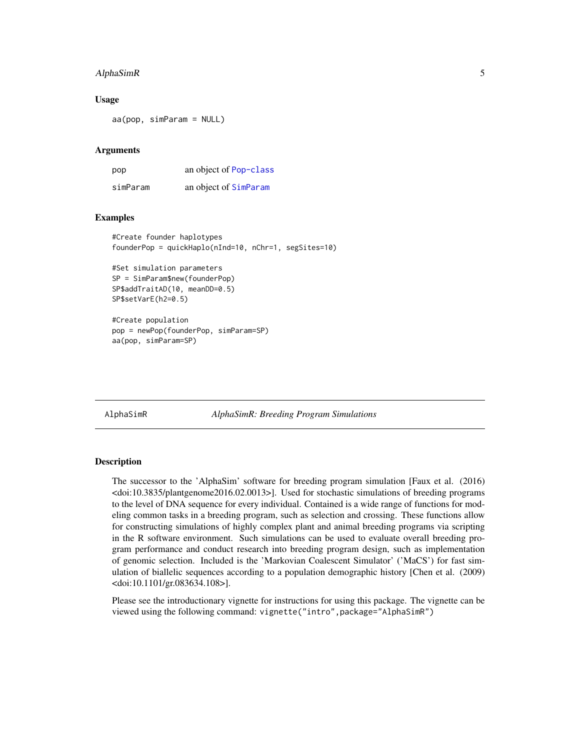### Usage

```
aa(pop, simParam = NULL)
```

### Arguments

| | |
|---|---|
| pop | an object of Pop-class |
| simParam | an object of SimParam |

### Examples

```
#Create founder haplotypes
founderPop = quickHaplo(nInd=10, nChr=1, segSites=10)

#Set simulation parameters
SP = SimParam$new(founderPop)
SP$addTraitAD(10, meanDD=0.5)
SP$setVarE(h2=0.5)

#Create population
pop = newPop(founderPop, simParam=SP)
aa(pop, simParam=SP)
```

---

## AlphaSimR *AlphaSimR: Breeding Program Simulations*

---

### Description

The successor to the 'AlphaSim' software for breeding program simulation [Faux et al. (2016) <doi:10.3835/plantgenome2016.02.0013>]. Used for stochastic simulations of breeding programs to the level of DNA sequence for every individual. Contained is a wide range of functions for modeling common tasks in a breeding program, such as selection and crossing. These functions allow for constructing simulations of highly complex plant and animal breeding programs via scripting in the R software environment. Such simulations can be used to evaluate overall breeding program performance and conduct research into breeding program design, such as implementation of genomic selection. Included is the 'Markovian Coalescent Simulator' ('MaCS') for fast simulation of biallelic sequences according to a population demographic history [Chen et al. (2009) <doi:10.1101/gr.083634.108>].

Please see the introductionary vignette for instructions for using this package. The vignette can be viewed using the following command: `vignette("intro",package="AlphaSimR")`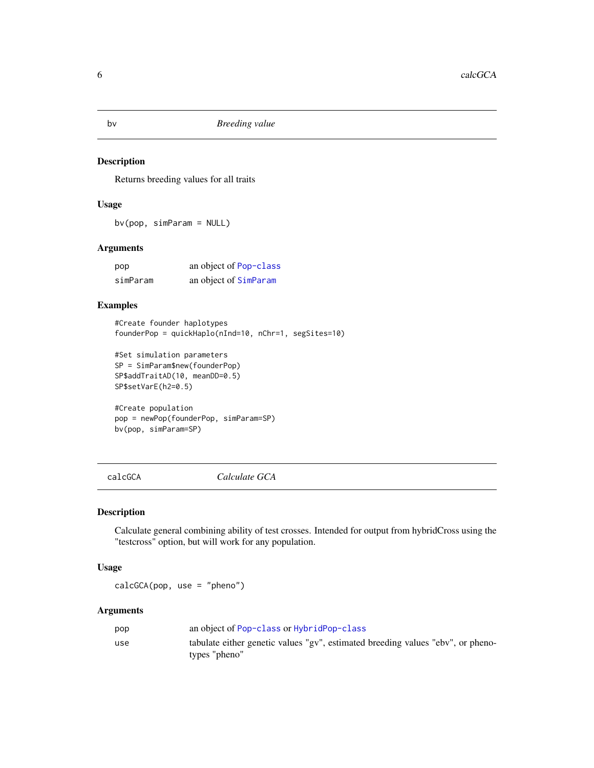## bv — *Breeding value*

### Description

Returns breeding values for all traits

### Usage

```
bv(pop, simParam = NULL)
```

### Arguments

| | |
|---|---|
| pop | an object of Pop-class |
| simParam | an object of SimParam |

### Examples

```
#Create founder haplotypes
founderPop = quickHaplo(nInd=10, nChr=1, segSites=10)

#Set simulation parameters
SP = SimParam$new(founderPop)
SP$addTraitAD(10, meanDD=0.5)
SP$setVarE(h2=0.5)

#Create population
pop = newPop(founderPop, simParam=SP)
bv(pop, simParam=SP)
```

## calcGCA — *Calculate GCA*

### Description

Calculate general combining ability of test crosses. Intended for output from hybridCross using the "testcross" option, but will work for any population.

### Usage

```
calcGCA(pop, use = "pheno")
```

### Arguments

| | |
|---|---|
| pop | an object of Pop-class or HybridPop-class |
| use | tabulate either genetic values "gv", estimated breeding values "ebv", or phenotypes "pheno" |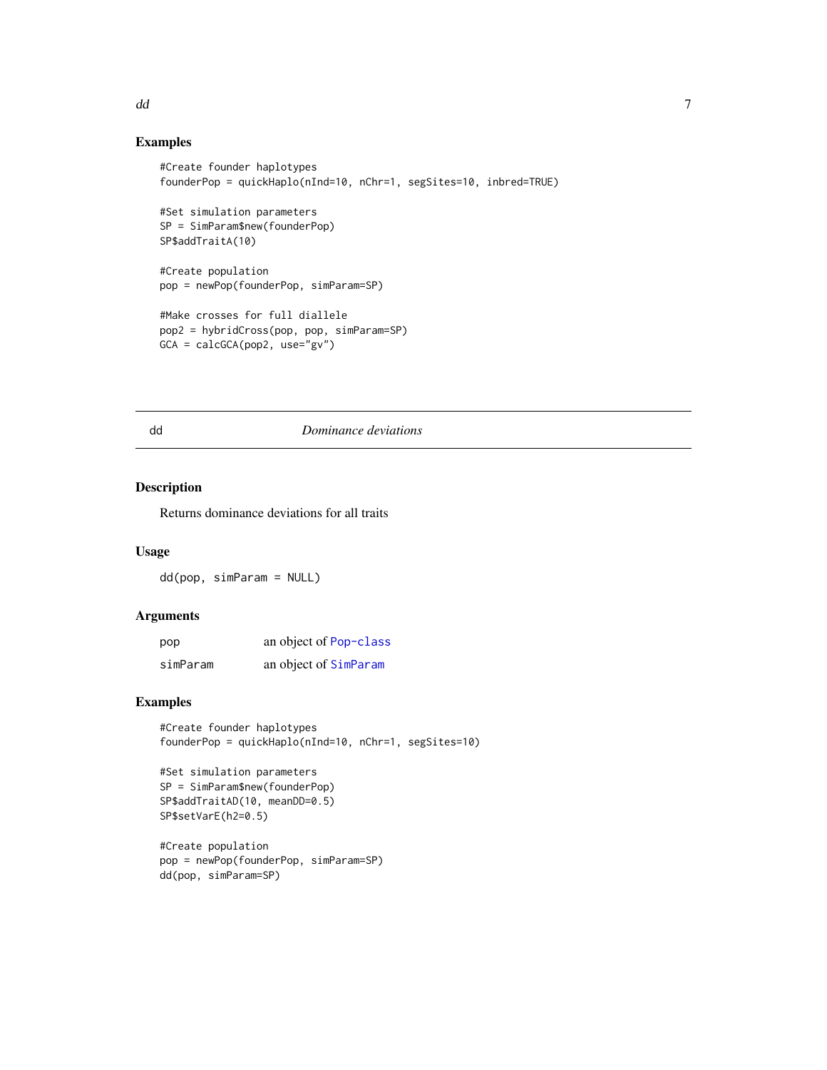## Examples

```
#Create founder haplotypes
founderPop = quickHaplo(nInd=10, nChr=1, segSites=10, inbred=TRUE)

#Set simulation parameters
SP = SimParam$new(founderPop)
SP$addTraitA(10)

#Create population
pop = newPop(founderPop, simParam=SP)

#Make crosses for full diallele
pop2 = hybridCross(pop, pop, simParam=SP)
GCA = calcGCA(pop2, use="gv")
```

---

# dd *Dominance deviations*

---

## Description

Returns dominance deviations for all traits

## Usage

```
dd(pop, simParam = NULL)
```

## Arguments

| | |
|---|---|
| pop | an object of Pop-class |
| simParam | an object of SimParam |

## Examples

```
#Create founder haplotypes
founderPop = quickHaplo(nInd=10, nChr=1, segSites=10)

#Set simulation parameters
SP = SimParam$new(founderPop)
SP$addTraitAD(10, meanDD=0.5)
SP$setVarE(h2=0.5)

#Create population
pop = newPop(founderPop, simParam=SP)
dd(pop, simParam=SP)
```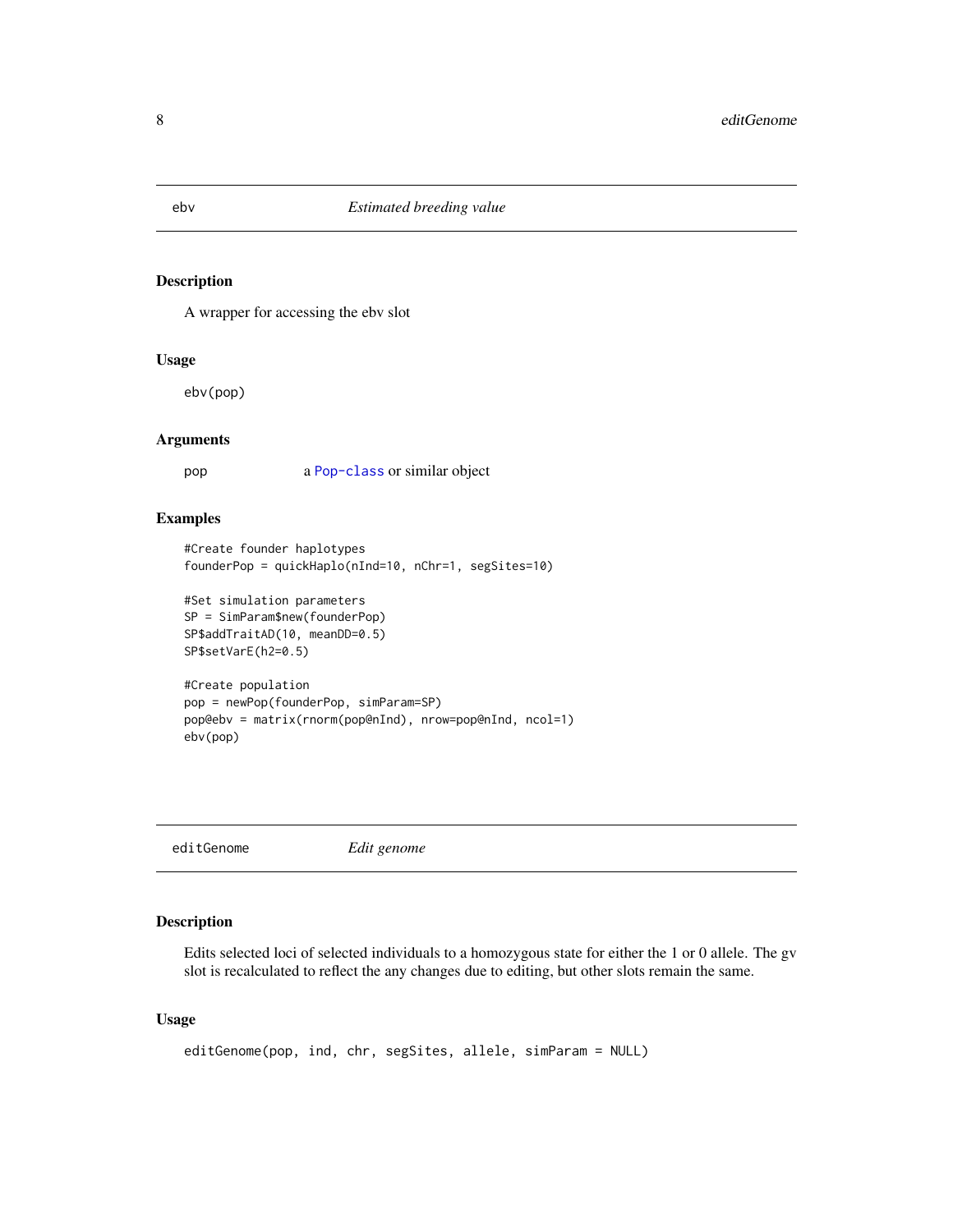## ebv — *Estimated breeding value*

### Description

A wrapper for accessing the ebv slot

### Usage

```
ebv(pop)
```

### Arguments

| | |
|---|---|
| pop | a Pop-class or similar object |

### Examples

```
#Create founder haplotypes
founderPop = quickHaplo(nInd=10, nChr=1, segSites=10)

#Set simulation parameters
SP = SimParam$new(founderPop)
SP$addTraitAD(10, meanDD=0.5)
SP$setVarE(h2=0.5)

#Create population
pop = newPop(founderPop, simParam=SP)
pop@ebv = matrix(rnorm(pop@nInd), nrow=pop@nInd, ncol=1)
ebv(pop)
```

## editGenome — *Edit genome*

### Description

Edits selected loci of selected individuals to a homozygous state for either the 1 or 0 allele. The gv slot is recalculated to reflect the any changes due to editing, but other slots remain the same.

### Usage

```
editGenome(pop, ind, chr, segSites, allele, simParam = NULL)
```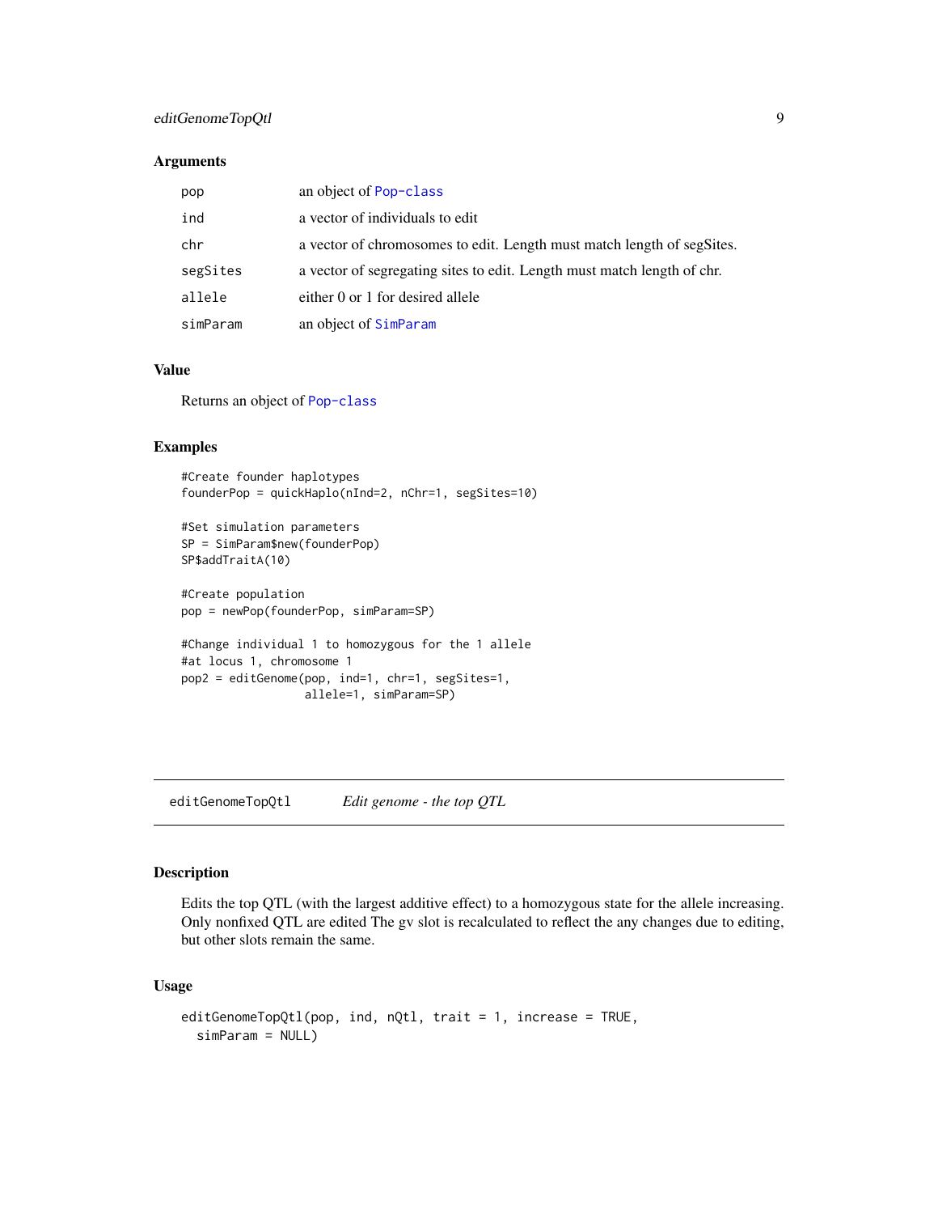### Arguments

| | |
|---|---|
| pop | an object of Pop-class |
| ind | a vector of individuals to edit |
| chr | a vector of chromosomes to edit. Length must match length of segSites. |
| segSites | a vector of segregating sites to edit. Length must match length of chr. |
| allele | either 0 or 1 for desired allele |
| simParam | an object of SimParam |

### Value

Returns an object of Pop-class

### Examples

```
#Create founder haplotypes
founderPop = quickHaplo(nInd=2, nChr=1, segSites=10)

#Set simulation parameters
SP = SimParam$new(founderPop)
SP$addTraitA(10)

#Create population
pop = newPop(founderPop, simParam=SP)

#Change individual 1 to homozygous for the 1 allele
#at locus 1, chromosome 1
pop2 = editGenome(pop, ind=1, chr=1, segSites=1,
                allele=1, simParam=SP)
```

---

## editGenomeTopQtl    *Edit genome - the top QTL*

---

### Description

Edits the top QTL (with the largest additive effect) to a homozygous state for the allele increasing. Only nonfixed QTL are edited The gv slot is recalculated to reflect the any changes due to editing, but other slots remain the same.

### Usage

```
editGenomeTopQtl(pop, ind, nQtl, trait = 1, increase = TRUE,
  simParam = NULL)
```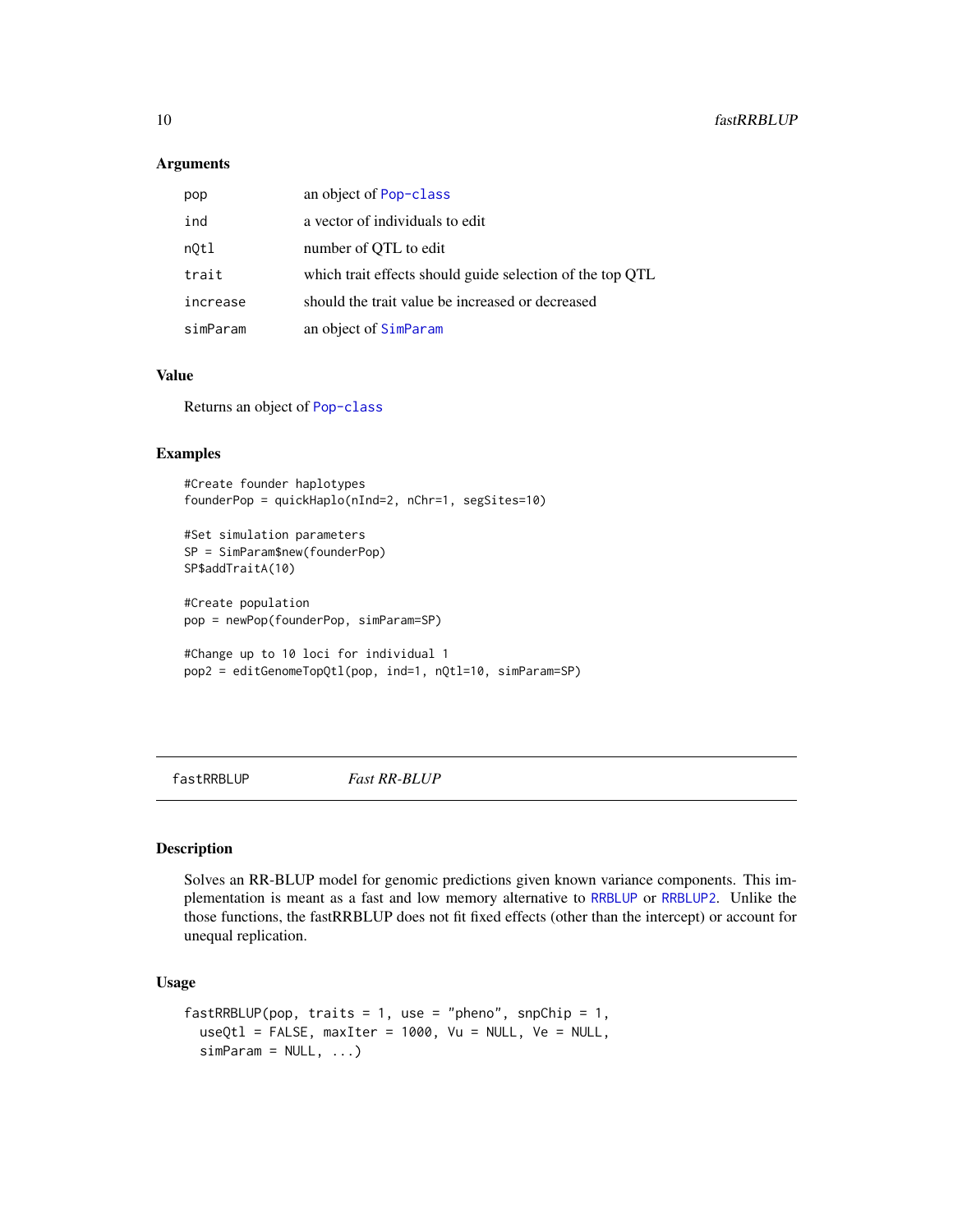### Arguments

| | |
|---|---|
| pop | an object of Pop-class |
| ind | a vector of individuals to edit |
| nQtl | number of QTL to edit |
| trait | which trait effects should guide selection of the top QTL |
| increase | should the trait value be increased or decreased |
| simParam | an object of SimParam |

### Value

Returns an object of Pop-class

### Examples

```
#Create founder haplotypes
founderPop = quickHaplo(nInd=2, nChr=1, segSites=10)

#Set simulation parameters
SP = SimParam$new(founderPop)
SP$addTraitA(10)

#Create population
pop = newPop(founderPop, simParam=SP)

#Change up to 10 loci for individual 1
pop2 = editGenomeTopQtl(pop, ind=1, nQtl=10, simParam=SP)
```

---

## fastRRBLUP *Fast RR-BLUP*

### Description

Solves an RR-BLUP model for genomic predictions given known variance components. This implementation is meant as a fast and low memory alternative to RRBLUP or RRBLUP2. Unlike the those functions, the fastRRBLUP does not fit fixed effects (other than the intercept) or account for unequal replication.

### Usage

```
fastRRBLUP(pop, traits = 1, use = "pheno", snpChip = 1,
  useQtl = FALSE, maxIter = 1000, Vu = NULL, Ve = NULL,
  simParam = NULL, ...)
```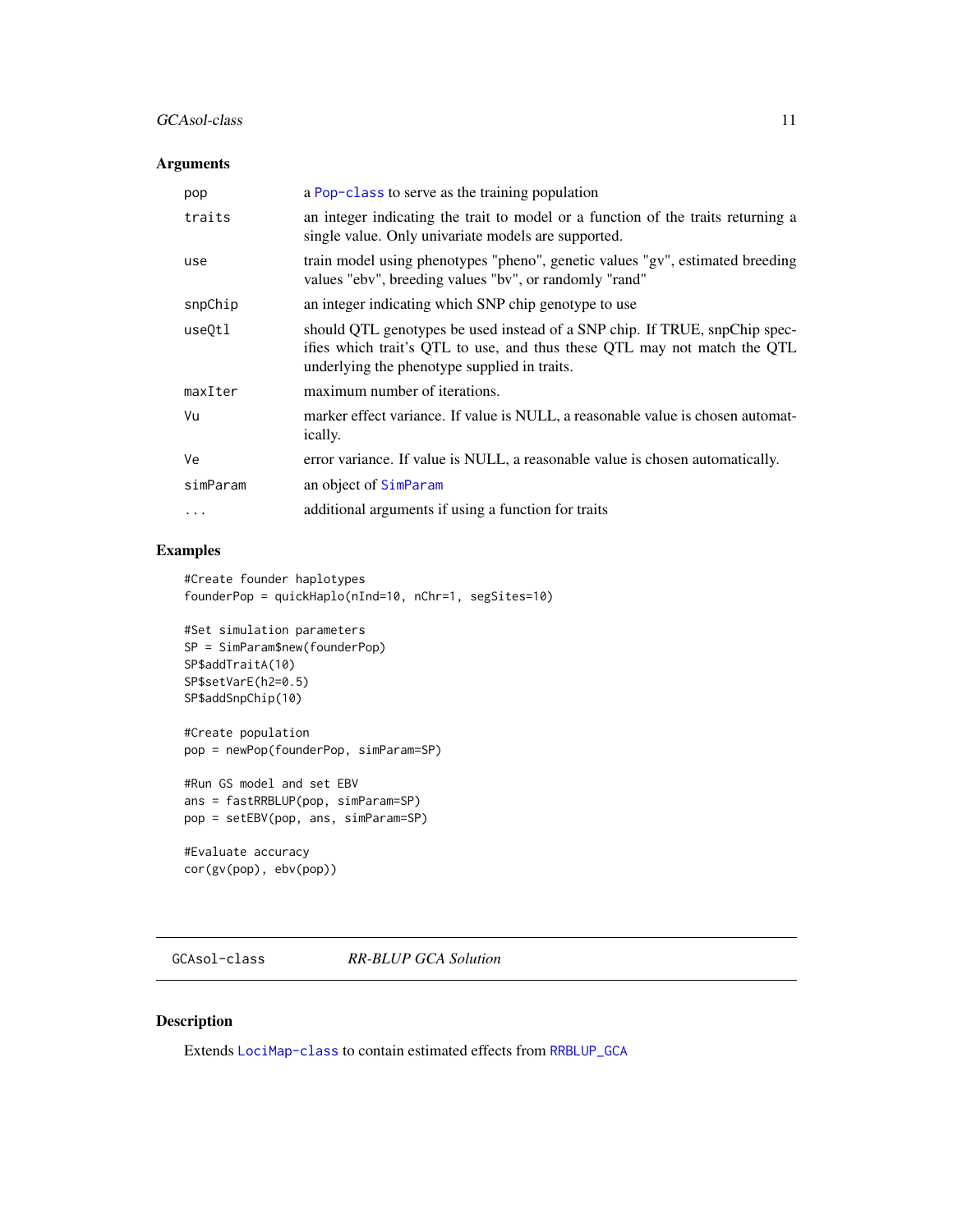### Arguments

| | |
|---|---|
| `pop` | a `Pop-class` to serve as the training population |
| `traits` | an integer indicating the trait to model or a function of the traits returning a single value. Only univariate models are supported. |
| `use` | train model using phenotypes "pheno", genetic values "gv", estimated breeding values "ebv", breeding values "bv", or randomly "rand" |
| `snpChip` | an integer indicating which SNP chip genotype to use |
| `useQtl` | should QTL genotypes be used instead of a SNP chip. If TRUE, snpChip specifies which trait's QTL to use, and thus these QTL may not match the QTL underlying the phenotype supplied in traits. |
| `maxIter` | maximum number of iterations. |
| `Vu` | marker effect variance. If value is NULL, a reasonable value is chosen automatically. |
| `Ve` | error variance. If value is NULL, a reasonable value is chosen automatically. |
| `simParam` | an object of `SimParam` |
| `...` | additional arguments if using a function for traits |

### Examples

```
#Create founder haplotypes
founderPop = quickHaplo(nInd=10, nChr=1, segSites=10)

#Set simulation parameters
SP = SimParam$new(founderPop)
SP$addTraitA(10)
SP$setVarE(h2=0.5)
SP$addSnpChip(10)

#Create population
pop = newPop(founderPop, simParam=SP)

#Run GS model and set EBV
ans = fastRRBLUP(pop, simParam=SP)
pop = setEBV(pop, ans, simParam=SP)

#Evaluate accuracy
cor(gv(pop), ebv(pop))
```

---

## `GCAsol-class` *RR-BLUP GCA Solution*

---

### Description

Extends `LociMap-class` to contain estimated effects from `RRBLUP_GCA`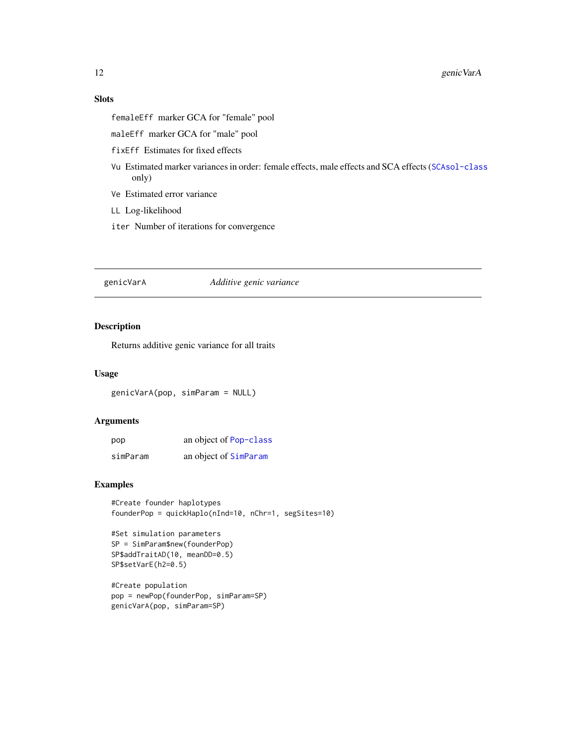### Slots

`femaleEff` marker GCA for "female" pool

`maleEff` marker GCA for "male" pool

`fixEff` Estimates for fixed effects

`Vu` Estimated marker variances in order: female effects, male effects and SCA effects (SCAsol-class only)

`Ve` Estimated error variance

`LL` Log-likelihood

`iter` Number of iterations for convergence

---

## genicVarA — *Additive genic variance*

---

### Description

Returns additive genic variance for all traits

### Usage

```
genicVarA(pop, simParam = NULL)
```

### Arguments

| | |
|---|---|
| pop | an object of Pop-class |
| simParam | an object of SimParam |

### Examples

```
#Create founder haplotypes
founderPop = quickHaplo(nInd=10, nChr=1, segSites=10)

#Set simulation parameters
SP = SimParam$new(founderPop)
SP$addTraitAD(10, meanDD=0.5)
SP$setVarE(h2=0.5)

#Create population
pop = newPop(founderPop, simParam=SP)
genicVarA(pop, simParam=SP)
```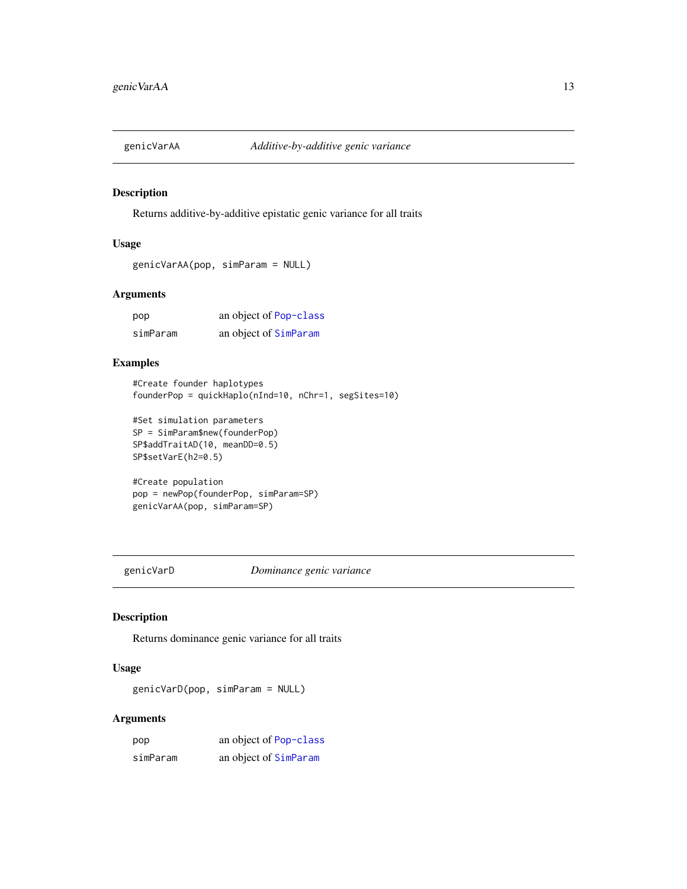## genicVarAA — *Additive-by-additive genic variance*

### Description

Returns additive-by-additive epistatic genic variance for all traits

### Usage

```
genicVarAA(pop, simParam = NULL)
```

### Arguments

| | |
|---|---|
| pop | an object of Pop-class |
| simParam | an object of SimParam |

### Examples

```
#Create founder haplotypes
founderPop = quickHaplo(nInd=10, nChr=1, segSites=10)

#Set simulation parameters
SP = SimParam$new(founderPop)
SP$addTraitAD(10, meanDD=0.5)
SP$setVarE(h2=0.5)

#Create population
pop = newPop(founderPop, simParam=SP)
genicVarAA(pop, simParam=SP)
```

## genicVarD — *Dominance genic variance*

### Description

Returns dominance genic variance for all traits

### Usage

```
genicVarD(pop, simParam = NULL)
```

### Arguments

| | |
|---|---|
| pop | an object of Pop-class |
| simParam | an object of SimParam |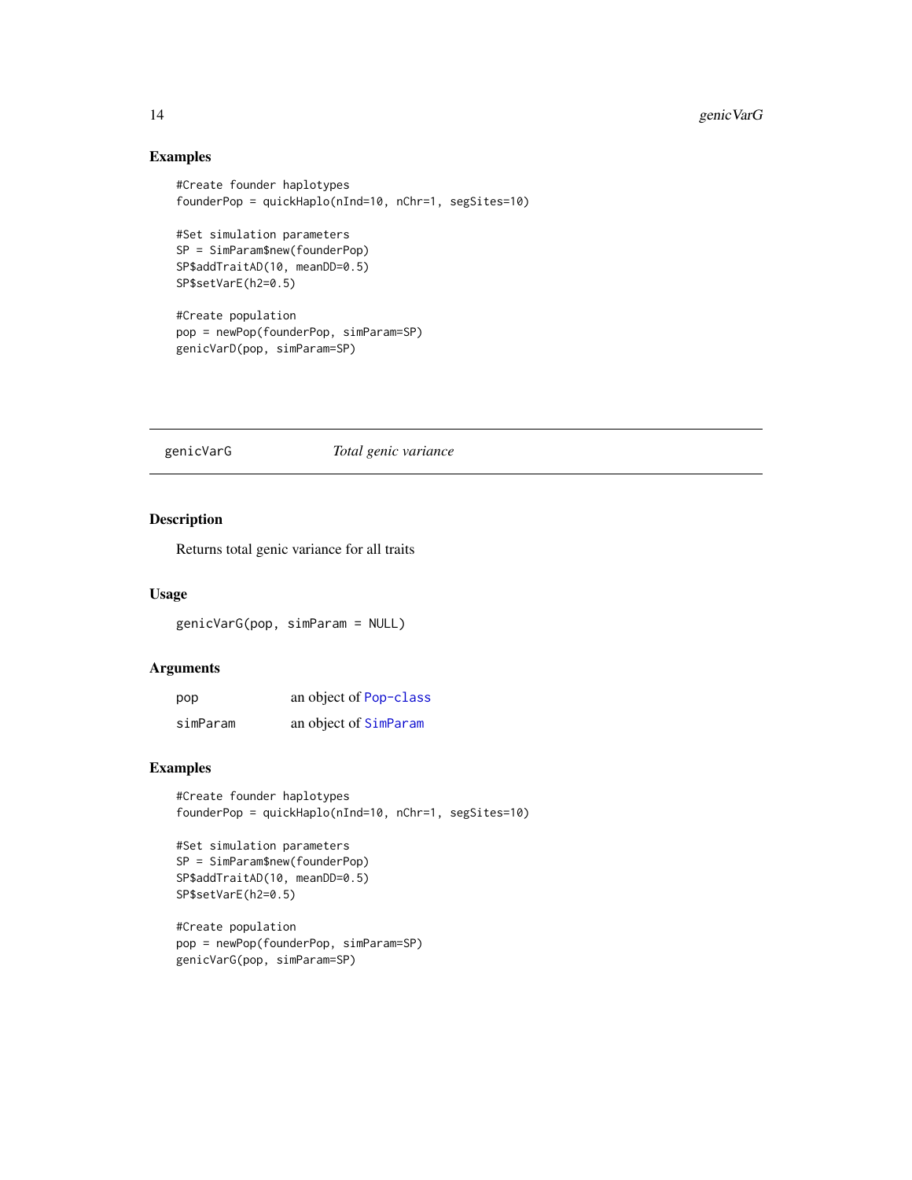## Examples

```
#Create founder haplotypes
founderPop = quickHaplo(nInd=10, nChr=1, segSites=10)

#Set simulation parameters
SP = SimParam$new(founderPop)
SP$addTraitAD(10, meanDD=0.5)
SP$setVarE(h2=0.5)

#Create population
pop = newPop(founderPop, simParam=SP)
genicVarD(pop, simParam=SP)
```

---

# genicVarG *Total genic variance*

## Description

Returns total genic variance for all traits

## Usage

```
genicVarG(pop, simParam = NULL)
```

## Arguments

| | |
|---|---|
| pop | an object of Pop-class |
| simParam | an object of SimParam |

## Examples

```
#Create founder haplotypes
founderPop = quickHaplo(nInd=10, nChr=1, segSites=10)

#Set simulation parameters
SP = SimParam$new(founderPop)
SP$addTraitAD(10, meanDD=0.5)
SP$setVarE(h2=0.5)

#Create population
pop = newPop(founderPop, simParam=SP)
genicVarG(pop, simParam=SP)
```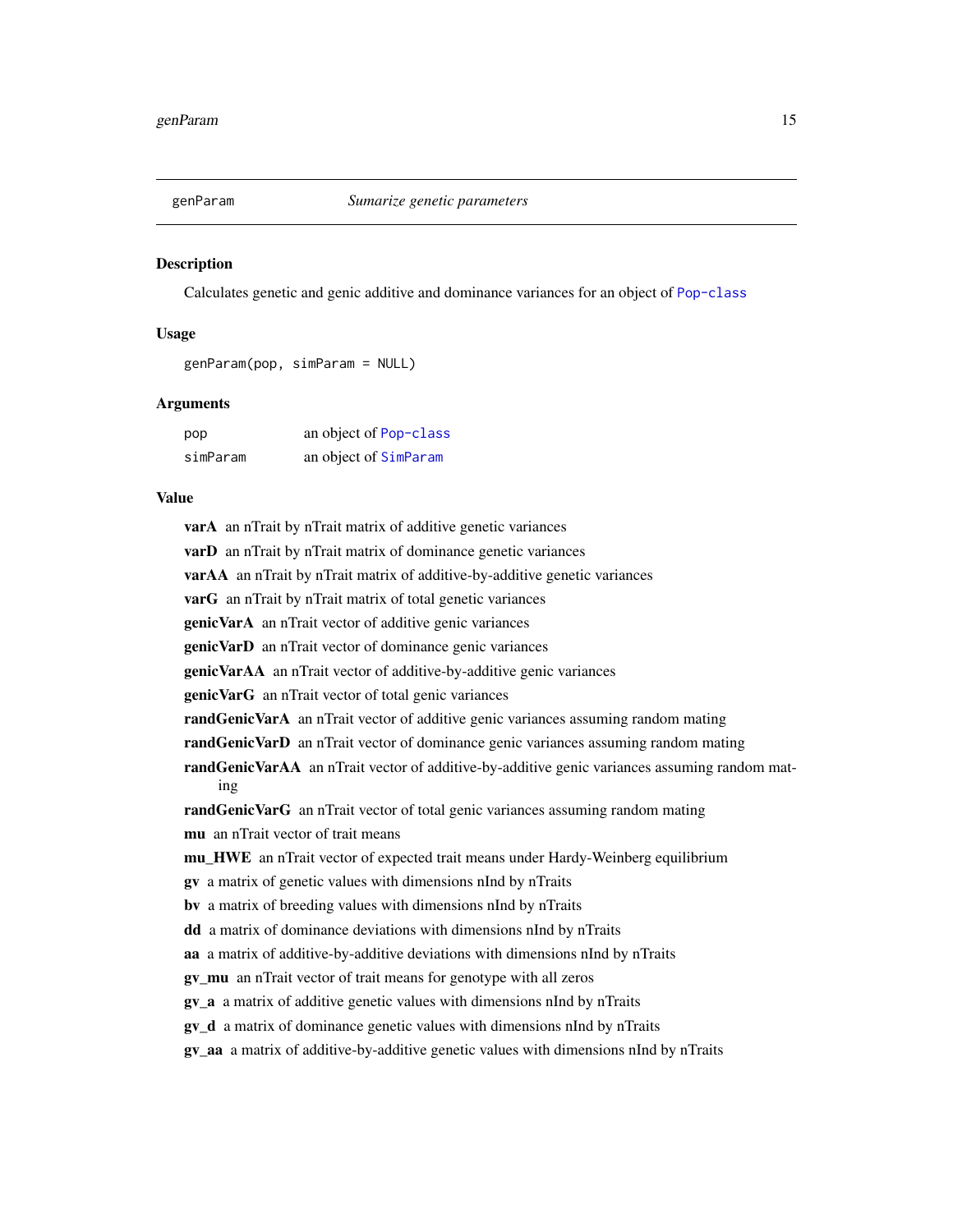## genParam — *Sumarize genetic parameters*

### Description

Calculates genetic and genic additive and dominance variances for an object of Pop-class

### Usage

```
genParam(pop, simParam = NULL)
```

### Arguments

| | |
|---|---|
| pop | an object of Pop-class |
| simParam | an object of SimParam |

### Value

**varA** an nTrait by nTrait matrix of additive genetic variances

**varD** an nTrait by nTrait matrix of dominance genetic variances

**varAA** an nTrait by nTrait matrix of additive-by-additive genetic variances

**varG** an nTrait by nTrait matrix of total genetic variances

**genicVarA** an nTrait vector of additive genic variances

**genicVarD** an nTrait vector of dominance genic variances

**genicVarAA** an nTrait vector of additive-by-additive genic variances

**genicVarG** an nTrait vector of total genic variances

**randGenicVarA** an nTrait vector of additive genic variances assuming random mating

**randGenicVarD** an nTrait vector of dominance genic variances assuming random mating

**randGenicVarAA** an nTrait vector of additive-by-additive genic variances assuming random mating

**randGenicVarG** an nTrait vector of total genic variances assuming random mating

**mu** an nTrait vector of trait means

**mu_HWE** an nTrait vector of expected trait means under Hardy-Weinberg equilibrium

**gv** a matrix of genetic values with dimensions nInd by nTraits

**bv** a matrix of breeding values with dimensions nInd by nTraits

**dd** a matrix of dominance deviations with dimensions nInd by nTraits

**aa** a matrix of additive-by-additive deviations with dimensions nInd by nTraits

**gv_mu** an nTrait vector of trait means for genotype with all zeros

**gv_a** a matrix of additive genetic values with dimensions nInd by nTraits

**gv_d** a matrix of dominance genetic values with dimensions nInd by nTraits

**gv_aa** a matrix of additive-by-additive genetic values with dimensions nInd by nTraits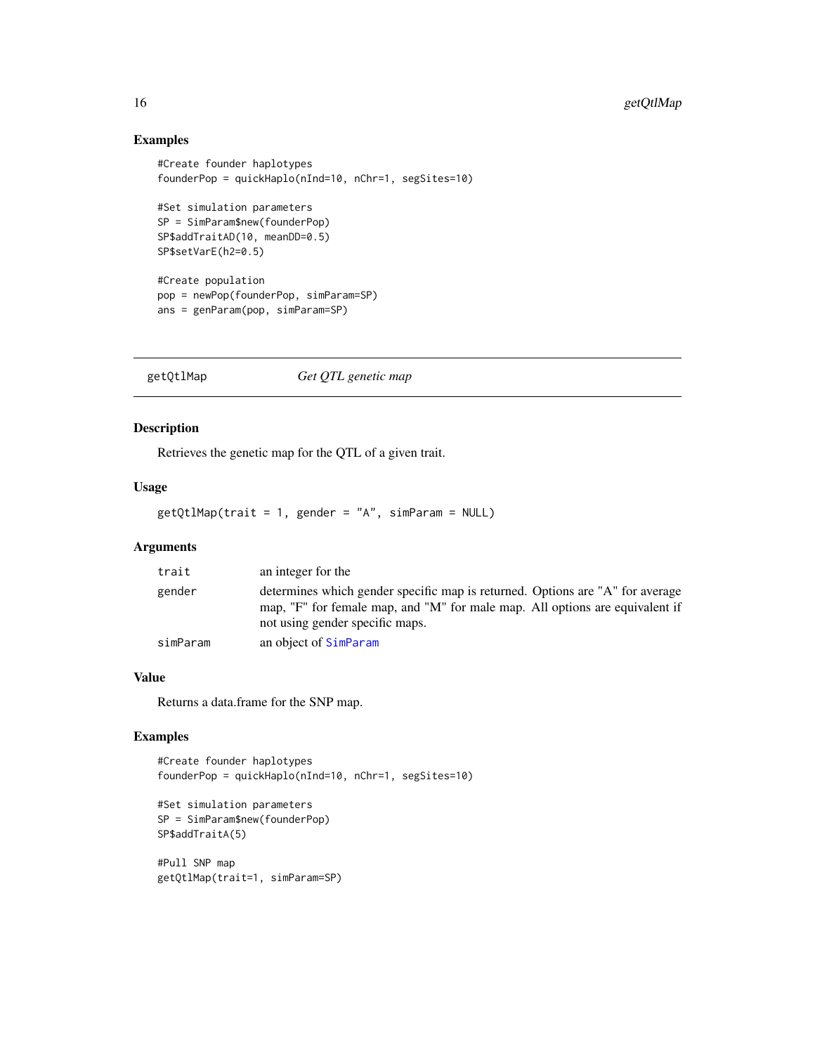## Examples

```
#Create founder haplotypes
founderPop = quickHaplo(nInd=10, nChr=1, segSites=10)

#Set simulation parameters
SP = SimParam$new(founderPop)
SP$addTraitAD(10, meanDD=0.5)
SP$setVarE(h2=0.5)

#Create population
pop = newPop(founderPop, simParam=SP)
ans = genParam(pop, simParam=SP)
```

---

# getQtlMap *Get QTL genetic map*

---

## Description

Retrieves the genetic map for the QTL of a given trait.

## Usage

```
getQtlMap(trait = 1, gender = "A", simParam = NULL)
```

## Arguments

| | |
|---|---|
| trait | an integer for the |
| gender | determines which gender specific map is returned. Options are "A" for average map, "F" for female map, and "M" for male map. All options are equivalent if not using gender specific maps. |
| simParam | an object of SimParam |

## Value

Returns a data.frame for the SNP map.

## Examples

```
#Create founder haplotypes
founderPop = quickHaplo(nInd=10, nChr=1, segSites=10)

#Set simulation parameters
SP = SimParam$new(founderPop)
SP$addTraitA(5)

#Pull SNP map
getQtlMap(trait=1, simParam=SP)
```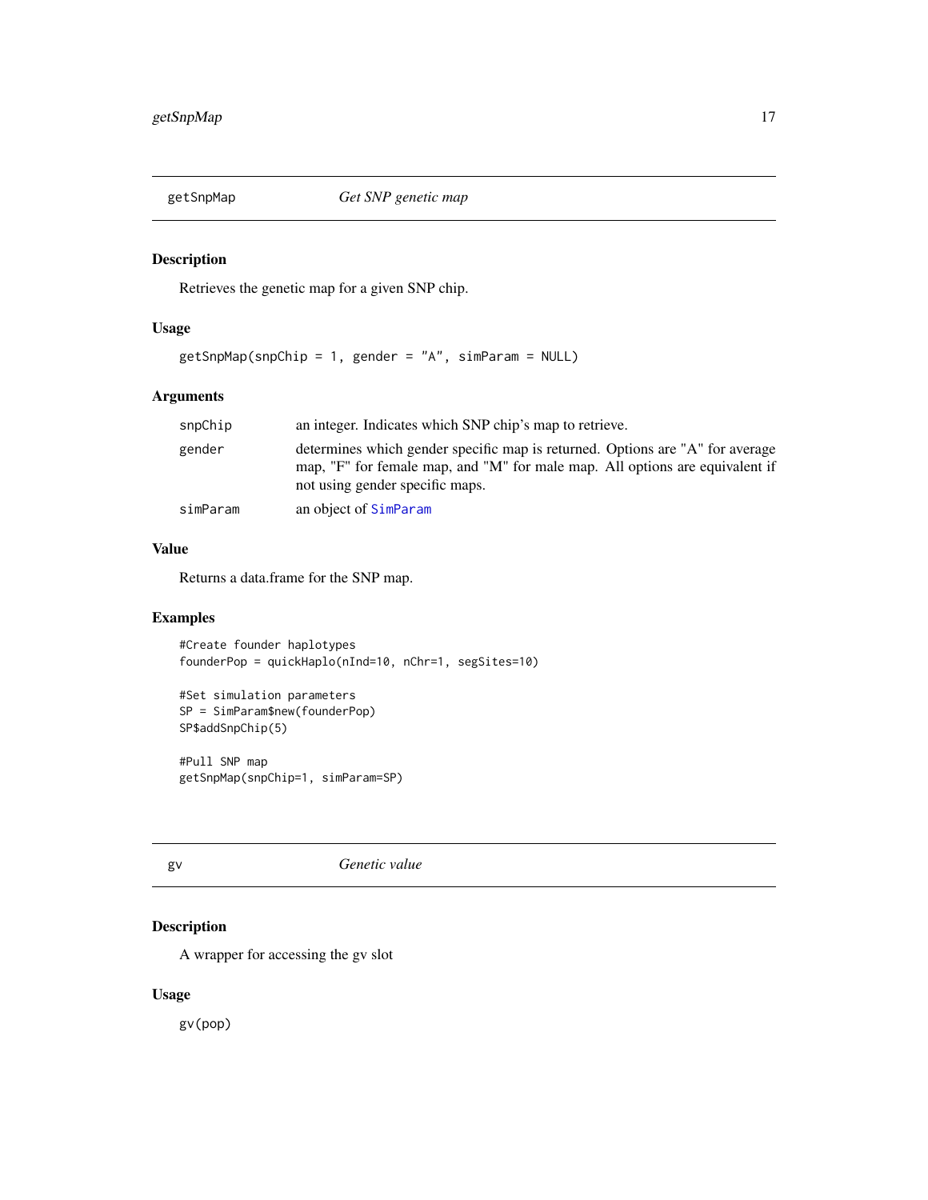## getSnpMap — *Get SNP genetic map*

### Description

Retrieves the genetic map for a given SNP chip.

### Usage

```
getSnpMap(snpChip = 1, gender = "A", simParam = NULL)
```

### Arguments

| | |
|---|---|
| snpChip | an integer. Indicates which SNP chip's map to retrieve. |
| gender | determines which gender specific map is returned. Options are "A" for average map, "F" for female map, and "M" for male map. All options are equivalent if not using gender specific maps. |
| simParam | an object of SimParam |

### Value

Returns a data.frame for the SNP map.

### Examples

```
#Create founder haplotypes
founderPop = quickHaplo(nInd=10, nChr=1, segSites=10)

#Set simulation parameters
SP = SimParam$new(founderPop)
SP$addSnpChip(5)

#Pull SNP map
getSnpMap(snpChip=1, simParam=SP)
```

## gv — *Genetic value*

### Description

A wrapper for accessing the gv slot

### Usage

```
gv(pop)
```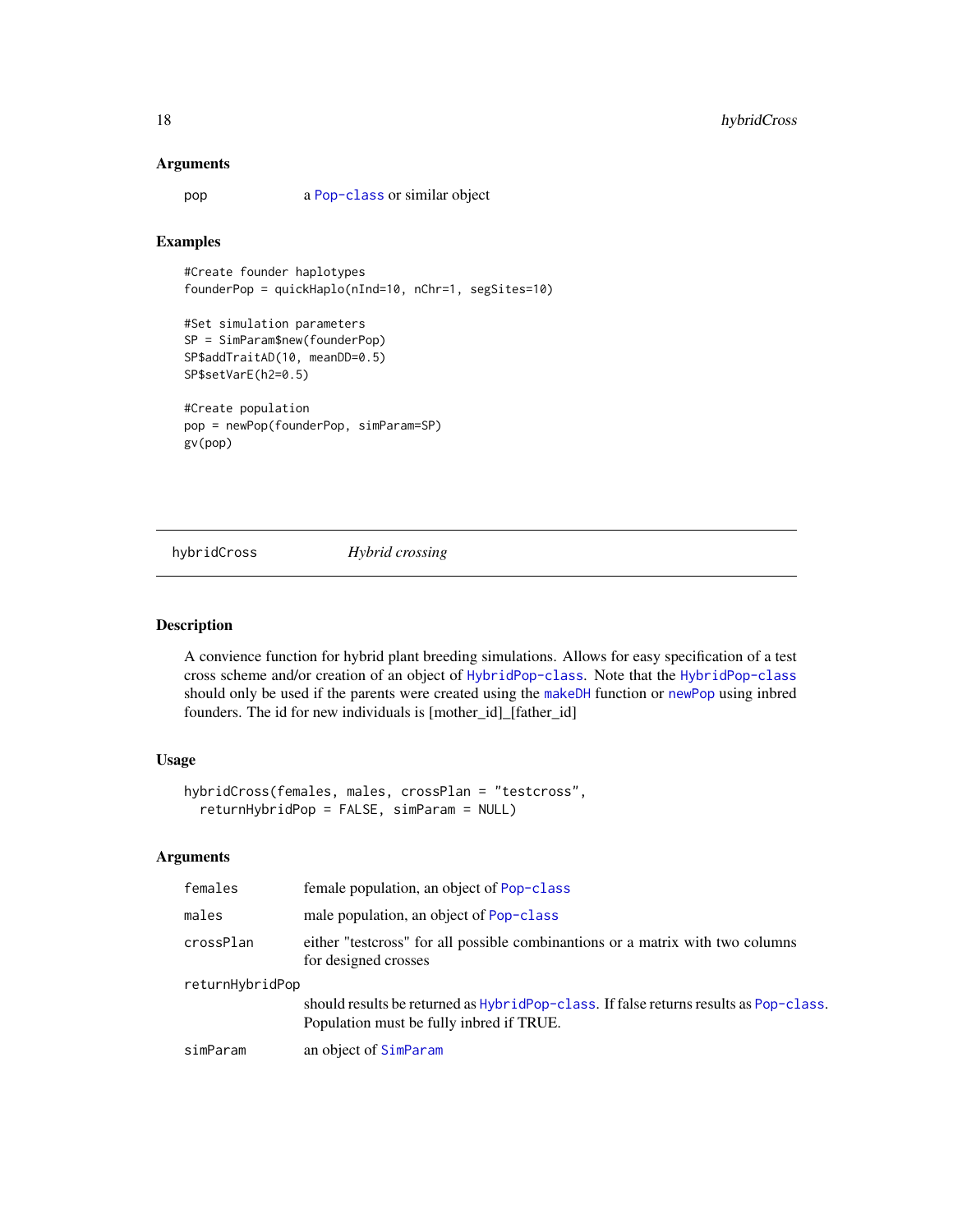### Arguments

pop  a Pop-class or similar object

### Examples

```
#Create founder haplotypes
founderPop = quickHaplo(nInd=10, nChr=1, segSites=10)

#Set simulation parameters
SP = SimParam$new(founderPop)
SP$addTraitAD(10, meanDD=0.5)
SP$setVarE(h2=0.5)

#Create population
pop = newPop(founderPop, simParam=SP)
gv(pop)
```

---

## hybridCross    *Hybrid crossing*

---

### Description

A convience function for hybrid plant breeding simulations. Allows for easy specification of a test cross scheme and/or creation of an object of HybridPop-class. Note that the HybridPop-class should only be used if the parents were created using the makeDH function or newPop using inbred founders. The id for new individuals is [mother_id]_[father_id]

### Usage

```
hybridCross(females, males, crossPlan = "testcross",
  returnHybridPop = FALSE, simParam = NULL)
```

### Arguments

| | |
|---|---|
| females | female population, an object of Pop-class |
| males | male population, an object of Pop-class |
| crossPlan | either "testcross" for all possible combinantions or a matrix with two columns for designed crosses |
| returnHybridPop | should results be returned as HybridPop-class. If false returns results as Pop-class. Population must be fully inbred if TRUE. |
| simParam | an object of SimParam |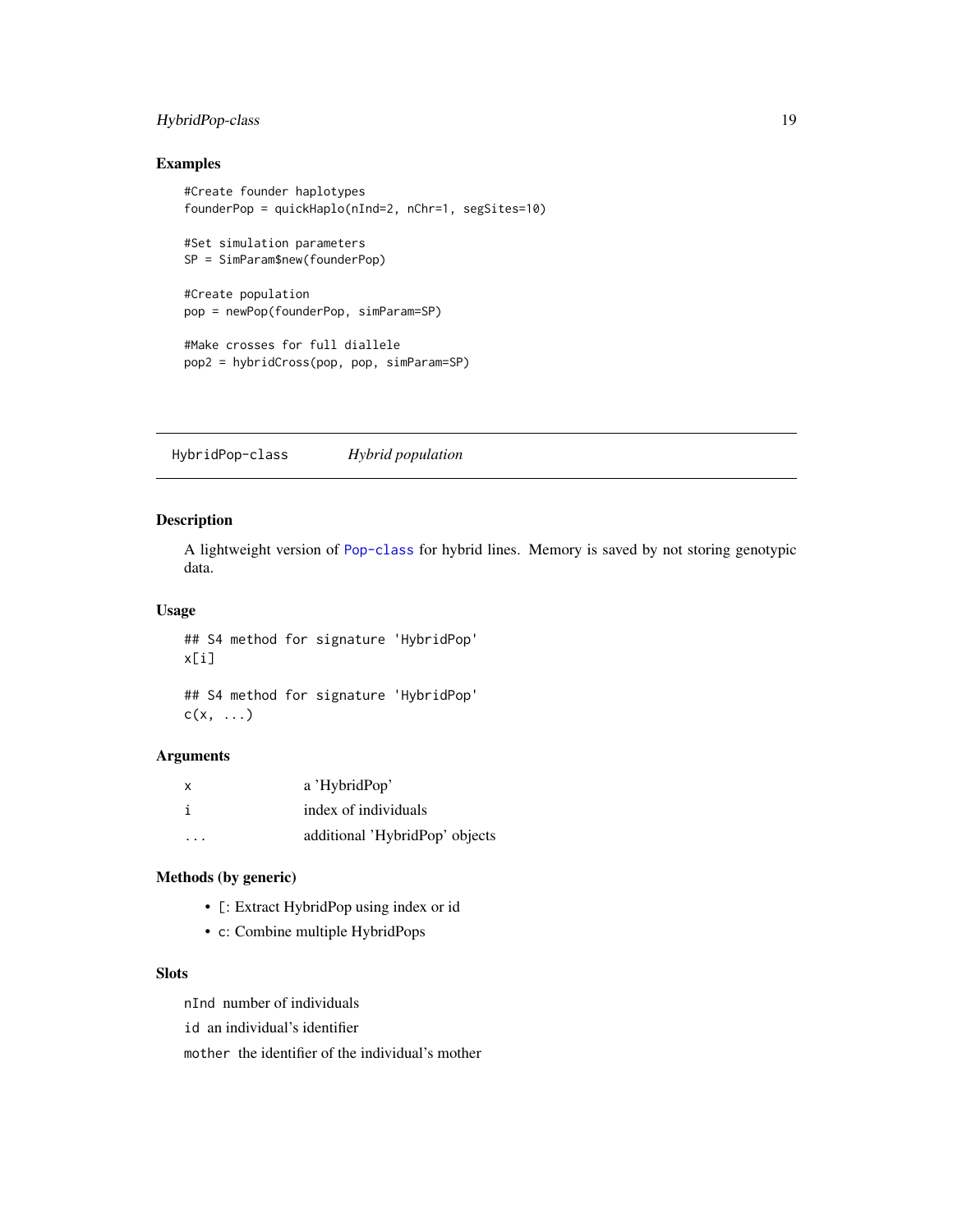### Examples

```
#Create founder haplotypes
founderPop = quickHaplo(nInd=2, nChr=1, segSites=10)

#Set simulation parameters
SP = SimParam$new(founderPop)

#Create population
pop = newPop(founderPop, simParam=SP)

#Make crosses for full diallele
pop2 = hybridCross(pop, pop, simParam=SP)
```

---

## HybridPop-class *Hybrid population*

### Description

A lightweight version of Pop-class for hybrid lines. Memory is saved by not storing genotypic data.

### Usage

```
## S4 method for signature 'HybridPop'
x[i]

## S4 method for signature 'HybridPop'
c(x, ...)
```

### Arguments

| | |
|---|---|
| x | a 'HybridPop' |
| i | index of individuals |
| ... | additional 'HybridPop' objects |

### Methods (by generic)

- `[`: Extract HybridPop using index or id
- `c`: Combine multiple HybridPops

### Slots

`nInd` number of individuals

`id` an individual's identifier

`mother` the identifier of the individual's mother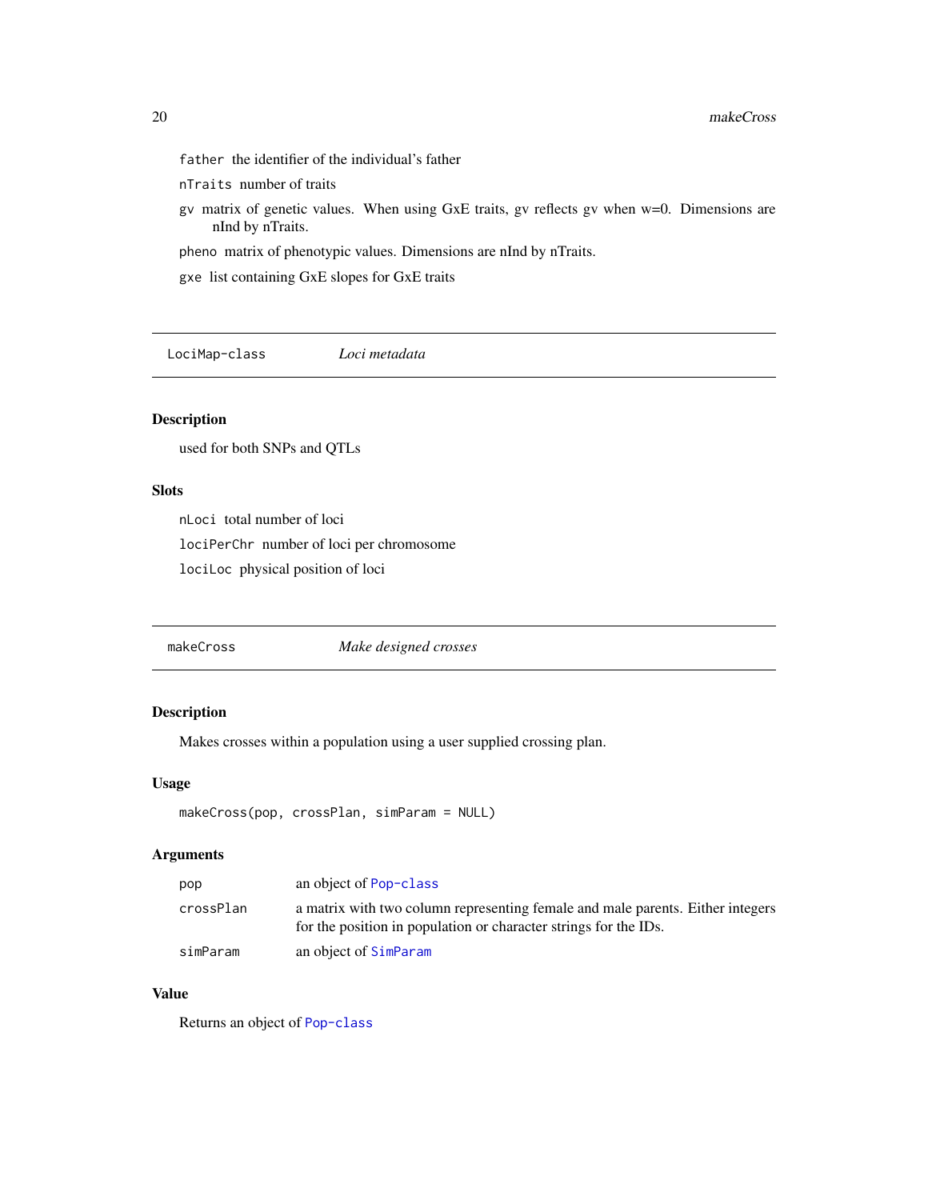`father` the identifier of the individual's father

`nTraits` number of traits

`gv` matrix of genetic values. When using GxE traits, gv reflects gv when w=0. Dimensions are nInd by nTraits.

`pheno` matrix of phenotypic values. Dimensions are nInd by nTraits.

`gxe` list containing GxE slopes for GxE traits

---

`LociMap-class` *Loci metadata*

---

### Description

used for both SNPs and QTLs

### Slots

`nLoci` total number of loci

`lociPerChr` number of loci per chromosome

`lociLoc` physical position of loci

---

`makeCross` *Make designed crosses*

---

### Description

Makes crosses within a population using a user supplied crossing plan.

### Usage

```
makeCross(pop, crossPlan, simParam = NULL)
```

### Arguments

| | |
|---|---|
| `pop` | an object of `Pop-class` |
| `crossPlan` | a matrix with two column representing female and male parents. Either integers for the position in population or character strings for the IDs. |
| `simParam` | an object of `SimParam` |

### Value

Returns an object of `Pop-class`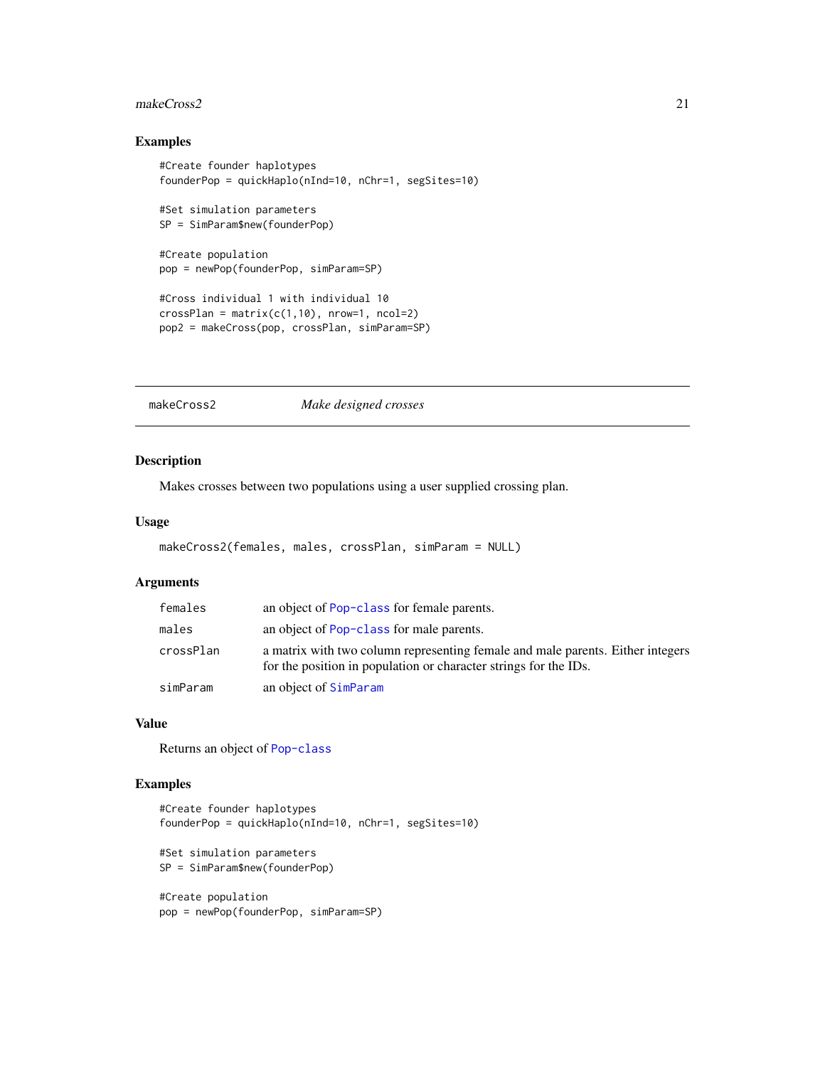### Examples

```
#Create founder haplotypes
founderPop = quickHaplo(nInd=10, nChr=1, segSites=10)

#Set simulation parameters
SP = SimParam$new(founderPop)

#Create population
pop = newPop(founderPop, simParam=SP)

#Cross individual 1 with individual 10
crossPlan = matrix(c(1,10), nrow=1, ncol=2)
pop2 = makeCross(pop, crossPlan, simParam=SP)
```

---

## makeCross2 — *Make designed crosses*

### Description

Makes crosses between two populations using a user supplied crossing plan.

### Usage

```
makeCross2(females, males, crossPlan, simParam = NULL)
```

### Arguments

| | |
|---|---|
| `females` | an object of `Pop-class` for female parents. |
| `males` | an object of `Pop-class` for male parents. |
| `crossPlan` | a matrix with two column representing female and male parents. Either integers for the position in population or character strings for the IDs. |
| `simParam` | an object of `SimParam` |

### Value

Returns an object of `Pop-class`

### Examples

```
#Create founder haplotypes
founderPop = quickHaplo(nInd=10, nChr=1, segSites=10)

#Set simulation parameters
SP = SimParam$new(founderPop)

#Create population
pop = newPop(founderPop, simParam=SP)
```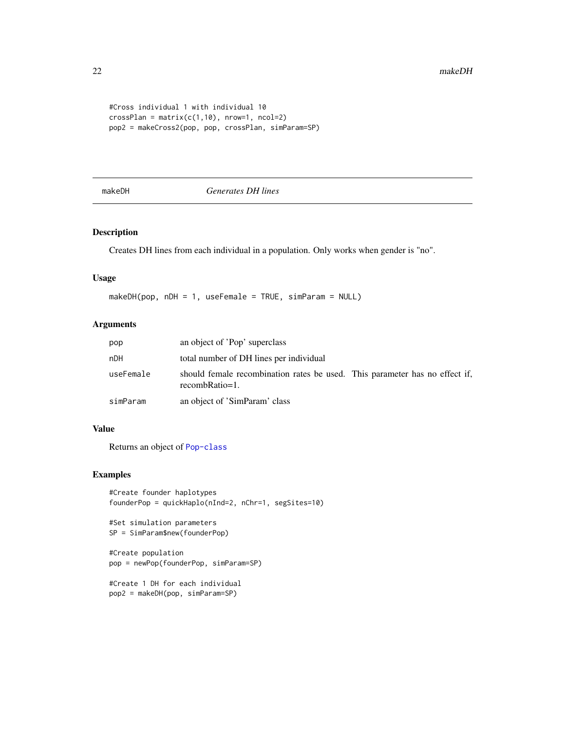```
#Cross individual 1 with individual 10
crossPlan = matrix(c(1,10), nrow=1, ncol=2)
pop2 = makeCross2(pop, pop, crossPlan, simParam=SP)
```

## makeDH *Generates DH lines*

### Description

Creates DH lines from each individual in a population. Only works when gender is "no".

### Usage

```
makeDH(pop, nDH = 1, useFemale = TRUE, simParam = NULL)
```

### Arguments

| | |
|---|---|
| pop | an object of 'Pop' superclass |
| nDH | total number of DH lines per individual |
| useFemale | should female recombination rates be used. This parameter has no effect if, recombRatio=1. |
| simParam | an object of 'SimParam' class |

### Value

Returns an object of Pop-class

### Examples

```
#Create founder haplotypes
founderPop = quickHaplo(nInd=2, nChr=1, segSites=10)

#Set simulation parameters
SP = SimParam$new(founderPop)

#Create population
pop = newPop(founderPop, simParam=SP)

#Create 1 DH for each individual
pop2 = makeDH(pop, simParam=SP)
```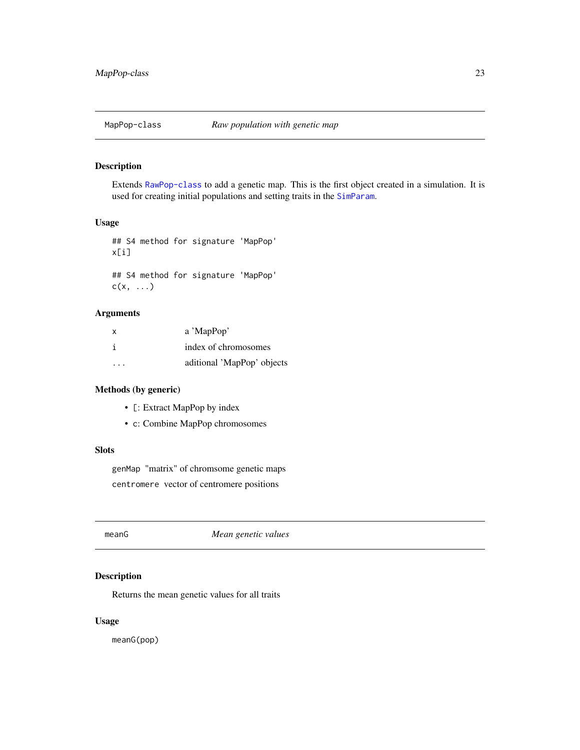## MapPop-class — *Raw population with genetic map*

### Description

Extends RawPop-class to add a genetic map. This is the first object created in a simulation. It is used for creating initial populations and setting traits in the SimParam.

### Usage

```
## S4 method for signature 'MapPop'
x[i]

## S4 method for signature 'MapPop'
c(x, ...)
```

### Arguments

| | |
|---|---|
| x | a 'MapPop' |
| i | index of chromosomes |
| ... | aditional 'MapPop' objects |

### Methods (by generic)

- `[`: Extract MapPop by index
- `c`: Combine MapPop chromosomes

### Slots

`genMap` "matrix" of chromsome genetic maps

`centromere` vector of centromere positions

## meanG — *Mean genetic values*

### Description

Returns the mean genetic values for all traits

### Usage

```
meanG(pop)
```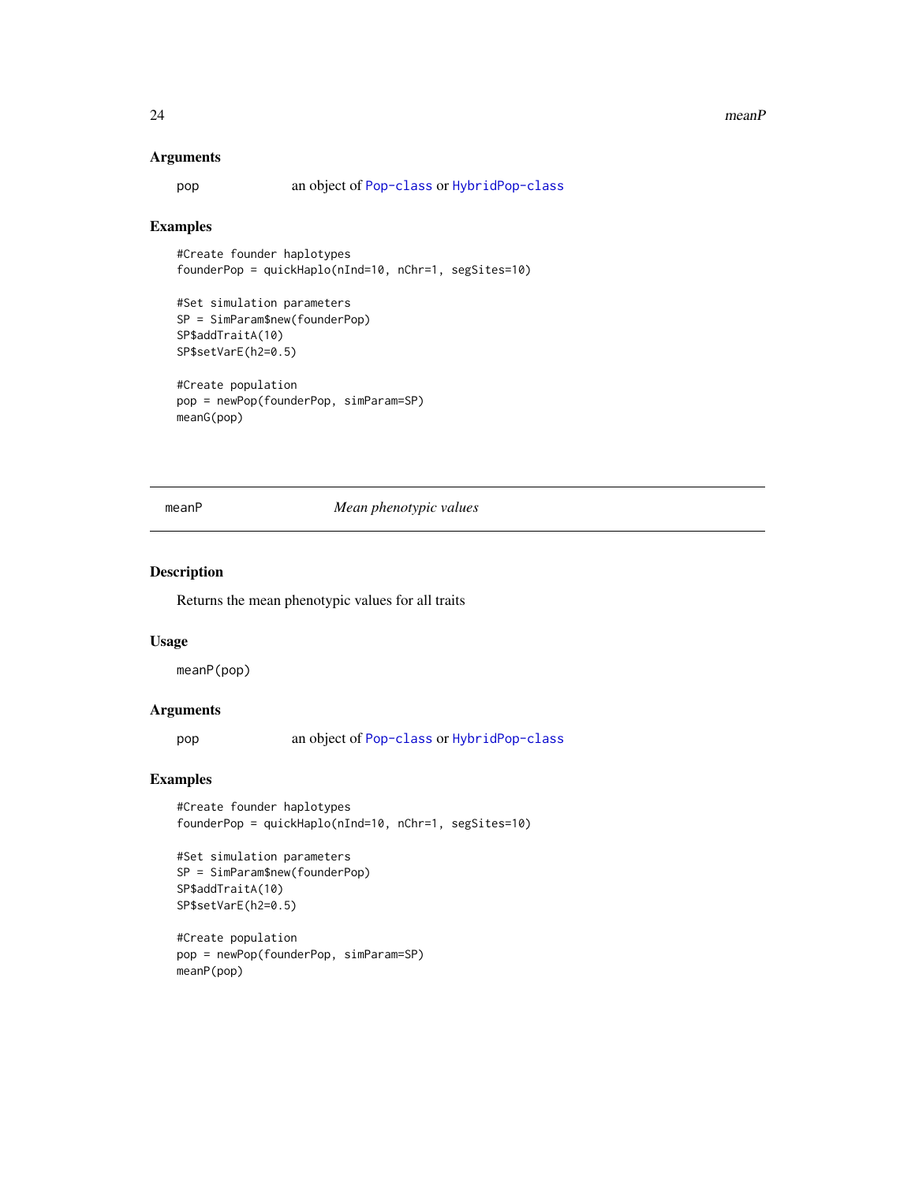### Arguments

pop an object of `Pop-class` or `HybridPop-class`

### Examples

```
#Create founder haplotypes
founderPop = quickHaplo(nInd=10, nChr=1, segSites=10)

#Set simulation parameters
SP = SimParam$new(founderPop)
SP$addTraitA(10)
SP$setVarE(h2=0.5)

#Create population
pop = newPop(founderPop, simParam=SP)
meanG(pop)
```

---

## meanP *Mean phenotypic values*

### Description

Returns the mean phenotypic values for all traits

### Usage

```
meanP(pop)
```

### Arguments

pop an object of `Pop-class` or `HybridPop-class`

### Examples

```
#Create founder haplotypes
founderPop = quickHaplo(nInd=10, nChr=1, segSites=10)

#Set simulation parameters
SP = SimParam$new(founderPop)
SP$addTraitA(10)
SP$setVarE(h2=0.5)

#Create population
pop = newPop(founderPop, simParam=SP)
meanP(pop)
```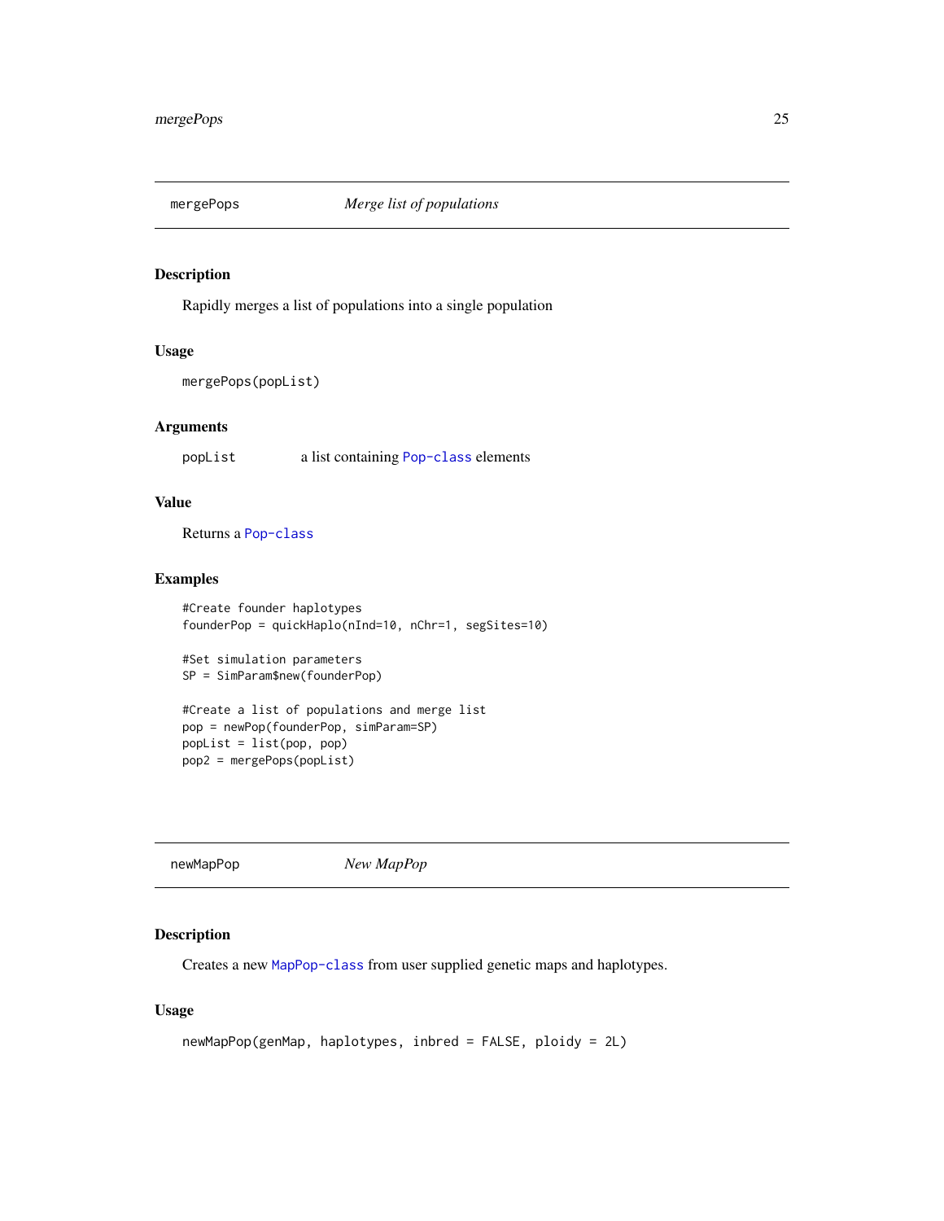## mergePops — *Merge list of populations*

### Description

Rapidly merges a list of populations into a single population

### Usage

```
mergePops(popList)
```

### Arguments

| | |
|---|---|
| popList | a list containing Pop-class elements |

### Value

Returns a Pop-class

### Examples

```
#Create founder haplotypes
founderPop = quickHaplo(nInd=10, nChr=1, segSites=10)

#Set simulation parameters
SP = SimParam$new(founderPop)

#Create a list of populations and merge list
pop = newPop(founderPop, simParam=SP)
popList = list(pop, pop)
pop2 = mergePops(popList)
```

## newMapPop — *New MapPop*

### Description

Creates a new MapPop-class from user supplied genetic maps and haplotypes.

### Usage

```
newMapPop(genMap, haplotypes, inbred = FALSE, ploidy = 2L)
```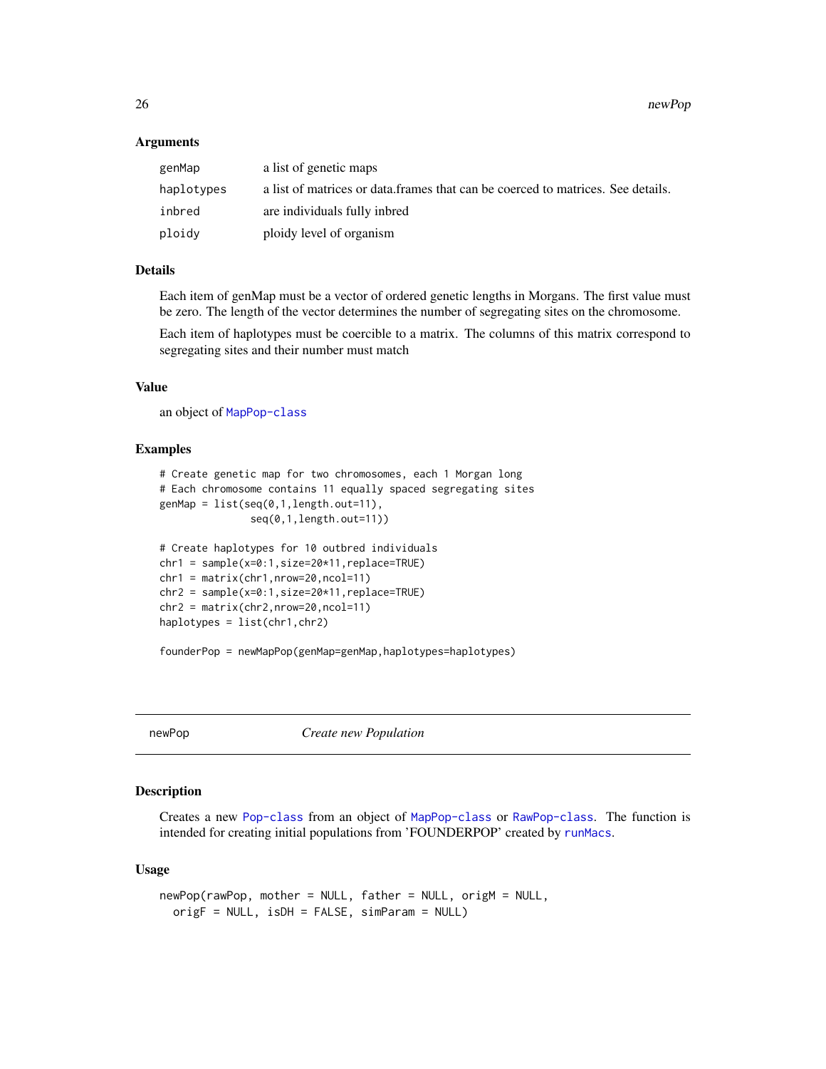### Arguments

| | |
|---|---|
| genMap | a list of genetic maps |
| haplotypes | a list of matrices or data.frames that can be coerced to matrices. See details. |
| inbred | are individuals fully inbred |
| ploidy | ploidy level of organism |

### Details

Each item of genMap must be a vector of ordered genetic lengths in Morgans. The first value must be zero. The length of the vector determines the number of segregating sites on the chromosome.

Each item of haplotypes must be coercible to a matrix. The columns of this matrix correspond to segregating sites and their number must match

### Value

an object of MapPop-class

### Examples

```
# Create genetic map for two chromosomes, each 1 Morgan long
# Each chromosome contains 11 equally spaced segregating sites
genMap = list(seq(0,1,length.out=11),
              seq(0,1,length.out=11))

# Create haplotypes for 10 outbred individuals
chr1 = sample(x=0:1,size=20*11,replace=TRUE)
chr1 = matrix(chr1,nrow=20,ncol=11)
chr2 = sample(x=0:1,size=20*11,replace=TRUE)
chr2 = matrix(chr2,nrow=20,ncol=11)
haplotypes = list(chr1,chr2)

founderPop = newMapPop(genMap=genMap,haplotypes=haplotypes)
```

## newPop — *Create new Population*

### Description

Creates a new Pop-class from an object of MapPop-class or RawPop-class. The function is intended for creating initial populations from 'FOUNDERPOP' created by runMacs.

### Usage

```
newPop(rawPop, mother = NULL, father = NULL, origM = NULL,
  origF = NULL, isDH = FALSE, simParam = NULL)
```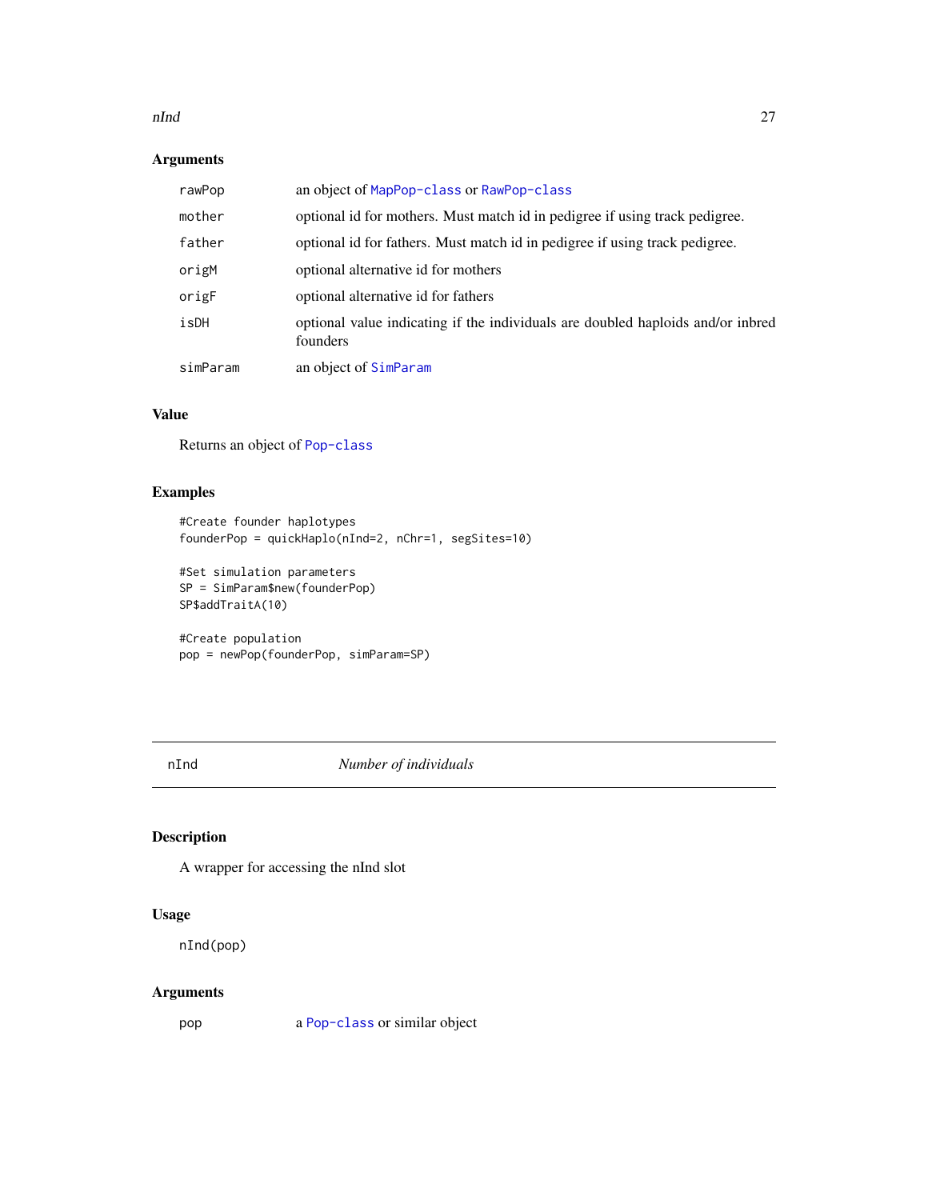### Arguments

| | |
|---|---|
| rawPop | an object of MapPop-class or RawPop-class |
| mother | optional id for mothers. Must match id in pedigree if using track pedigree. |
| father | optional id for fathers. Must match id in pedigree if using track pedigree. |
| origM | optional alternative id for mothers |
| origF | optional alternative id for fathers |
| isDH | optional value indicating if the individuals are doubled haploids and/or inbred founders |
| simParam | an object of SimParam |

### Value

Returns an object of Pop-class

### Examples

```
#Create founder haplotypes
founderPop = quickHaplo(nInd=2, nChr=1, segSites=10)

#Set simulation parameters
SP = SimParam$new(founderPop)
SP$addTraitA(10)

#Create population
pop = newPop(founderPop, simParam=SP)
```

---

## nInd — *Number of individuals*

---

### Description

A wrapper for accessing the nInd slot

### Usage

```
nInd(pop)
```

### Arguments

| | |
|---|---|
| pop | a Pop-class or similar object |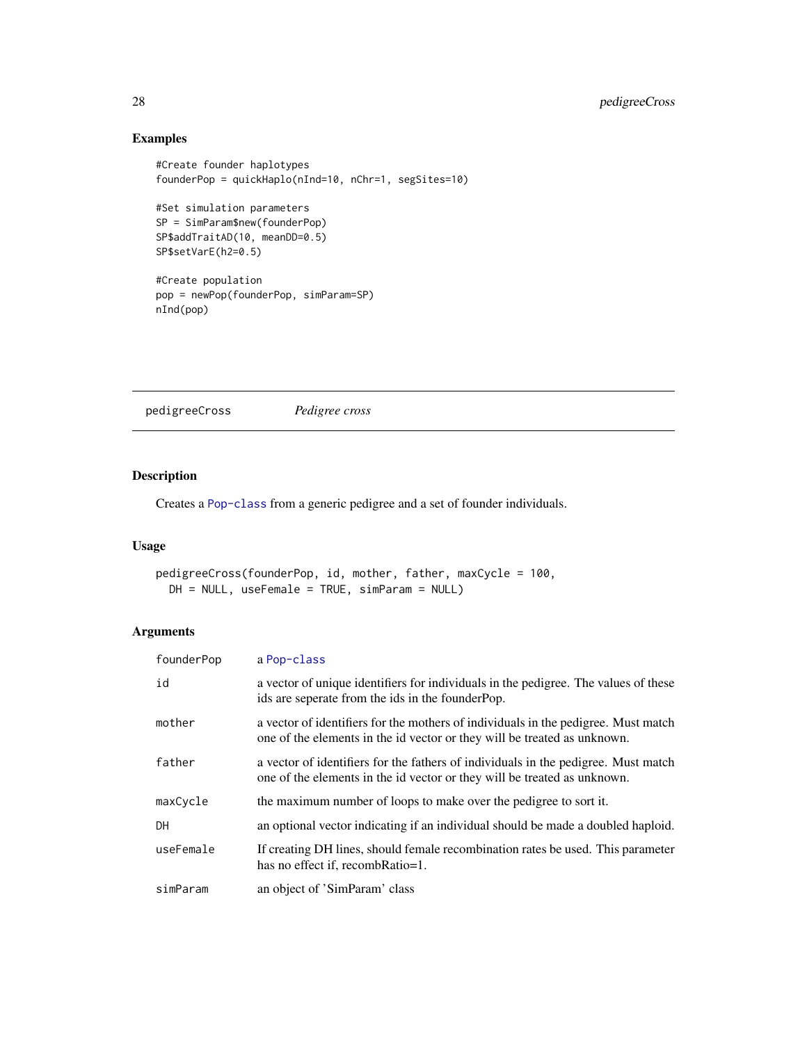## Examples

```
#Create founder haplotypes
founderPop = quickHaplo(nInd=10, nChr=1, segSites=10)

#Set simulation parameters
SP = SimParam$new(founderPop)
SP$addTraitAD(10, meanDD=0.5)
SP$setVarE(h2=0.5)

#Create population
pop = newPop(founderPop, simParam=SP)
nInd(pop)
```

---

# pedigreeCross — *Pedigree cross*

---

## Description

Creates a Pop-class from a generic pedigree and a set of founder individuals.

## Usage

```
pedigreeCross(founderPop, id, mother, father, maxCycle = 100,
  DH = NULL, useFemale = TRUE, simParam = NULL)
```

## Arguments

| | |
|---|---|
| founderPop | a Pop-class |
| id | a vector of unique identifiers for individuals in the pedigree. The values of these ids are seperate from the ids in the founderPop. |
| mother | a vector of identifiers for the mothers of individuals in the pedigree. Must match one of the elements in the id vector or they will be treated as unknown. |
| father | a vector of identifiers for the fathers of individuals in the pedigree. Must match one of the elements in the id vector or they will be treated as unknown. |
| maxCycle | the maximum number of loops to make over the pedigree to sort it. |
| DH | an optional vector indicating if an individual should be made a doubled haploid. |
| useFemale | If creating DH lines, should female recombination rates be used. This parameter has no effect if, recombRatio=1. |
| simParam | an object of 'SimParam' class |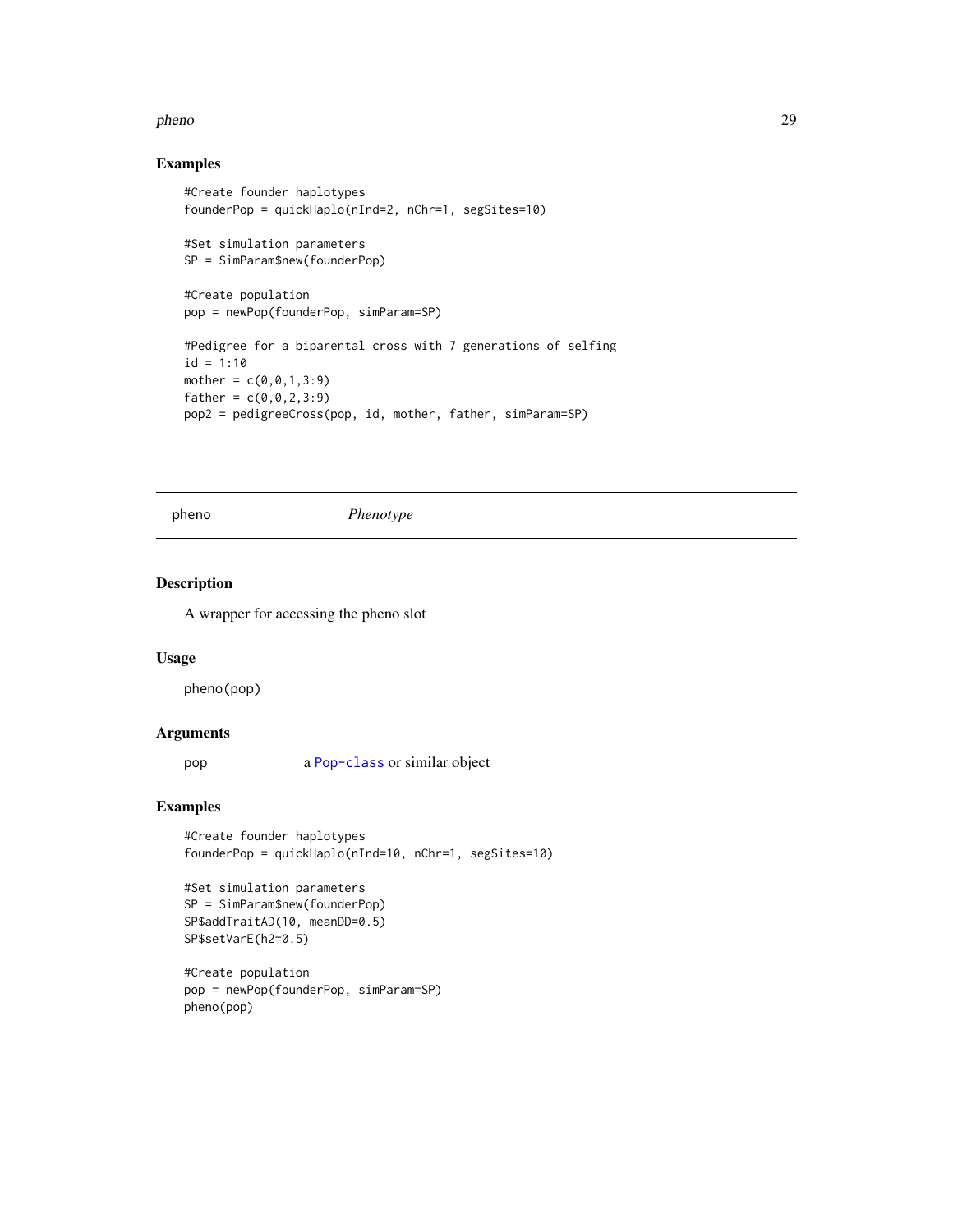## Examples

```
#Create founder haplotypes
founderPop = quickHaplo(nInd=2, nChr=1, segSites=10)

#Set simulation parameters
SP = SimParam$new(founderPop)

#Create population
pop = newPop(founderPop, simParam=SP)

#Pedigree for a biparental cross with 7 generations of selfing
id = 1:10
mother = c(0,0,1,3:9)
father = c(0,0,2,3:9)
pop2 = pedigreeCross(pop, id, mother, father, simParam=SP)
```

---

# pheno *Phenotype*

---

## Description

A wrapper for accessing the pheno slot

## Usage

```
pheno(pop)
```

## Arguments

| | |
|---|---|
| pop | a Pop-class or similar object |

## Examples

```
#Create founder haplotypes
founderPop = quickHaplo(nInd=10, nChr=1, segSites=10)

#Set simulation parameters
SP = SimParam$new(founderPop)
SP$addTraitAD(10, meanDD=0.5)
SP$setVarE(h2=0.5)

#Create population
pop = newPop(founderPop, simParam=SP)
pheno(pop)
```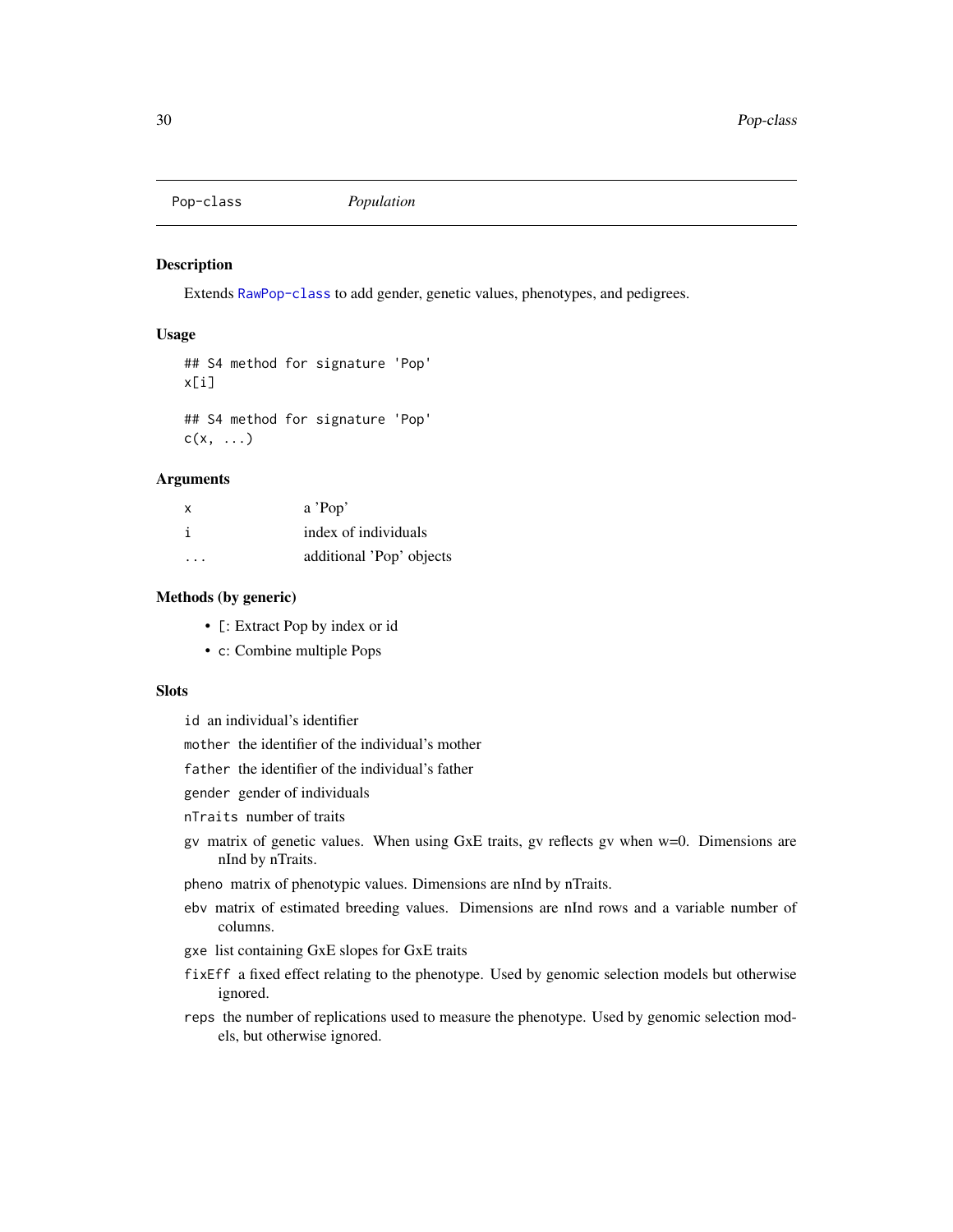## Pop-class *Population*

### Description

Extends RawPop-class to add gender, genetic values, phenotypes, and pedigrees.

### Usage

```
## S4 method for signature 'Pop'
x[i]

## S4 method for signature 'Pop'
c(x, ...)
```

### Arguments

| | |
|---|---|
| x | a 'Pop' |
| i | index of individuals |
| ... | additional 'Pop' objects |

### Methods (by generic)

- `[`: Extract Pop by index or id
- `c`: Combine multiple Pops

### Slots

`id` an individual's identifier

`mother` the identifier of the individual's mother

`father` the identifier of the individual's father

`gender` gender of individuals

`nTraits` number of traits

`gv` matrix of genetic values. When using GxE traits, gv reflects gv when w=0. Dimensions are nInd by nTraits.

`pheno` matrix of phenotypic values. Dimensions are nInd by nTraits.

`ebv` matrix of estimated breeding values. Dimensions are nInd rows and a variable number of columns.

`gxe` list containing GxE slopes for GxE traits

`fixEff` a fixed effect relating to the phenotype. Used by genomic selection models but otherwise ignored.

`reps` the number of replications used to measure the phenotype. Used by genomic selection models, but otherwise ignored.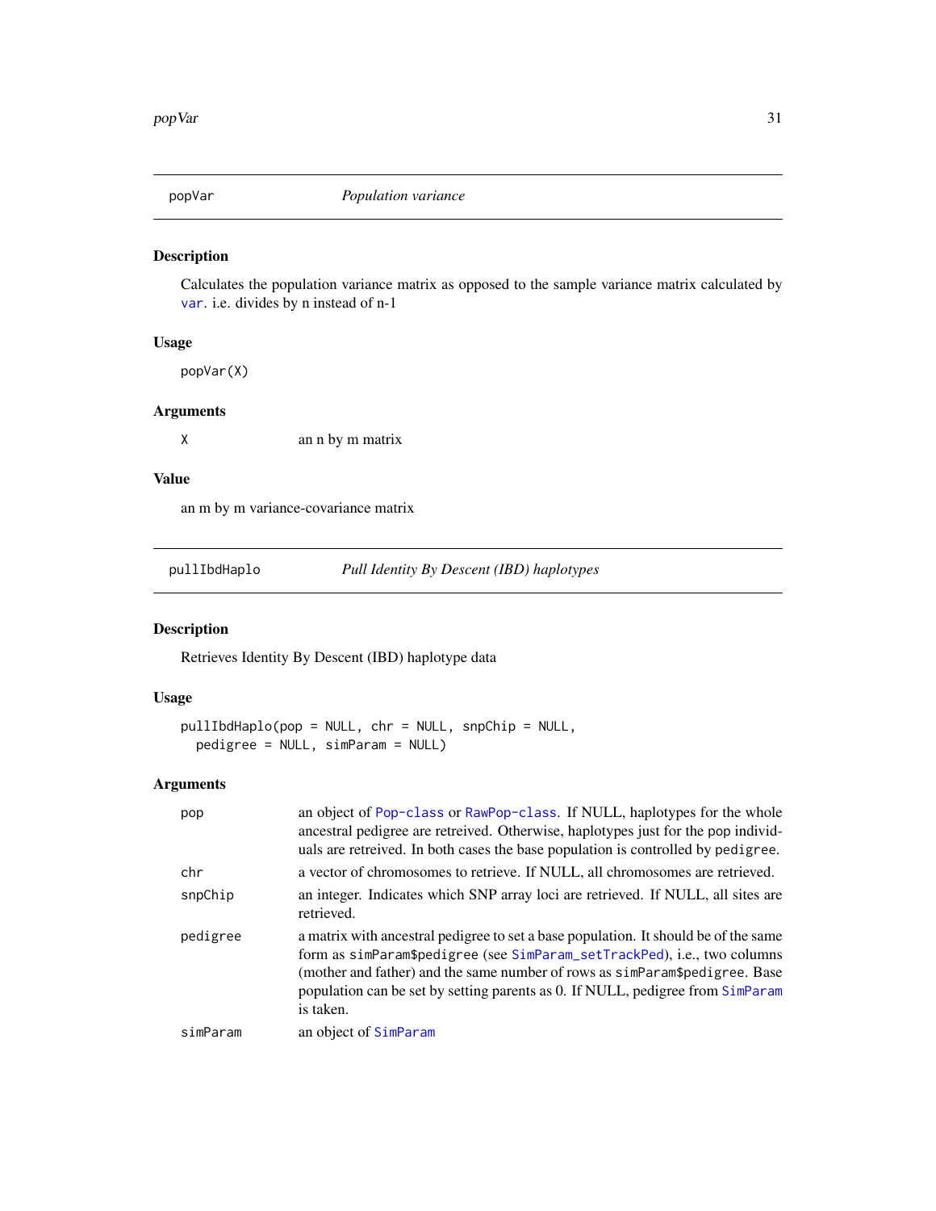## popVar — *Population variance*

### Description

Calculates the population variance matrix as opposed to the sample variance matrix calculated by var. i.e. divides by n instead of n-1

### Usage

```
popVar(X)
```

### Arguments

| | |
|---|---|
| X | an n by m matrix |

### Value

an m by m variance-covariance matrix

## pullIbdHaplo — *Pull Identity By Descent (IBD) haplotypes*

### Description

Retrieves Identity By Descent (IBD) haplotype data

### Usage

```
pullIbdHaplo(pop = NULL, chr = NULL, snpChip = NULL,
  pedigree = NULL, simParam = NULL)
```

### Arguments

| | |
|---|---|
| pop | an object of Pop-class or RawPop-class. If NULL, haplotypes for the whole ancestral pedigree are retreived. Otherwise, haplotypes just for the pop individuals are retreived. In both cases the base population is controlled by pedigree. |
| chr | a vector of chromosomes to retrieve. If NULL, all chromosomes are retrieved. |
| snpChip | an integer. Indicates which SNP array loci are retrieved. If NULL, all sites are retrieved. |
| pedigree | a matrix with ancestral pedigree to set a base population. It should be of the same form as simParam$pedigree (see SimParam_setTrackPed), i.e., two columns (mother and father) and the same number of rows as simParam$pedigree. Base population can be set by setting parents as 0. If NULL, pedigree from SimParam is taken. |
| simParam | an object of SimParam |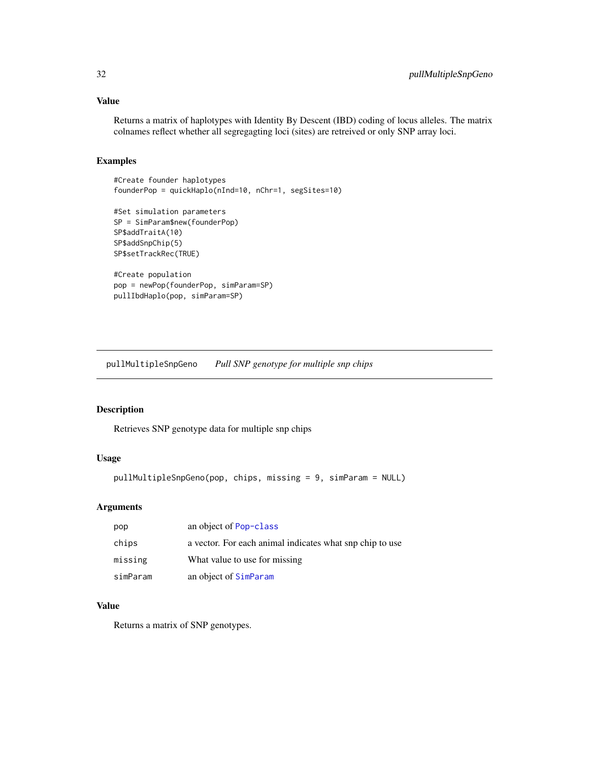### Value

Returns a matrix of haplotypes with Identity By Descent (IBD) coding of locus alleles. The matrix colnames reflect whether all segregagting loci (sites) are retreived or only SNP array loci.

### Examples

```
#Create founder haplotypes
founderPop = quickHaplo(nInd=10, nChr=1, segSites=10)

#Set simulation parameters
SP = SimParam$new(founderPop)
SP$addTraitA(10)
SP$addSnpChip(5)
SP$setTrackRec(TRUE)

#Create population
pop = newPop(founderPop, simParam=SP)
pullIbdHaplo(pop, simParam=SP)
```

---

## pullMultipleSnpGeno — *Pull SNP genotype for multiple snp chips*

### Description

Retrieves SNP genotype data for multiple snp chips

### Usage

```
pullMultipleSnpGeno(pop, chips, missing = 9, simParam = NULL)
```

### Arguments

| | |
|---|---|
| `pop` | an object of `Pop-class` |
| `chips` | a vector. For each animal indicates what snp chip to use |
| `missing` | What value to use for missing |
| `simParam` | an object of `SimParam` |

### Value

Returns a matrix of SNP genotypes.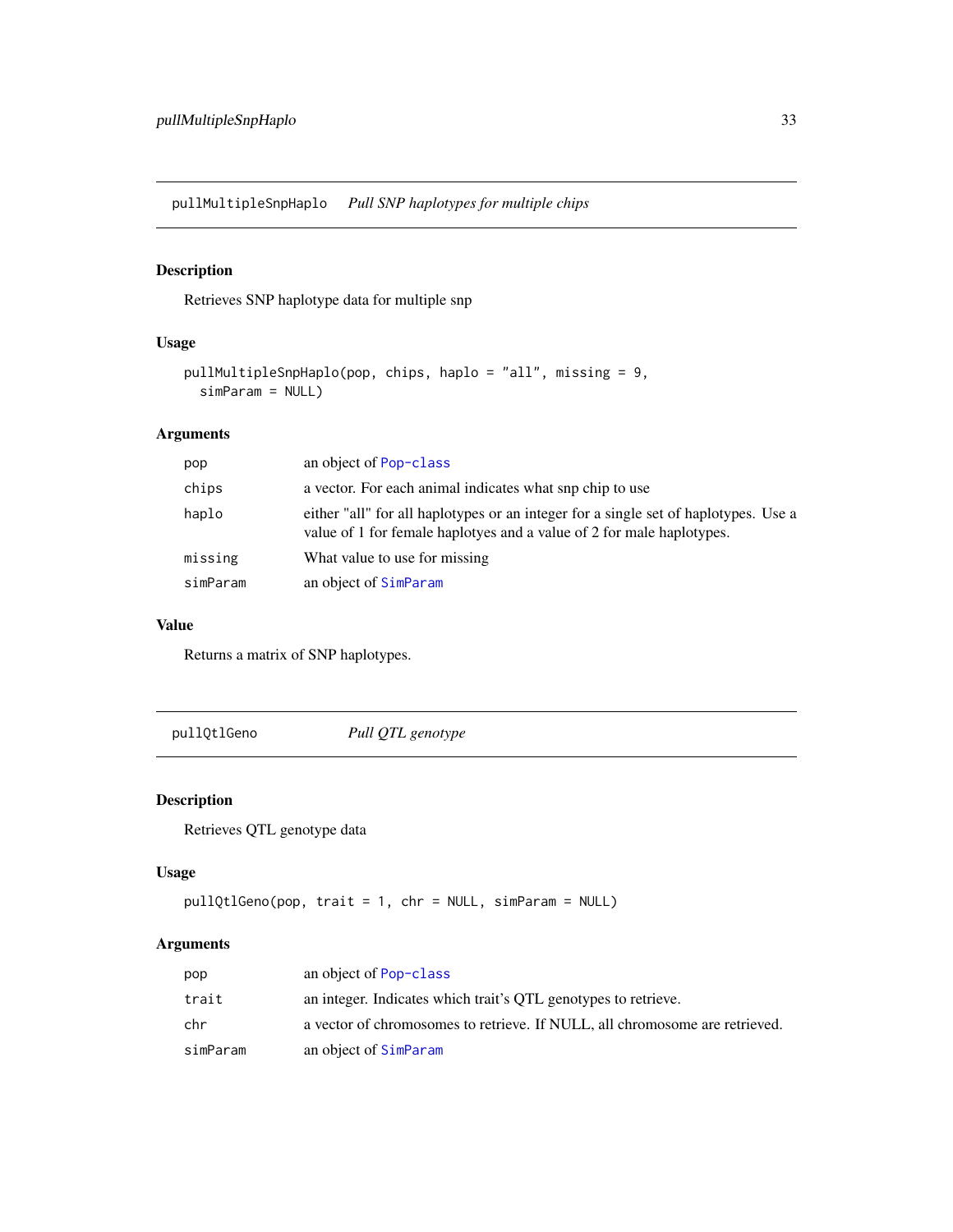## pullMultipleSnpHaplo *Pull SNP haplotypes for multiple chips*

### Description

Retrieves SNP haplotype data for multiple snp

### Usage

```
pullMultipleSnpHaplo(pop, chips, haplo = "all", missing = 9,
  simParam = NULL)
```

### Arguments

| | |
|---|---|
| pop | an object of Pop-class |
| chips | a vector. For each animal indicates what snp chip to use |
| haplo | either "all" for all haplotypes or an integer for a single set of haplotypes. Use a value of 1 for female haplotyes and a value of 2 for male haplotypes. |
| missing | What value to use for missing |
| simParam | an object of SimParam |

### Value

Returns a matrix of SNP haplotypes.

## pullQtlGeno *Pull QTL genotype*

### Description

Retrieves QTL genotype data

### Usage

```
pullQtlGeno(pop, trait = 1, chr = NULL, simParam = NULL)
```

### Arguments

| | |
|---|---|
| pop | an object of Pop-class |
| trait | an integer. Indicates which trait's QTL genotypes to retrieve. |
| chr | a vector of chromosomes to retrieve. If NULL, all chromosome are retrieved. |
| simParam | an object of SimParam |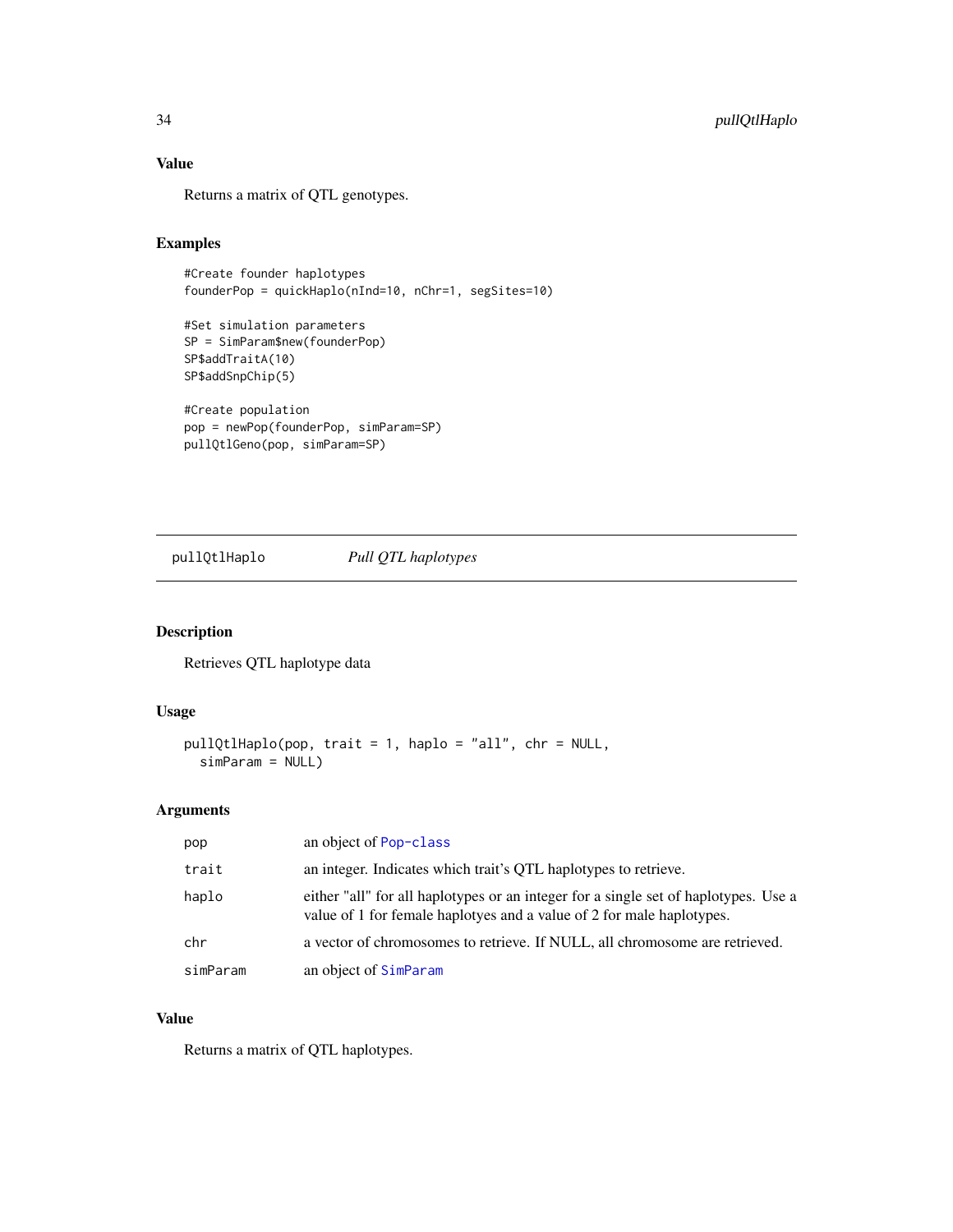### Value

Returns a matrix of QTL genotypes.

### Examples

```
#Create founder haplotypes
founderPop = quickHaplo(nInd=10, nChr=1, segSites=10)

#Set simulation parameters
SP = SimParam$new(founderPop)
SP$addTraitA(10)
SP$addSnpChip(5)

#Create population
pop = newPop(founderPop, simParam=SP)
pullQtlGeno(pop, simParam=SP)
```

---

## pullQtlHaplo *Pull QTL haplotypes*

### Description

Retrieves QTL haplotype data

### Usage

```
pullQtlHaplo(pop, trait = 1, haplo = "all", chr = NULL,
  simParam = NULL)
```

### Arguments

| | |
|---|---|
| pop | an object of Pop-class |
| trait | an integer. Indicates which trait's QTL haplotypes to retrieve. |
| haplo | either "all" for all haplotypes or an integer for a single set of haplotypes. Use a value of 1 for female haplotyes and a value of 2 for male haplotypes. |
| chr | a vector of chromosomes to retrieve. If NULL, all chromosome are retrieved. |
| simParam | an object of SimParam |

### Value

Returns a matrix of QTL haplotypes.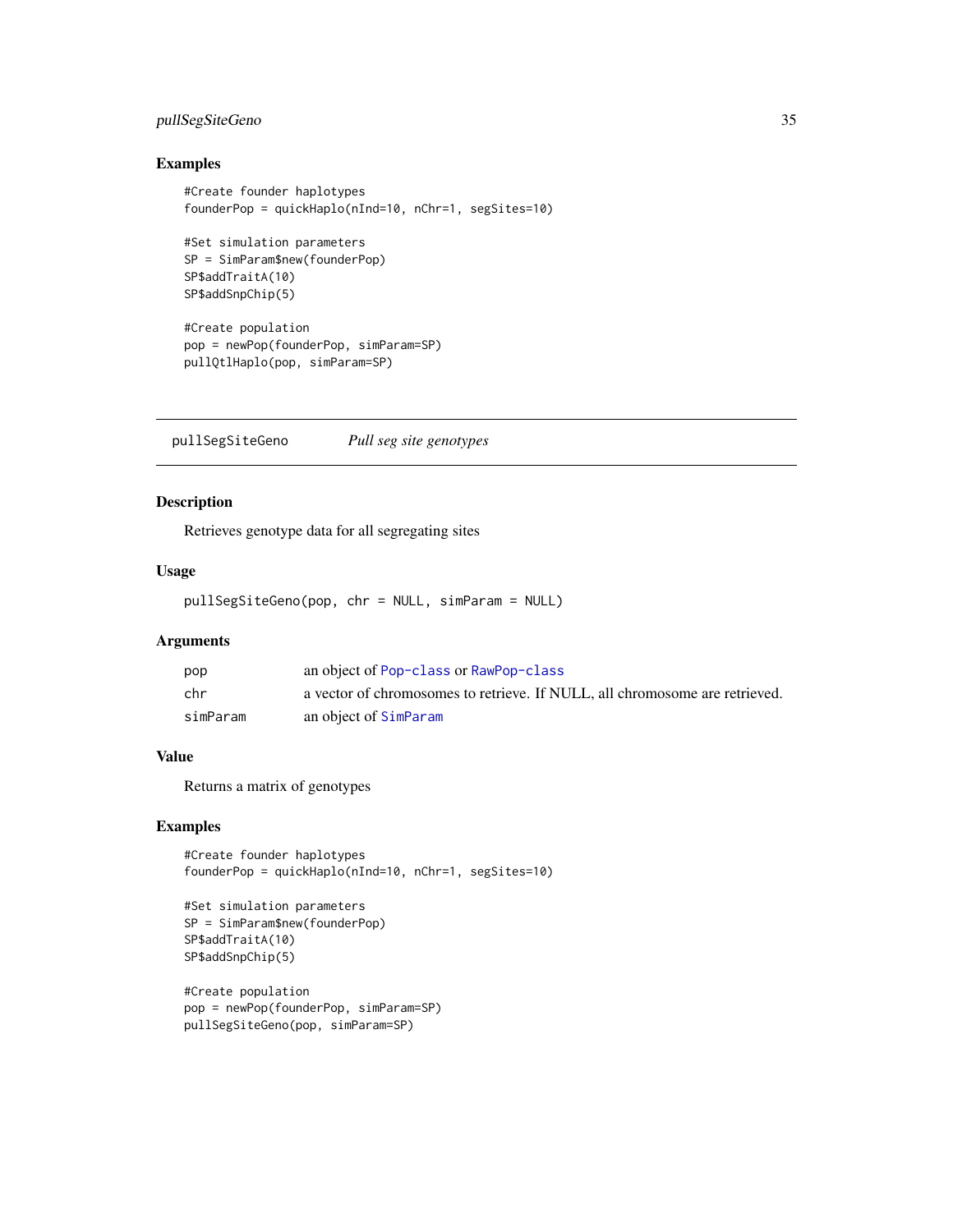## Examples

```
#Create founder haplotypes
founderPop = quickHaplo(nInd=10, nChr=1, segSites=10)

#Set simulation parameters
SP = SimParam$new(founderPop)
SP$addTraitA(10)
SP$addSnpChip(5)

#Create population
pop = newPop(founderPop, simParam=SP)
pullQtlHaplo(pop, simParam=SP)
```

---

# pullSegSiteGeno &nbsp;&nbsp;&nbsp; *Pull seg site genotypes*

---

## Description

Retrieves genotype data for all segregating sites

## Usage

```
pullSegSiteGeno(pop, chr = NULL, simParam = NULL)
```

## Arguments

| | |
|---|---|
| pop | an object of Pop-class or RawPop-class |
| chr | a vector of chromosomes to retrieve. If NULL, all chromosome are retrieved. |
| simParam | an object of SimParam |

## Value

Returns a matrix of genotypes

## Examples

```
#Create founder haplotypes
founderPop = quickHaplo(nInd=10, nChr=1, segSites=10)

#Set simulation parameters
SP = SimParam$new(founderPop)
SP$addTraitA(10)
SP$addSnpChip(5)

#Create population
pop = newPop(founderPop, simParam=SP)
pullSegSiteGeno(pop, simParam=SP)
```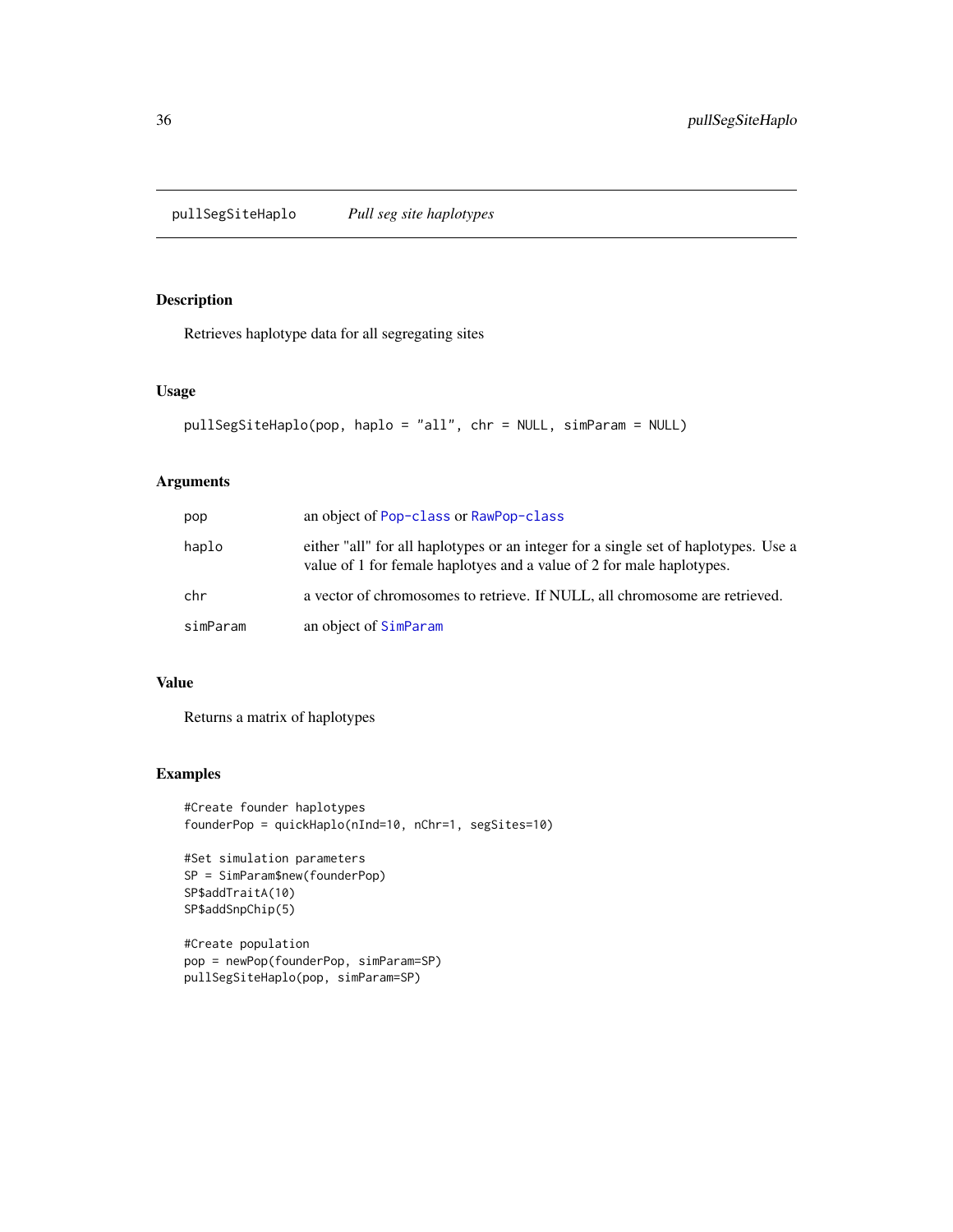## pullSegSiteHaplo — *Pull seg site haplotypes*

### Description

Retrieves haplotype data for all segregating sites

### Usage

```
pullSegSiteHaplo(pop, haplo = "all", chr = NULL, simParam = NULL)
```

### Arguments

| | |
|---|---|
| pop | an object of Pop-class or RawPop-class |
| haplo | either "all" for all haplotypes or an integer for a single set of haplotypes. Use a value of 1 for female haplotyes and a value of 2 for male haplotypes. |
| chr | a vector of chromosomes to retrieve. If NULL, all chromosome are retrieved. |
| simParam | an object of SimParam |

### Value

Returns a matrix of haplotypes

### Examples

```
#Create founder haplotypes
founderPop = quickHaplo(nInd=10, nChr=1, segSites=10)

#Set simulation parameters
SP = SimParam$new(founderPop)
SP$addTraitA(10)
SP$addSnpChip(5)

#Create population
pop = newPop(founderPop, simParam=SP)
pullSegSiteHaplo(pop, simParam=SP)
```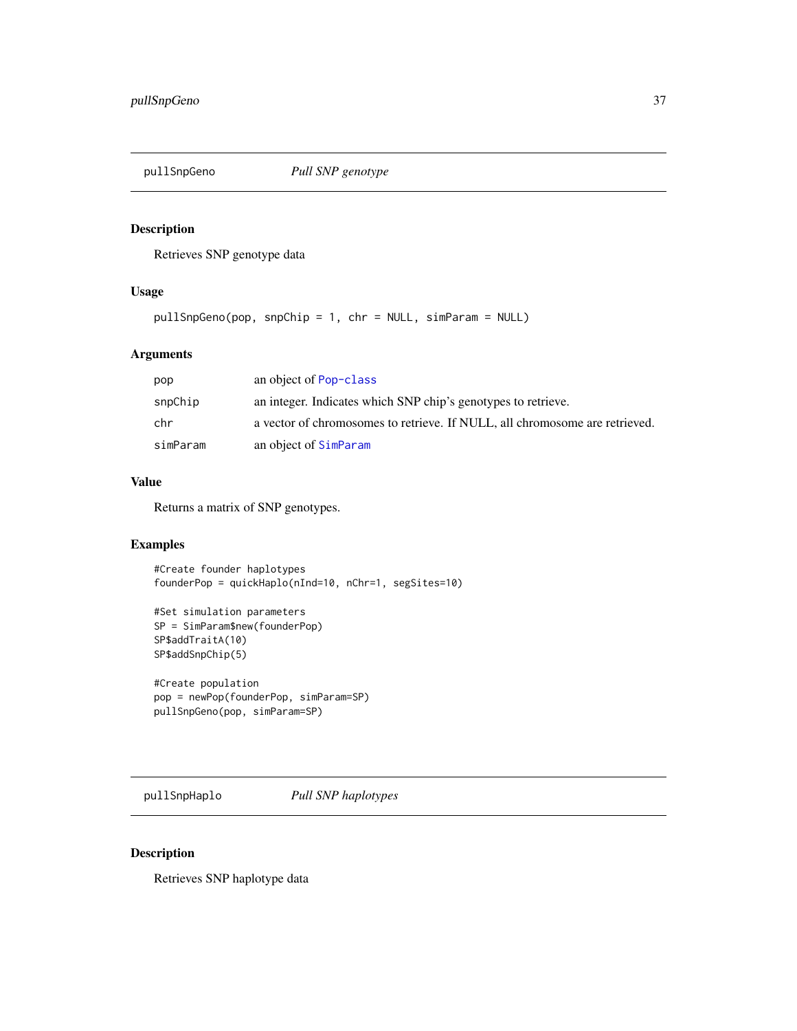## pullSnpGeno — *Pull SNP genotype*

### Description

Retrieves SNP genotype data

### Usage

```
pullSnpGeno(pop, snpChip = 1, chr = NULL, simParam = NULL)
```

### Arguments

| | |
|---|---|
| pop | an object of Pop-class |
| snpChip | an integer. Indicates which SNP chip's genotypes to retrieve. |
| chr | a vector of chromosomes to retrieve. If NULL, all chromosome are retrieved. |
| simParam | an object of SimParam |

### Value

Returns a matrix of SNP genotypes.

### Examples

```
#Create founder haplotypes
founderPop = quickHaplo(nInd=10, nChr=1, segSites=10)

#Set simulation parameters
SP = SimParam$new(founderPop)
SP$addTraitA(10)
SP$addSnpChip(5)

#Create population
pop = newPop(founderPop, simParam=SP)
pullSnpGeno(pop, simParam=SP)
```

## pullSnpHaplo — *Pull SNP haplotypes*

### Description

Retrieves SNP haplotype data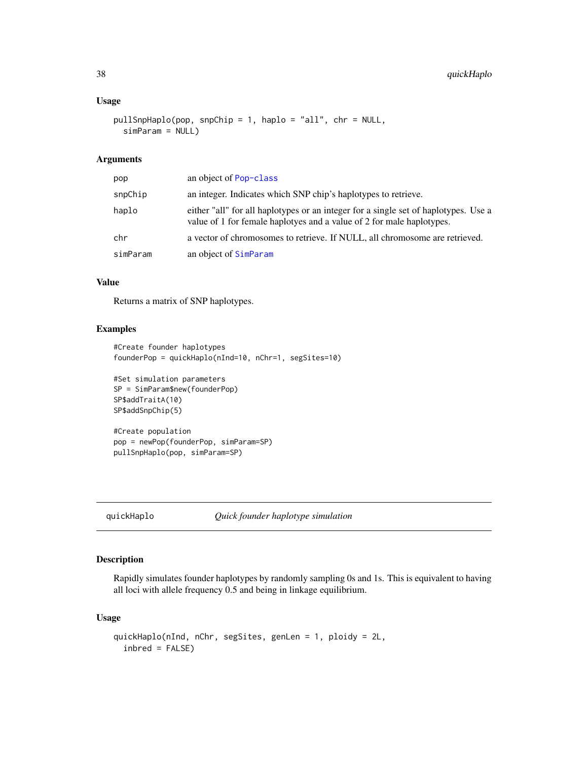### Usage

```
pullSnpHaplo(pop, snpChip = 1, haplo = "all", chr = NULL,
  simParam = NULL)
```

### Arguments

| | |
|---|---|
| pop | an object of Pop-class |
| snpChip | an integer. Indicates which SNP chip's haplotypes to retrieve. |
| haplo | either "all" for all haplotypes or an integer for a single set of haplotypes. Use a value of 1 for female haplotyes and a value of 2 for male haplotypes. |
| chr | a vector of chromosomes to retrieve. If NULL, all chromosome are retrieved. |
| simParam | an object of SimParam |

### Value

Returns a matrix of SNP haplotypes.

### Examples

```
#Create founder haplotypes
founderPop = quickHaplo(nInd=10, nChr=1, segSites=10)

#Set simulation parameters
SP = SimParam$new(founderPop)
SP$addTraitA(10)
SP$addSnpChip(5)

#Create population
pop = newPop(founderPop, simParam=SP)
pullSnpHaplo(pop, simParam=SP)
```

---

## quickHaplo — *Quick founder haplotype simulation*

### Description

Rapidly simulates founder haplotypes by randomly sampling 0s and 1s. This is equivalent to having all loci with allele frequency 0.5 and being in linkage equilibrium.

### Usage

```
quickHaplo(nInd, nChr, segSites, genLen = 1, ploidy = 2L,
  inbred = FALSE)
```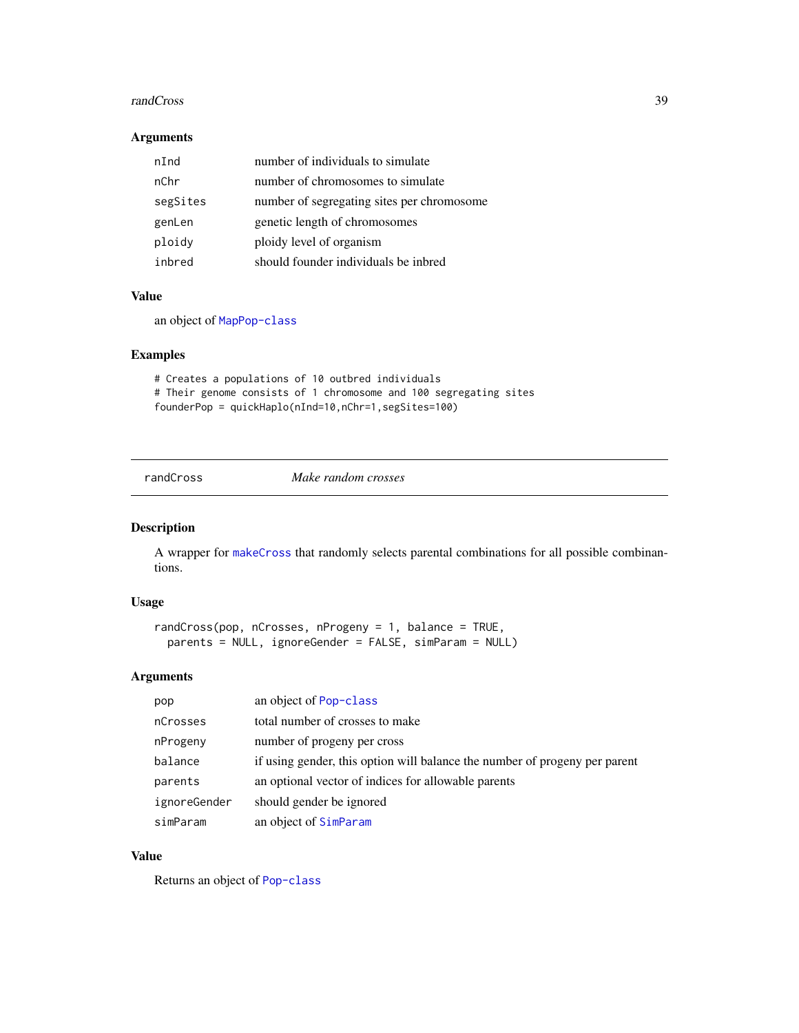### Arguments

| | |
|---|---|
| nInd | number of individuals to simulate |
| nChr | number of chromosomes to simulate |
| segSites | number of segregating sites per chromosome |
| genLen | genetic length of chromosomes |
| ploidy | ploidy level of organism |
| inbred | should founder individuals be inbred |

### Value

an object of MapPop-class

### Examples

```
# Creates a populations of 10 outbred individuals
# Their genome consists of 1 chromosome and 100 segregating sites
founderPop = quickHaplo(nInd=10,nChr=1,segSites=100)
```

---

## randCross *Make random crosses*

---

### Description

A wrapper for makeCross that randomly selects parental combinations for all possible combinantions.

### Usage

```
randCross(pop, nCrosses, nProgeny = 1, balance = TRUE,
  parents = NULL, ignoreGender = FALSE, simParam = NULL)
```

### Arguments

| | |
|---|---|
| pop | an object of Pop-class |
| nCrosses | total number of crosses to make |
| nProgeny | number of progeny per cross |
| balance | if using gender, this option will balance the number of progeny per parent |
| parents | an optional vector of indices for allowable parents |
| ignoreGender | should gender be ignored |
| simParam | an object of SimParam |

### Value

Returns an object of Pop-class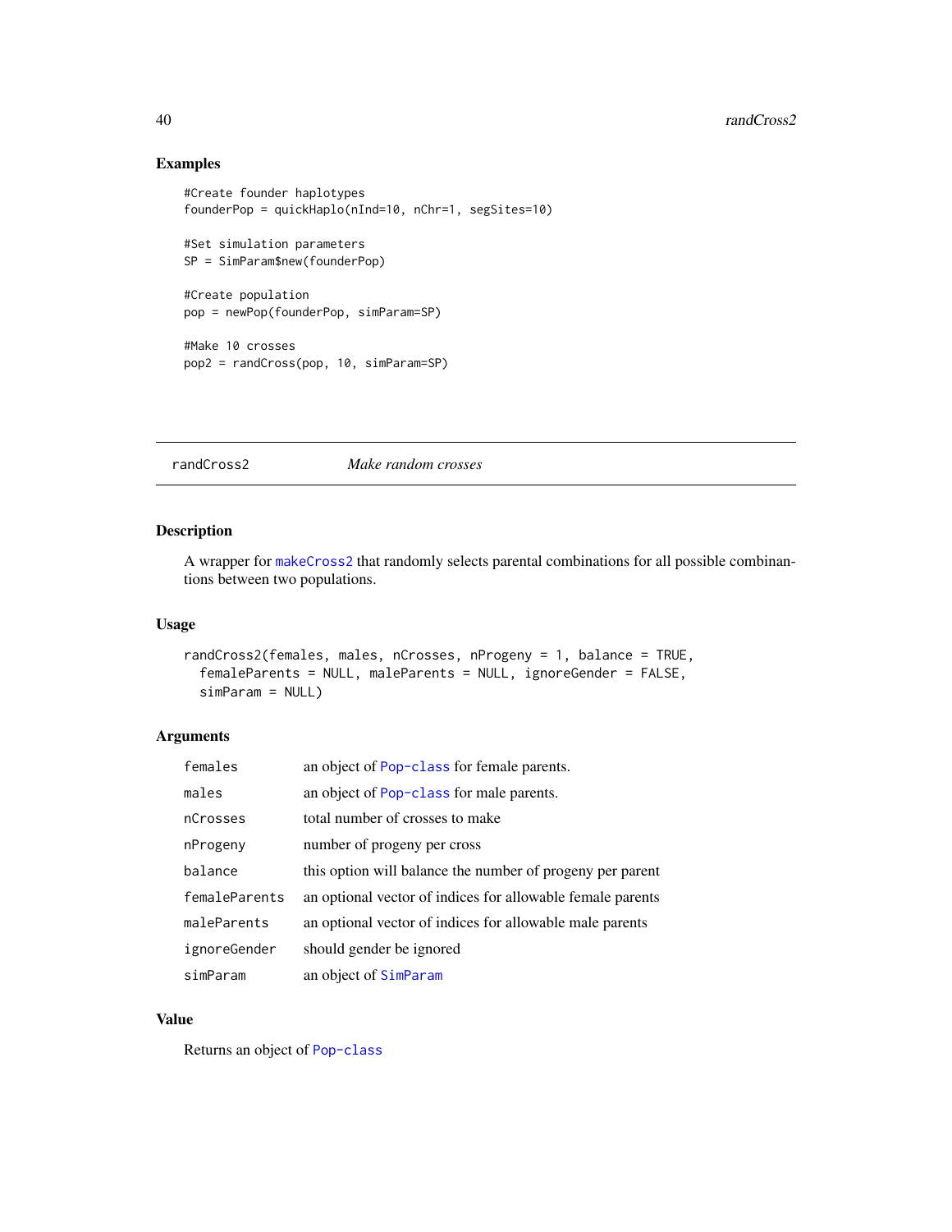## Examples

```
#Create founder haplotypes
founderPop = quickHaplo(nInd=10, nChr=1, segSites=10)

#Set simulation parameters
SP = SimParam$new(founderPop)

#Create population
pop = newPop(founderPop, simParam=SP)

#Make 10 crosses
pop2 = randCross(pop, 10, simParam=SP)
```

---

# randCross2 *Make random crosses*

---

## Description

A wrapper for makeCross2 that randomly selects parental combinations for all possible combinantions between two populations.

## Usage

```
randCross2(females, males, nCrosses, nProgeny = 1, balance = TRUE,
  femaleParents = NULL, maleParents = NULL, ignoreGender = FALSE,
  simParam = NULL)
```

## Arguments

| | |
|---|---|
| females | an object of Pop-class for female parents. |
| males | an object of Pop-class for male parents. |
| nCrosses | total number of crosses to make |
| nProgeny | number of progeny per cross |
| balance | this option will balance the number of progeny per parent |
| femaleParents | an optional vector of indices for allowable female parents |
| maleParents | an optional vector of indices for allowable male parents |
| ignoreGender | should gender be ignored |
| simParam | an object of SimParam |

## Value

Returns an object of Pop-class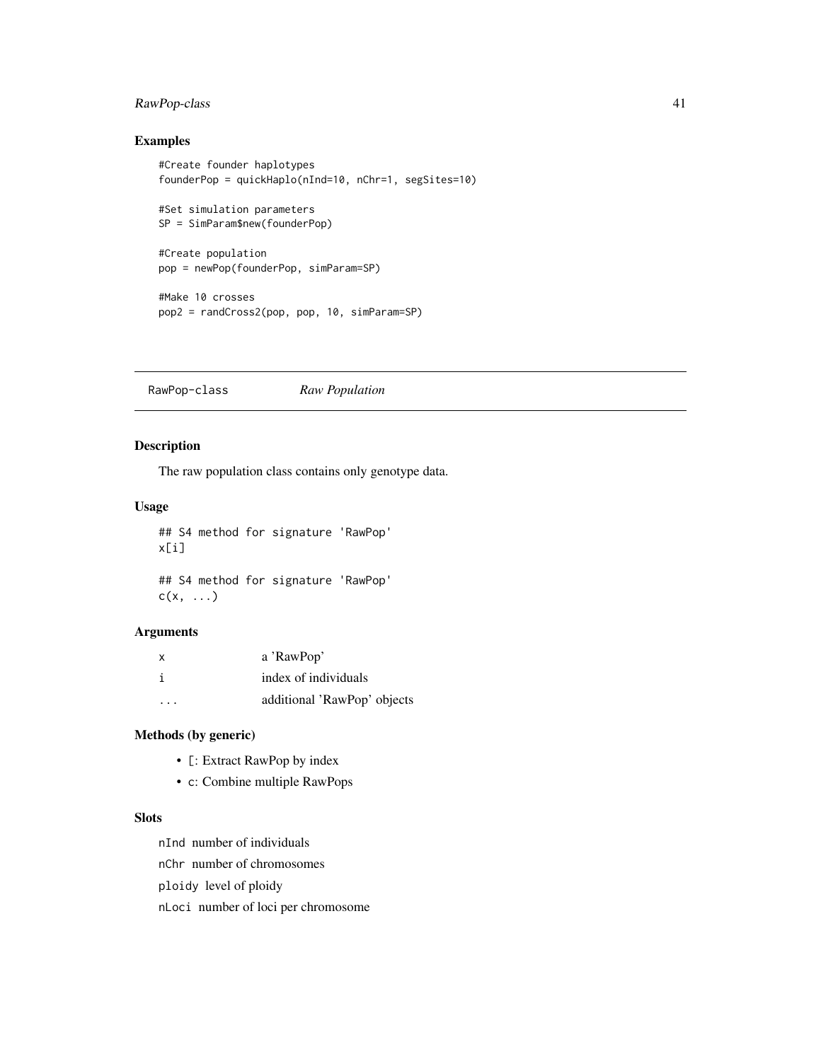## Examples

```
#Create founder haplotypes
founderPop = quickHaplo(nInd=10, nChr=1, segSites=10)

#Set simulation parameters
SP = SimParam$new(founderPop)

#Create population
pop = newPop(founderPop, simParam=SP)

#Make 10 crosses
pop2 = randCross2(pop, pop, 10, simParam=SP)
```

---

# RawPop-class *Raw Population*

---

## Description

The raw population class contains only genotype data.

## Usage

```
## S4 method for signature 'RawPop'
x[i]

## S4 method for signature 'RawPop'
c(x, ...)
```

## Arguments

| | |
|---|---|
| x | a 'RawPop' |
| i | index of individuals |
| ... | additional 'RawPop' objects |

## Methods (by generic)

- `[`: Extract RawPop by index
- `c`: Combine multiple RawPops

## Slots

`nInd` number of individuals

`nChr` number of chromosomes

`ploidy` level of ploidy

`nLoci` number of loci per chromosome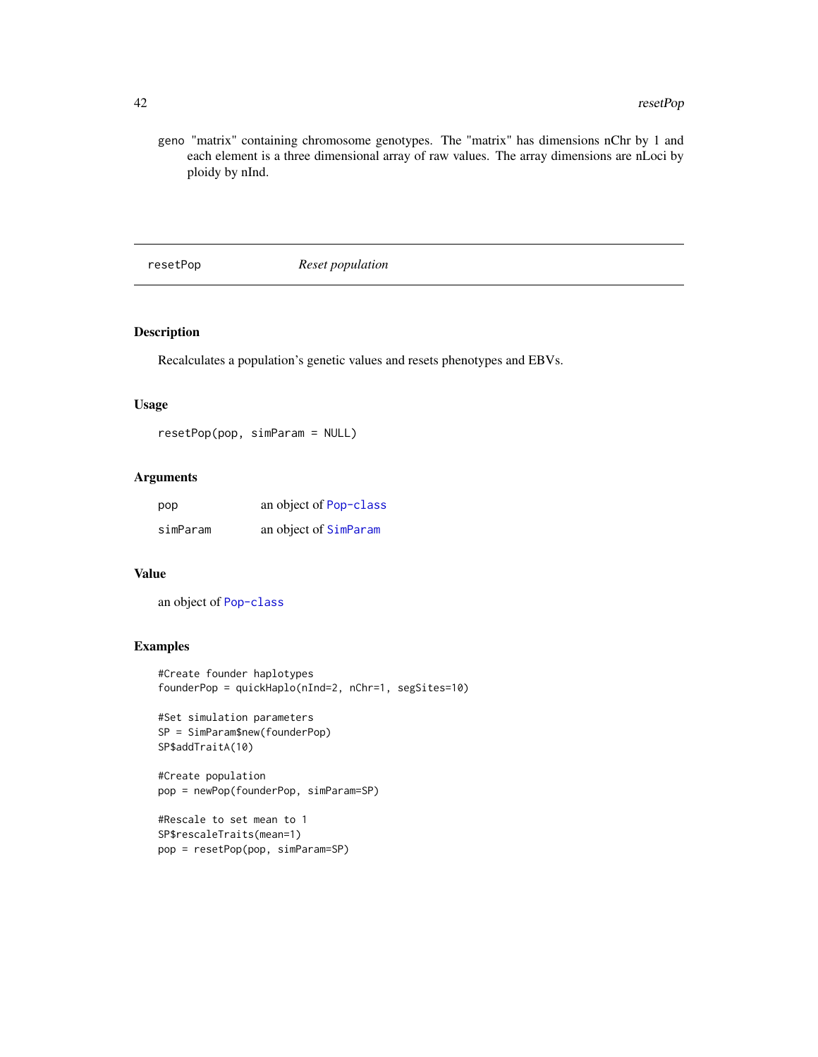geno "matrix" containing chromosome genotypes. The "matrix" has dimensions nChr by 1 and each element is a three dimensional array of raw values. The array dimensions are nLoci by ploidy by nInd.

---

## resetPop *Reset population*

### Description

Recalculates a population's genetic values and resets phenotypes and EBVs.

### Usage

```
resetPop(pop, simParam = NULL)
```

### Arguments

| | |
|---|---|
| pop | an object of Pop-class |
| simParam | an object of SimParam |

### Value

an object of Pop-class

### Examples

```
#Create founder haplotypes
founderPop = quickHaplo(nInd=2, nChr=1, segSites=10)

#Set simulation parameters
SP = SimParam$new(founderPop)
SP$addTraitA(10)

#Create population
pop = newPop(founderPop, simParam=SP)

#Rescale to set mean to 1
SP$rescaleTraits(mean=1)
pop = resetPop(pop, simParam=SP)
```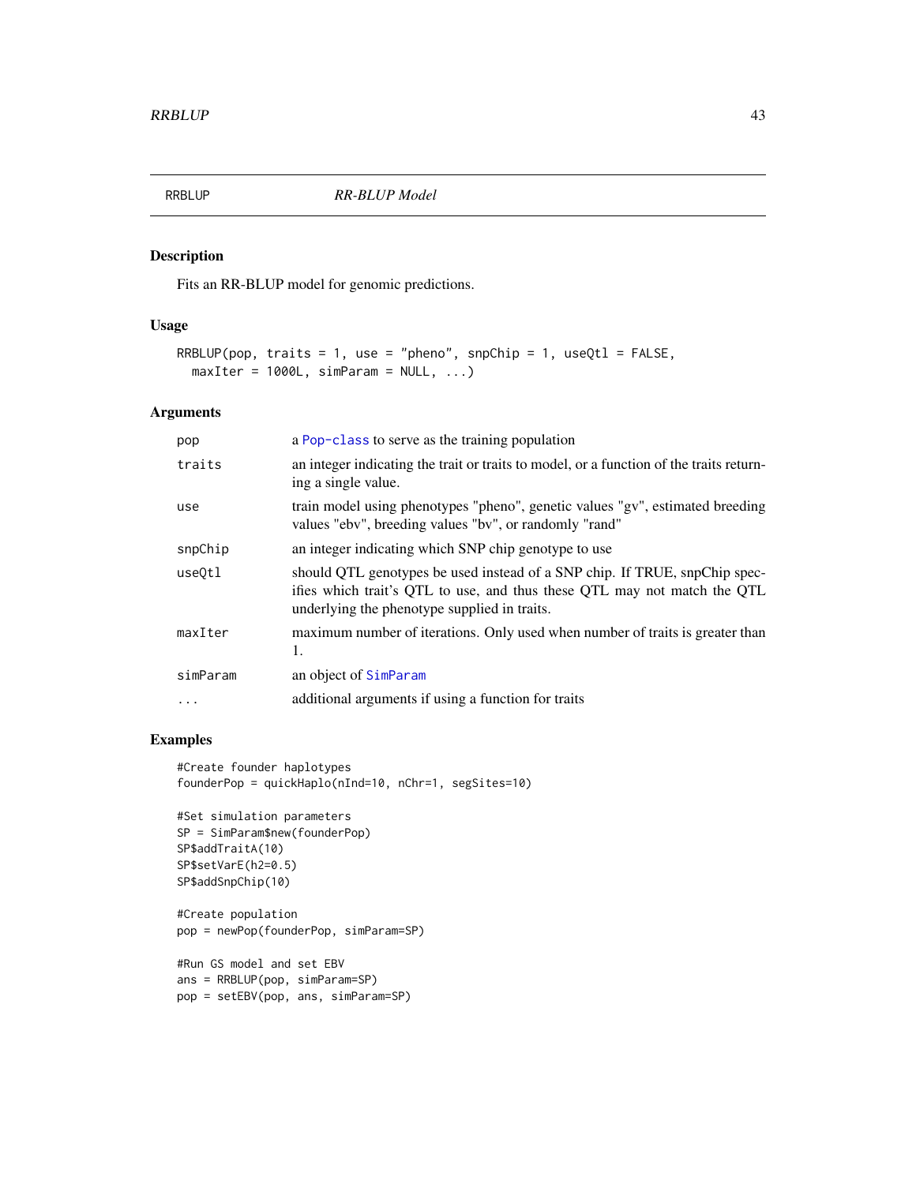# RRBLUP *RR-BLUP Model*

## Description

Fits an RR-BLUP model for genomic predictions.

## Usage

```
RRBLUP(pop, traits = 1, use = "pheno", snpChip = 1, useQtl = FALSE,
  maxIter = 1000L, simParam = NULL, ...)
```

## Arguments

| | |
|---|---|
| pop | a Pop-class to serve as the training population |
| traits | an integer indicating the trait or traits to model, or a function of the traits returning a single value. |
| use | train model using phenotypes "pheno", genetic values "gv", estimated breeding values "ebv", breeding values "bv", or randomly "rand" |
| snpChip | an integer indicating which SNP chip genotype to use |
| useQtl | should QTL genotypes be used instead of a SNP chip. If TRUE, snpChip specifies which trait's QTL to use, and thus these QTL may not match the QTL underlying the phenotype supplied in traits. |
| maxIter | maximum number of iterations. Only used when number of traits is greater than 1. |
| simParam | an object of SimParam |
| ... | additional arguments if using a function for traits |

## Examples

```
#Create founder haplotypes
founderPop = quickHaplo(nInd=10, nChr=1, segSites=10)

#Set simulation parameters
SP = SimParam$new(founderPop)
SP$addTraitA(10)
SP$setVarE(h2=0.5)
SP$addSnpChip(10)

#Create population
pop = newPop(founderPop, simParam=SP)

#Run GS model and set EBV
ans = RRBLUP(pop, simParam=SP)
pop = setEBV(pop, ans, simParam=SP)
```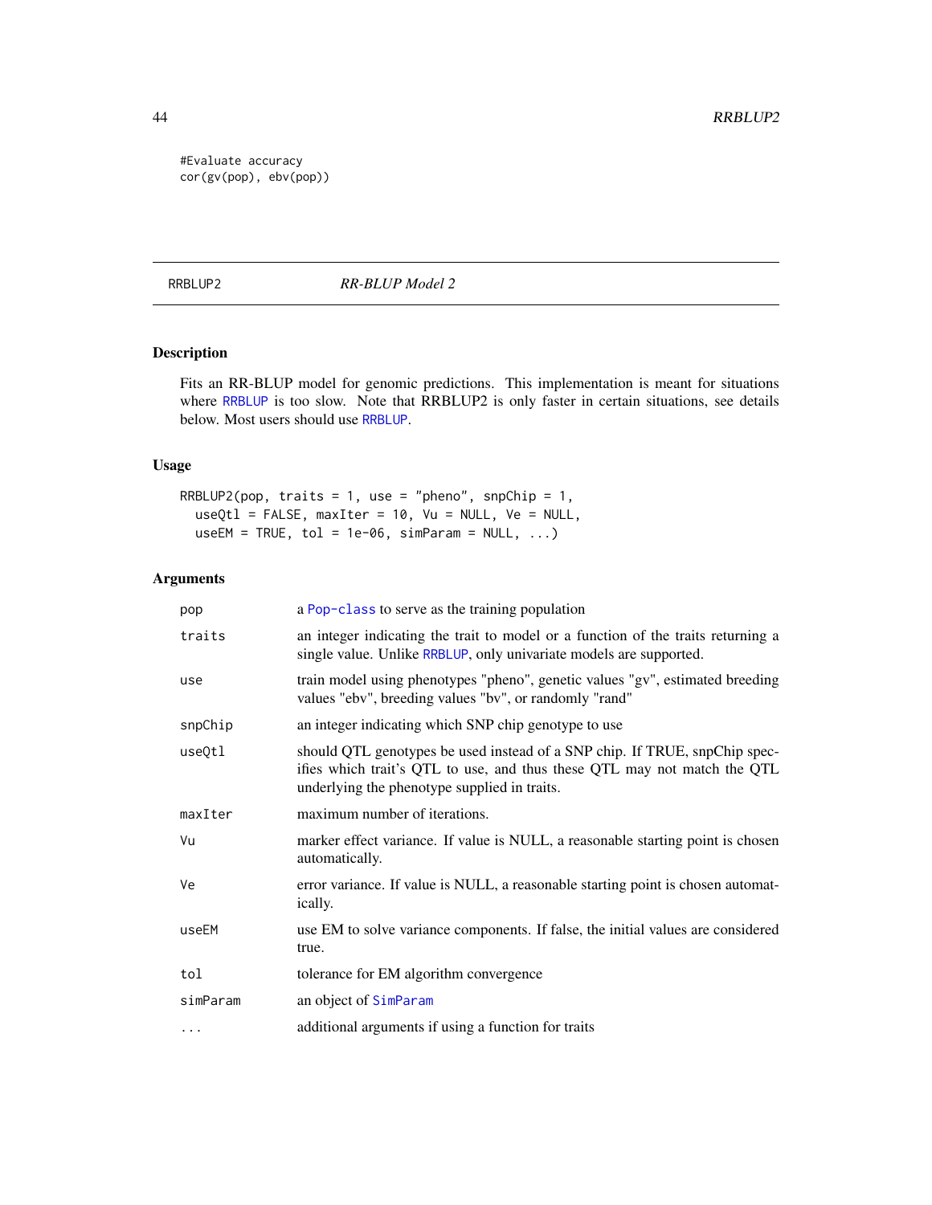```
#Evaluate accuracy
cor(gv(pop), ebv(pop))
```

## RRBLUP2 — *RR-BLUP Model 2*

### Description

Fits an RR-BLUP model for genomic predictions. This implementation is meant for situations where RRBLUP is too slow. Note that RRBLUP2 is only faster in certain situations, see details below. Most users should use RRBLUP.

### Usage

```
RRBLUP2(pop, traits = 1, use = "pheno", snpChip = 1,
  useQtl = FALSE, maxIter = 10, Vu = NULL, Ve = NULL,
  useEM = TRUE, tol = 1e-06, simParam = NULL, ...)
```

### Arguments

| Argument | Description |
|---|---|
| pop | a Pop-class to serve as the training population |
| traits | an integer indicating the trait to model or a function of the traits returning a single value. Unlike RRBLUP, only univariate models are supported. |
| use | train model using phenotypes "pheno", genetic values "gv", estimated breeding values "ebv", breeding values "bv", or randomly "rand" |
| snpChip | an integer indicating which SNP chip genotype to use |
| useQtl | should QTL genotypes be used instead of a SNP chip. If TRUE, snpChip specifies which trait's QTL to use, and thus these QTL may not match the QTL underlying the phenotype supplied in traits. |
| maxIter | maximum number of iterations. |
| Vu | marker effect variance. If value is NULL, a reasonable starting point is chosen automatically. |
| Ve | error variance. If value is NULL, a reasonable starting point is chosen automatically. |
| useEM | use EM to solve variance components. If false, the initial values are considered true. |
| tol | tolerance for EM algorithm convergence |
| simParam | an object of SimParam |
| ... | additional arguments if using a function for traits |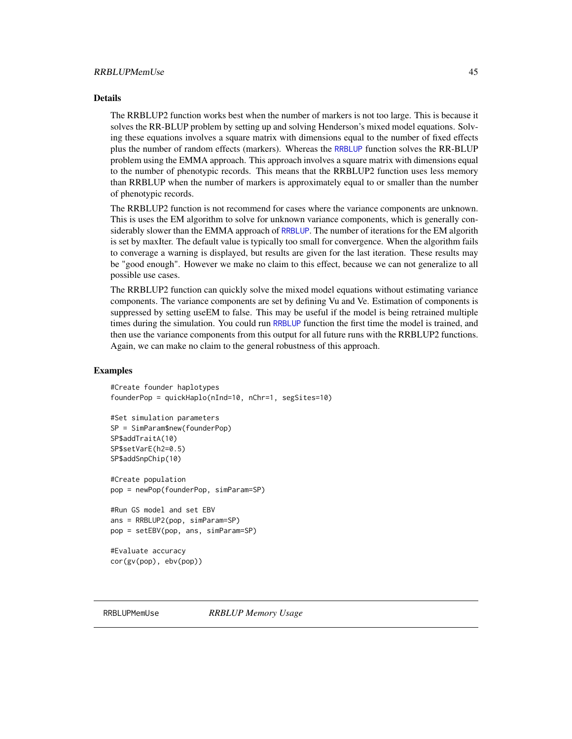### Details

The RRBLUP2 function works best when the number of markers is not too large. This is because it solves the RR-BLUP problem by setting up and solving Henderson's mixed model equations. Solving these equations involves a square matrix with dimensions equal to the number of fixed effects plus the number of random effects (markers). Whereas the `RRBLUP` function solves the RR-BLUP problem using the EMMA approach. This approach involves a square matrix with dimensions equal to the number of phenotypic records. This means that the RRBLUP2 function uses less memory than RRBLUP when the number of markers is approximately equal to or smaller than the number of phenotypic records.

The RRBLUP2 function is not recommend for cases where the variance components are unknown. This is uses the EM algorithm to solve for unknown variance components, which is generally considerably slower than the EMMA approach of `RRBLUP`. The number of iterations for the EM algorith is set by maxIter. The default value is typically too small for convergence. When the algorithm fails to converage a warning is displayed, but results are given for the last iteration. These results may be "good enough". However we make no claim to this effect, because we can not generalize to all possible use cases.

The RRBLUP2 function can quickly solve the mixed model equations without estimating variance components. The variance components are set by defining Vu and Ve. Estimation of components is suppressed by setting useEM to false. This may be useful if the model is being retrained multiple times during the simulation. You could run `RRBLUP` function the first time the model is trained, and then use the variance components from this output for all future runs with the RRBLUP2 functions. Again, we can make no claim to the general robustness of this approach.

### Examples

```
#Create founder haplotypes
founderPop = quickHaplo(nInd=10, nChr=1, segSites=10)

#Set simulation parameters
SP = SimParam$new(founderPop)
SP$addTraitA(10)
SP$setVarE(h2=0.5)
SP$addSnpChip(10)

#Create population
pop = newPop(founderPop, simParam=SP)

#Run GS model and set EBV
ans = RRBLUP2(pop, simParam=SP)
pop = setEBV(pop, ans, simParam=SP)

#Evaluate accuracy
cor(gv(pop), ebv(pop))
```

---

## RRBLUPMemUse — *RRBLUP Memory Usage*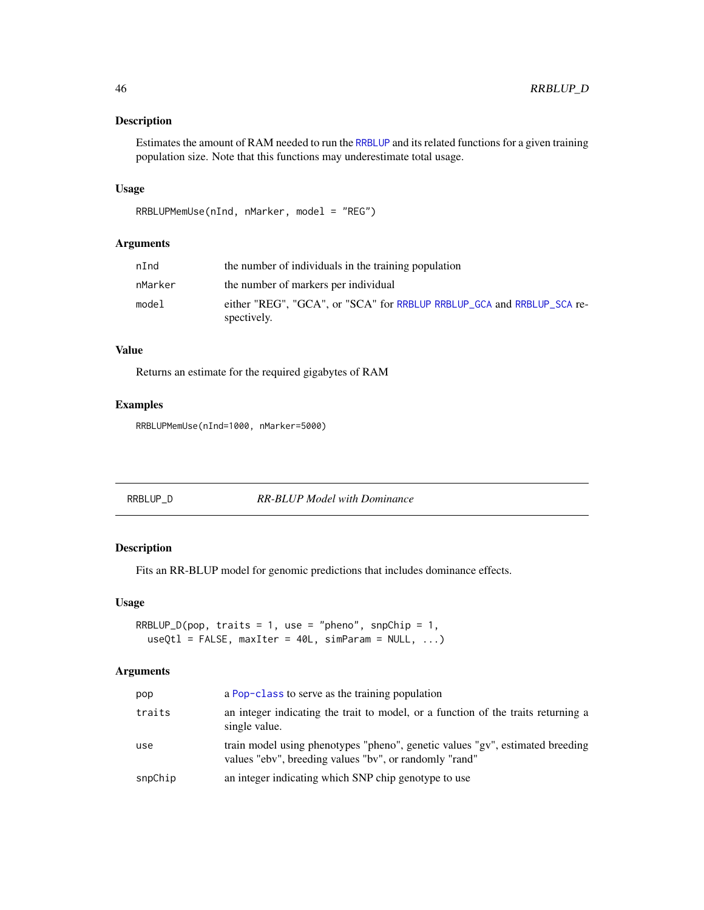### Description

Estimates the amount of RAM needed to run the RRBLUP and its related functions for a given training population size. Note that this functions may underestimate total usage.

### Usage

```
RRBLUPMemUse(nInd, nMarker, model = "REG")
```

### Arguments

| | |
|---|---|
| nInd | the number of individuals in the training population |
| nMarker | the number of markers per individual |
| model | either "REG", "GCA", or "SCA" for RRBLUP RRBLUP_GCA and RRBLUP_SCA respectively. |

### Value

Returns an estimate for the required gigabytes of RAM

### Examples

```
RRBLUPMemUse(nInd=1000, nMarker=5000)
```

---

## RRBLUP_D — *RR-BLUP Model with Dominance*

---

### Description

Fits an RR-BLUP model for genomic predictions that includes dominance effects.

### Usage

```
RRBLUP_D(pop, traits = 1, use = "pheno", snpChip = 1,
  useQtl = FALSE, maxIter = 40L, simParam = NULL, ...)
```

### Arguments

| | |
|---|---|
| pop | a Pop-class to serve as the training population |
| traits | an integer indicating the trait to model, or a function of the traits returning a single value. |
| use | train model using phenotypes "pheno", genetic values "gv", estimated breeding values "ebv", breeding values "bv", or randomly "rand" |
| snpChip | an integer indicating which SNP chip genotype to use |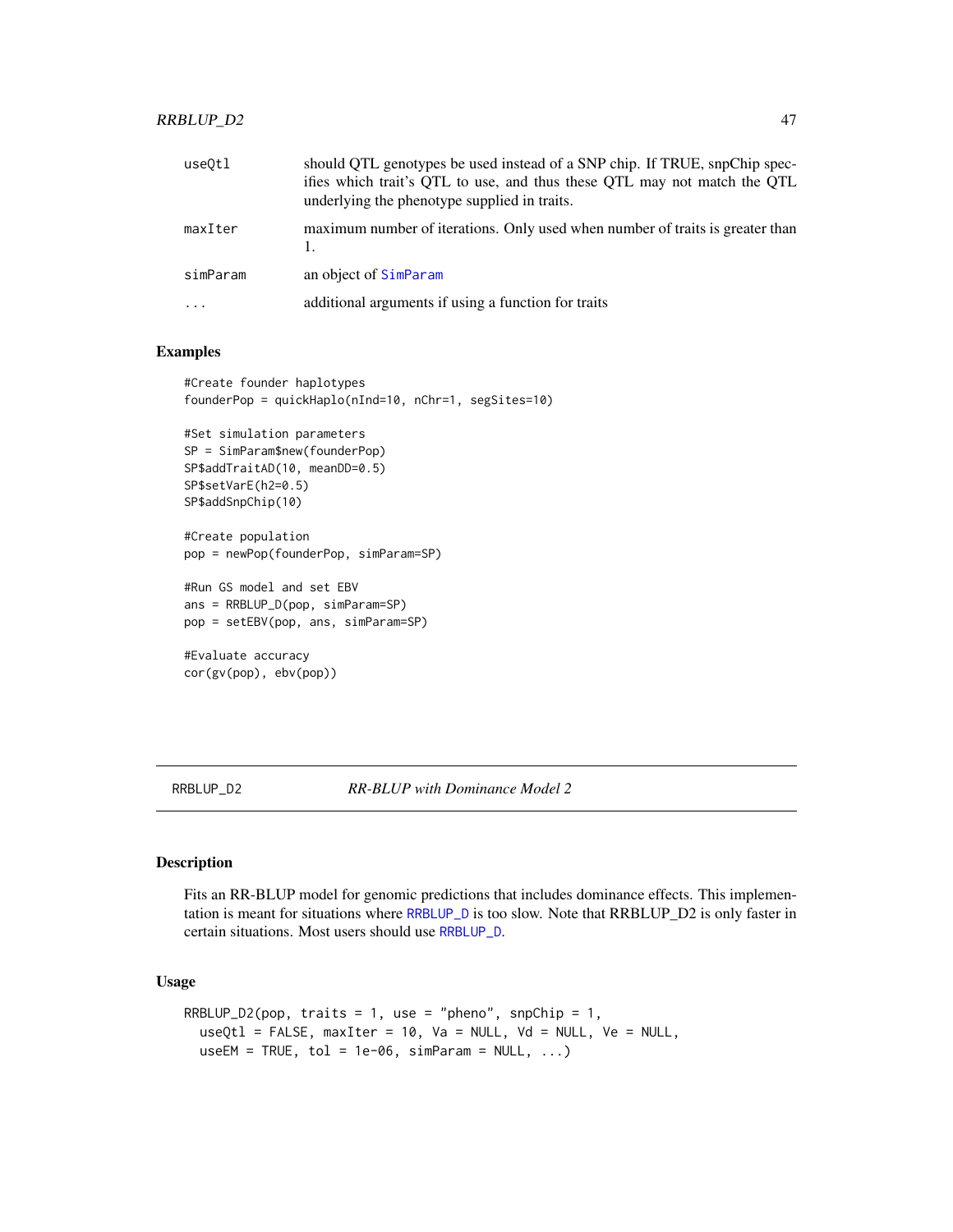| | |
|---|---|
| useQtl | should QTL genotypes be used instead of a SNP chip. If TRUE, snpChip specifies which trait's QTL to use, and thus these QTL may not match the QTL underlying the phenotype supplied in traits. |
| maxIter | maximum number of iterations. Only used when number of traits is greater than 1. |
| simParam | an object of SimParam |
| ... | additional arguments if using a function for traits |

### Examples

```
#Create founder haplotypes
founderPop = quickHaplo(nInd=10, nChr=1, segSites=10)

#Set simulation parameters
SP = SimParam$new(founderPop)
SP$addTraitAD(10, meanDD=0.5)
SP$setVarE(h2=0.5)
SP$addSnpChip(10)

#Create population
pop = newPop(founderPop, simParam=SP)

#Run GS model and set EBV
ans = RRBLUP_D(pop, simParam=SP)
pop = setEBV(pop, ans, simParam=SP)

#Evaluate accuracy
cor(gv(pop), ebv(pop))
```

---

## RRBLUP_D2 — *RR-BLUP with Dominance Model 2*

### Description

Fits an RR-BLUP model for genomic predictions that includes dominance effects. This implementation is meant for situations where RRBLUP_D is too slow. Note that RRBLUP_D2 is only faster in certain situations. Most users should use RRBLUP_D.

### Usage

```
RRBLUP_D2(pop, traits = 1, use = "pheno", snpChip = 1,
  useQtl = FALSE, maxIter = 10, Va = NULL, Vd = NULL, Ve = NULL,
  useEM = TRUE, tol = 1e-06, simParam = NULL, ...)
```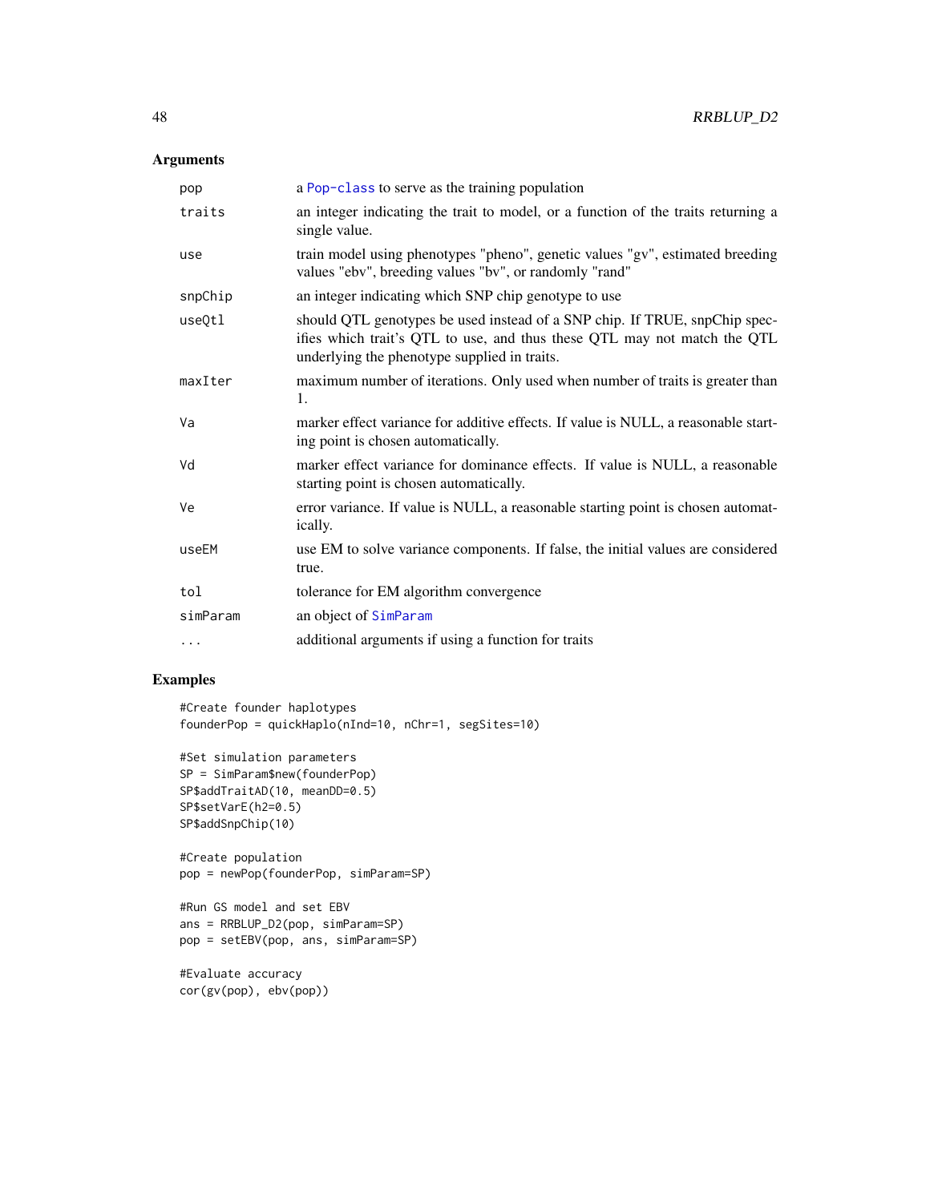## Arguments

| | |
|---|---|
| pop | a Pop-class to serve as the training population |
| traits | an integer indicating the trait to model, or a function of the traits returning a single value. |
| use | train model using phenotypes "pheno", genetic values "gv", estimated breeding values "ebv", breeding values "bv", or randomly "rand" |
| snpChip | an integer indicating which SNP chip genotype to use |
| useQtl | should QTL genotypes be used instead of a SNP chip. If TRUE, snpChip specifies which trait's QTL to use, and thus these QTL may not match the QTL underlying the phenotype supplied in traits. |
| maxIter | maximum number of iterations. Only used when number of traits is greater than 1. |
| Va | marker effect variance for additive effects. If value is NULL, a reasonable starting point is chosen automatically. |
| Vd | marker effect variance for dominance effects. If value is NULL, a reasonable starting point is chosen automatically. |
| Ve | error variance. If value is NULL, a reasonable starting point is chosen automatically. |
| useEM | use EM to solve variance components. If false, the initial values are considered true. |
| tol | tolerance for EM algorithm convergence |
| simParam | an object of SimParam |
| ... | additional arguments if using a function for traits |

## Examples

```
#Create founder haplotypes
founderPop = quickHaplo(nInd=10, nChr=1, segSites=10)

#Set simulation parameters
SP = SimParam$new(founderPop)
SP$addTraitAD(10, meanDD=0.5)
SP$setVarE(h2=0.5)
SP$addSnpChip(10)

#Create population
pop = newPop(founderPop, simParam=SP)

#Run GS model and set EBV
ans = RRBLUP_D2(pop, simParam=SP)
pop = setEBV(pop, ans, simParam=SP)

#Evaluate accuracy
cor(gv(pop), ebv(pop))
```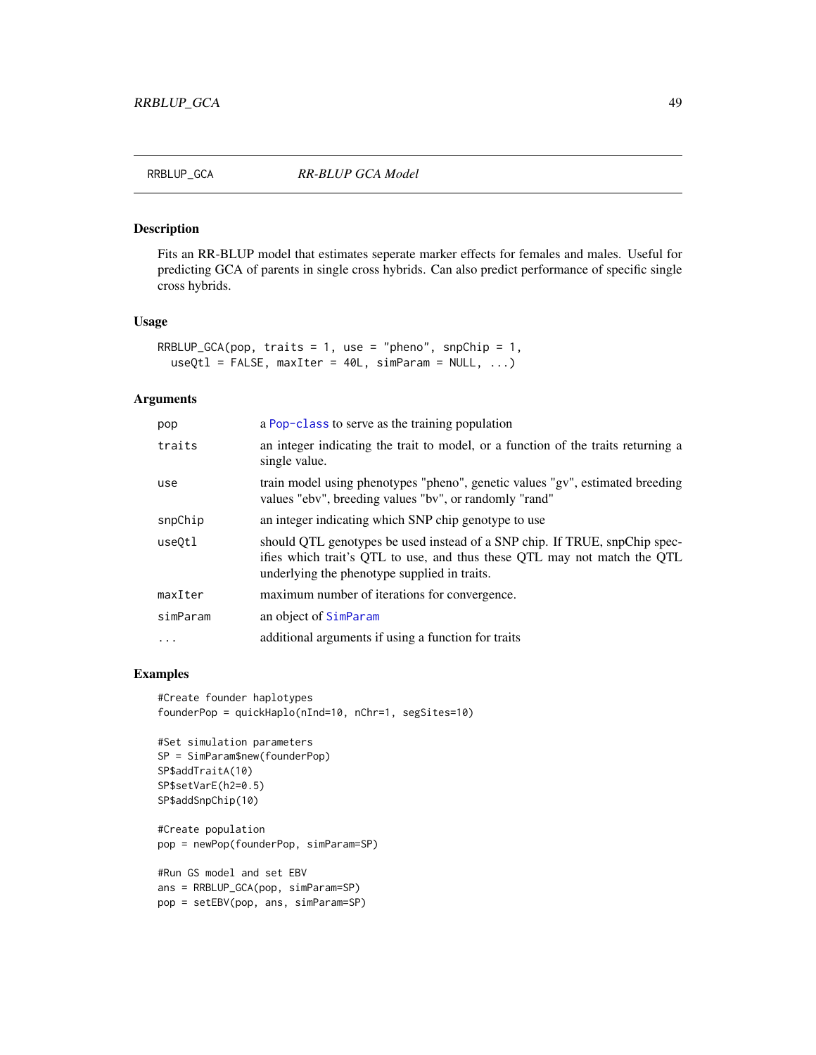# RRBLUP_GCA *RR-BLUP GCA Model*

## Description

Fits an RR-BLUP model that estimates seperate marker effects for females and males. Useful for predicting GCA of parents in single cross hybrids. Can also predict performance of specific single cross hybrids.

## Usage

```
RRBLUP_GCA(pop, traits = 1, use = "pheno", snpChip = 1,
  useQtl = FALSE, maxIter = 40L, simParam = NULL, ...)
```

## Arguments

| | |
|---|---|
| pop | a Pop-class to serve as the training population |
| traits | an integer indicating the trait to model, or a function of the traits returning a single value. |
| use | train model using phenotypes "pheno", genetic values "gv", estimated breeding values "ebv", breeding values "bv", or randomly "rand" |
| snpChip | an integer indicating which SNP chip genotype to use |
| useQtl | should QTL genotypes be used instead of a SNP chip. If TRUE, snpChip specifies which trait's QTL to use, and thus these QTL may not match the QTL underlying the phenotype supplied in traits. |
| maxIter | maximum number of iterations for convergence. |
| simParam | an object of SimParam |
| ... | additional arguments if using a function for traits |

## Examples

```
#Create founder haplotypes
founderPop = quickHaplo(nInd=10, nChr=1, segSites=10)

#Set simulation parameters
SP = SimParam$new(founderPop)
SP$addTraitA(10)
SP$setVarE(h2=0.5)
SP$addSnpChip(10)

#Create population
pop = newPop(founderPop, simParam=SP)

#Run GS model and set EBV
ans = RRBLUP_GCA(pop, simParam=SP)
pop = setEBV(pop, ans, simParam=SP)
```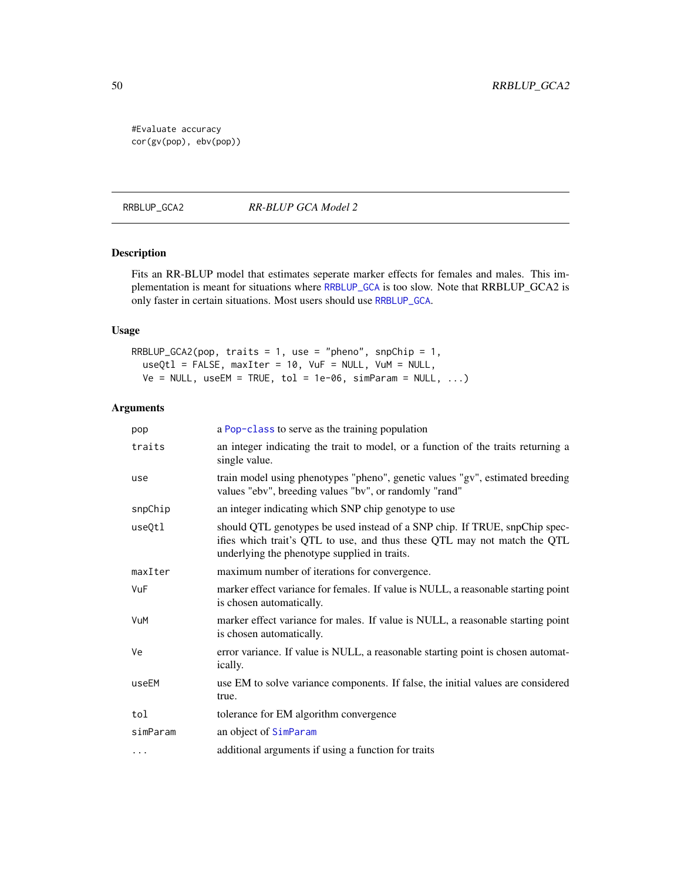```
#Evaluate accuracy
cor(gv(pop), ebv(pop))
```

---

## RRBLUP_GCA2 — *RR-BLUP GCA Model 2*

### Description

Fits an RR-BLUP model that estimates seperate marker effects for females and males. This implementation is meant for situations where RRBLUP_GCA is too slow. Note that RRBLUP_GCA2 is only faster in certain situations. Most users should use RRBLUP_GCA.

### Usage

```
RRBLUP_GCA2(pop, traits = 1, use = "pheno", snpChip = 1,
  useQtl = FALSE, maxIter = 10, VuF = NULL, VuM = NULL,
  Ve = NULL, useEM = TRUE, tol = 1e-06, simParam = NULL, ...)
```

### Arguments

| Argument | Description |
|---|---|
| pop | a Pop-class to serve as the training population |
| traits | an integer indicating the trait to model, or a function of the traits returning a single value. |
| use | train model using phenotypes "pheno", genetic values "gv", estimated breeding values "ebv", breeding values "bv", or randomly "rand" |
| snpChip | an integer indicating which SNP chip genotype to use |
| useQtl | should QTL genotypes be used instead of a SNP chip. If TRUE, snpChip specifies which trait's QTL to use, and thus these QTL may not match the QTL underlying the phenotype supplied in traits. |
| maxIter | maximum number of iterations for convergence. |
| VuF | marker effect variance for females. If value is NULL, a reasonable starting point is chosen automatically. |
| VuM | marker effect variance for males. If value is NULL, a reasonable starting point is chosen automatically. |
| Ve | error variance. If value is NULL, a reasonable starting point is chosen automatically. |
| useEM | use EM to solve variance components. If false, the initial values are considered true. |
| tol | tolerance for EM algorithm convergence |
| simParam | an object of SimParam |
| ... | additional arguments if using a function for traits |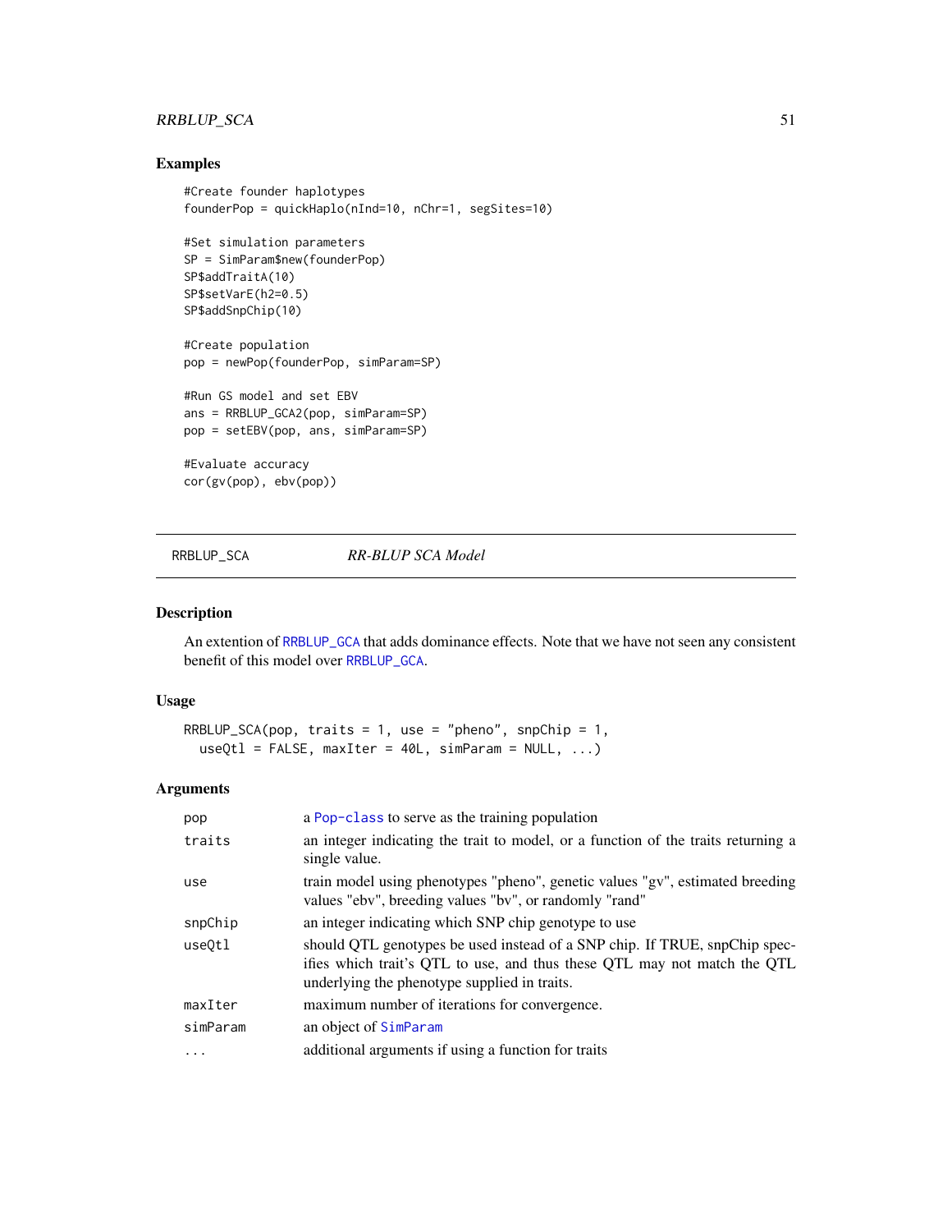## Examples

```
#Create founder haplotypes
founderPop = quickHaplo(nInd=10, nChr=1, segSites=10)

#Set simulation parameters
SP = SimParam$new(founderPop)
SP$addTraitA(10)
SP$setVarE(h2=0.5)
SP$addSnpChip(10)

#Create population
pop = newPop(founderPop, simParam=SP)

#Run GS model and set EBV
ans = RRBLUP_GCA2(pop, simParam=SP)
pop = setEBV(pop, ans, simParam=SP)

#Evaluate accuracy
cor(gv(pop), ebv(pop))
```

---

# RRBLUP_SCA *RR-BLUP SCA Model*

## Description

An extention of RRBLUP_GCA that adds dominance effects. Note that we have not seen any consistent benefit of this model over RRBLUP_GCA.

## Usage

```
RRBLUP_SCA(pop, traits = 1, use = "pheno", snpChip = 1,
  useQtl = FALSE, maxIter = 40L, simParam = NULL, ...)
```

## Arguments

| | |
|---|---|
| pop | a Pop-class to serve as the training population |
| traits | an integer indicating the trait to model, or a function of the traits returning a single value. |
| use | train model using phenotypes "pheno", genetic values "gv", estimated breeding values "ebv", breeding values "bv", or randomly "rand" |
| snpChip | an integer indicating which SNP chip genotype to use |
| useQtl | should QTL genotypes be used instead of a SNP chip. If TRUE, snpChip specifies which trait's QTL to use, and thus these QTL may not match the QTL underlying the phenotype supplied in traits. |
| maxIter | maximum number of iterations for convergence. |
| simParam | an object of SimParam |
| ... | additional arguments if using a function for traits |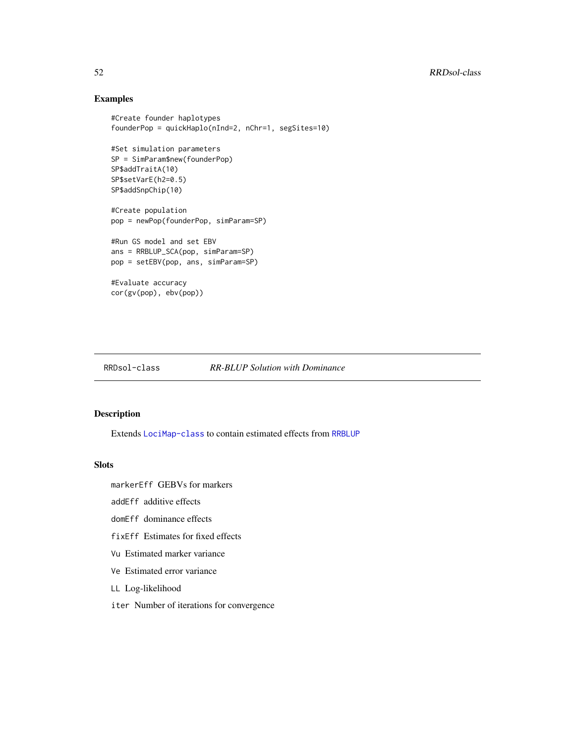## Examples

```
#Create founder haplotypes
founderPop = quickHaplo(nInd=2, nChr=1, segSites=10)

#Set simulation parameters
SP = SimParam$new(founderPop)
SP$addTraitA(10)
SP$setVarE(h2=0.5)
SP$addSnpChip(10)

#Create population
pop = newPop(founderPop, simParam=SP)

#Run GS model and set EBV
ans = RRBLUP_SCA(pop, simParam=SP)
pop = setEBV(pop, ans, simParam=SP)

#Evaluate accuracy
cor(gv(pop), ebv(pop))
```

---

# RRDsol-class    *RR-BLUP Solution with Dominance*

---

## Description

Extends `LociMap-class` to contain estimated effects from `RRBLUP`

## Slots

`markerEff` GEBVs for markers

`addEff` additive effects

`domEff` dominance effects

`fixEff` Estimates for fixed effects

`Vu` Estimated marker variance

`Ve` Estimated error variance

`LL` Log-likelihood

`iter` Number of iterations for convergence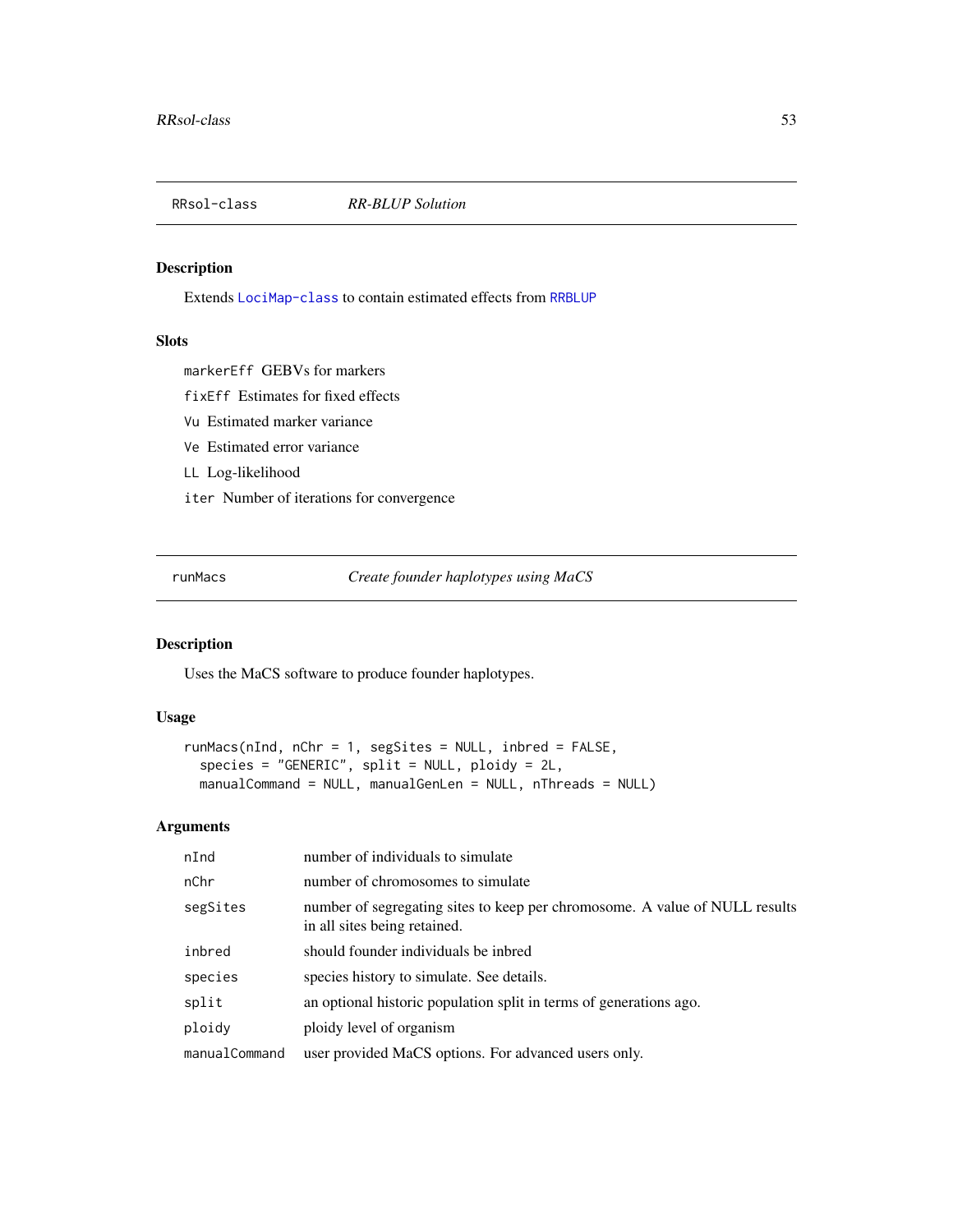## RRsol-class — *RR-BLUP Solution*

### Description

Extends LociMap-class to contain estimated effects from RRBLUP

### Slots

- `markerEff` GEBVs for markers
- `fixEff` Estimates for fixed effects
- `Vu` Estimated marker variance
- `Ve` Estimated error variance
- `LL` Log-likelihood
- `iter` Number of iterations for convergence

## runMacs — *Create founder haplotypes using MaCS*

### Description

Uses the MaCS software to produce founder haplotypes.

### Usage

```
runMacs(nInd, nChr = 1, segSites = NULL, inbred = FALSE,
  species = "GENERIC", split = NULL, ploidy = 2L,
  manualCommand = NULL, manualGenLen = NULL, nThreads = NULL)
```

### Arguments

| | |
|---|---|
| `nInd` | number of individuals to simulate |
| `nChr` | number of chromosomes to simulate |
| `segSites` | number of segregating sites to keep per chromosome. A value of NULL results in all sites being retained. |
| `inbred` | should founder individuals be inbred |
| `species` | species history to simulate. See details. |
| `split` | an optional historic population split in terms of generations ago. |
| `ploidy` | ploidy level of organism |
| `manualCommand` | user provided MaCS options. For advanced users only. |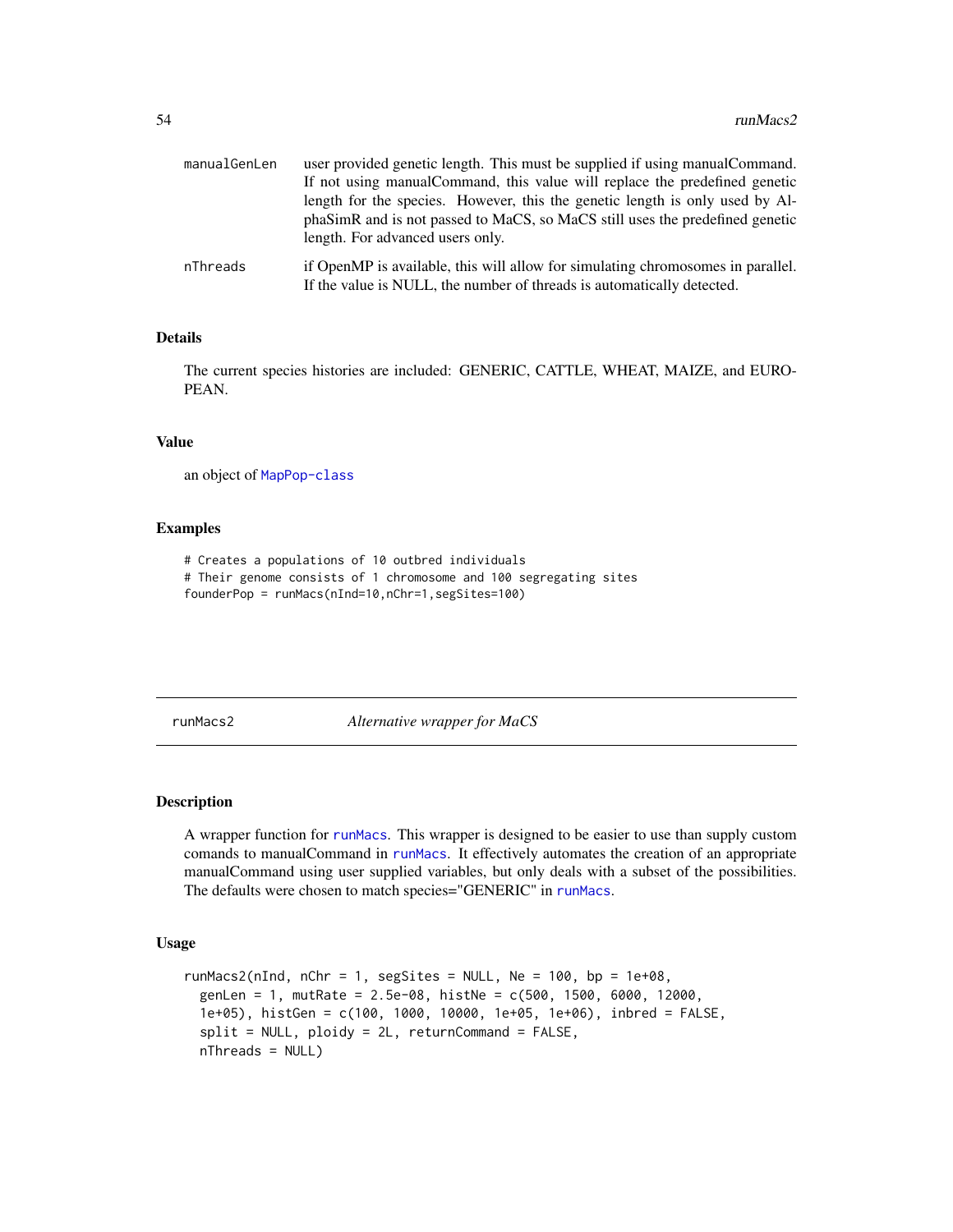manualGenLen
: user provided genetic length. This must be supplied if using manualCommand. If not using manualCommand, this value will replace the predefined genetic length for the species. However, this the genetic length is only used by AlphaSimR and is not passed to MaCS, so MaCS still uses the predefined genetic length. For advanced users only.

nThreads
: if OpenMP is available, this will allow for simulating chromosomes in parallel. If the value is NULL, the number of threads is automatically detected.

### Details

The current species histories are included: GENERIC, CATTLE, WHEAT, MAIZE, and EUROPEAN.

### Value

an object of MapPop-class

### Examples

```
# Creates a populations of 10 outbred individuals
# Their genome consists of 1 chromosome and 100 segregating sites
founderPop = runMacs(nInd=10,nChr=1,segSites=100)
```

---

## runMacs2 — *Alternative wrapper for MaCS*

### Description

A wrapper function for runMacs. This wrapper is designed to be easier to use than supply custom comands to manualCommand in runMacs. It effectively automates the creation of an appropriate manualCommand using user supplied variables, but only deals with a subset of the possibilities. The defaults were chosen to match species="GENERIC" in runMacs.

### Usage

```
runMacs2(nInd, nChr = 1, segSites = NULL, Ne = 100, bp = 1e+08,
  genLen = 1, mutRate = 2.5e-08, histNe = c(500, 1500, 6000, 12000,
  1e+05), histGen = c(100, 1000, 10000, 1e+05, 1e+06), inbred = FALSE,
  split = NULL, ploidy = 2L, returnCommand = FALSE,
  nThreads = NULL)
```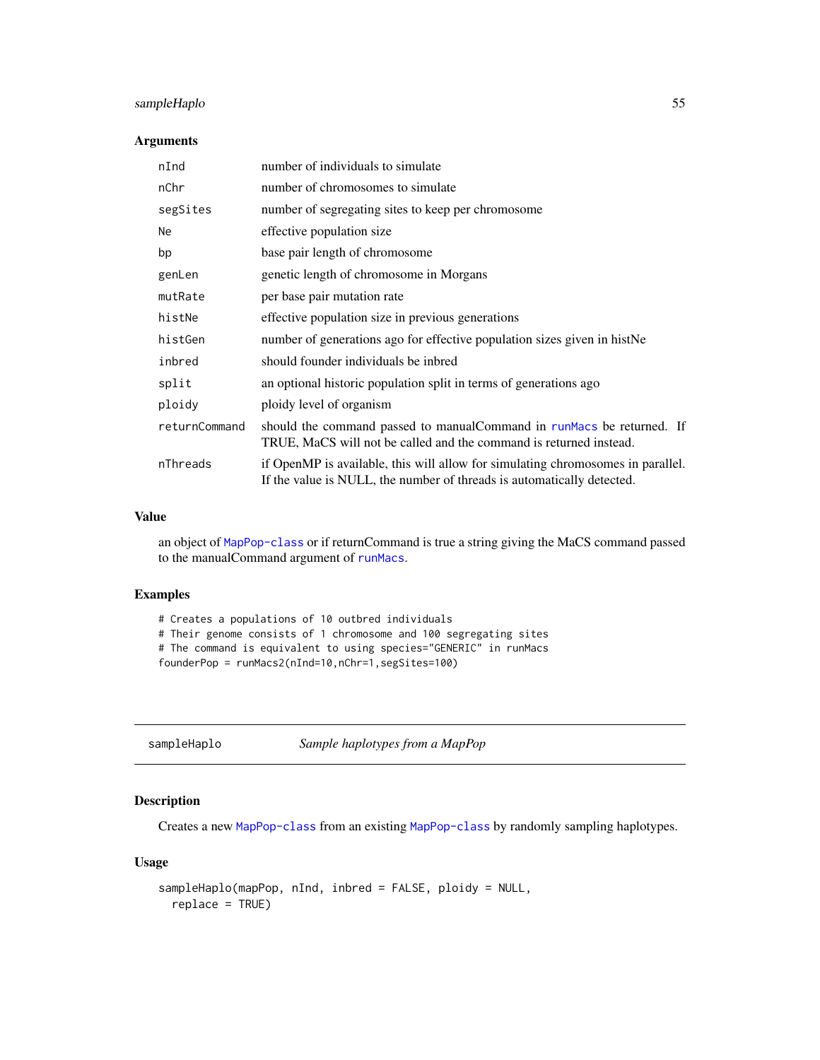### Arguments

| | |
|---|---|
| nInd | number of individuals to simulate |
| nChr | number of chromosomes to simulate |
| segSites | number of segregating sites to keep per chromosome |
| Ne | effective population size |
| bp | base pair length of chromosome |
| genLen | genetic length of chromosome in Morgans |
| mutRate | per base pair mutation rate |
| histNe | effective population size in previous generations |
| histGen | number of generations ago for effective population sizes given in histNe |
| inbred | should founder individuals be inbred |
| split | an optional historic population split in terms of generations ago |
| ploidy | ploidy level of organism |
| returnCommand | should the command passed to manualCommand in runMacs be returned. If TRUE, MaCS will not be called and the command is returned instead. |
| nThreads | if OpenMP is available, this will allow for simulating chromosomes in parallel. If the value is NULL, the number of threads is automatically detected. |

### Value

an object of MapPop-class or if returnCommand is true a string giving the MaCS command passed to the manualCommand argument of runMacs.

### Examples

```
# Creates a populations of 10 outbred individuals
# Their genome consists of 1 chromosome and 100 segregating sites
# The command is equivalent to using species="GENERIC" in runMacs
founderPop = runMacs2(nInd=10,nChr=1,segSites=100)
```

---

## sampleHaplo — *Sample haplotypes from a MapPop*

### Description

Creates a new MapPop-class from an existing MapPop-class by randomly sampling haplotypes.

### Usage

```
sampleHaplo(mapPop, nInd, inbred = FALSE, ploidy = NULL,
  replace = TRUE)
```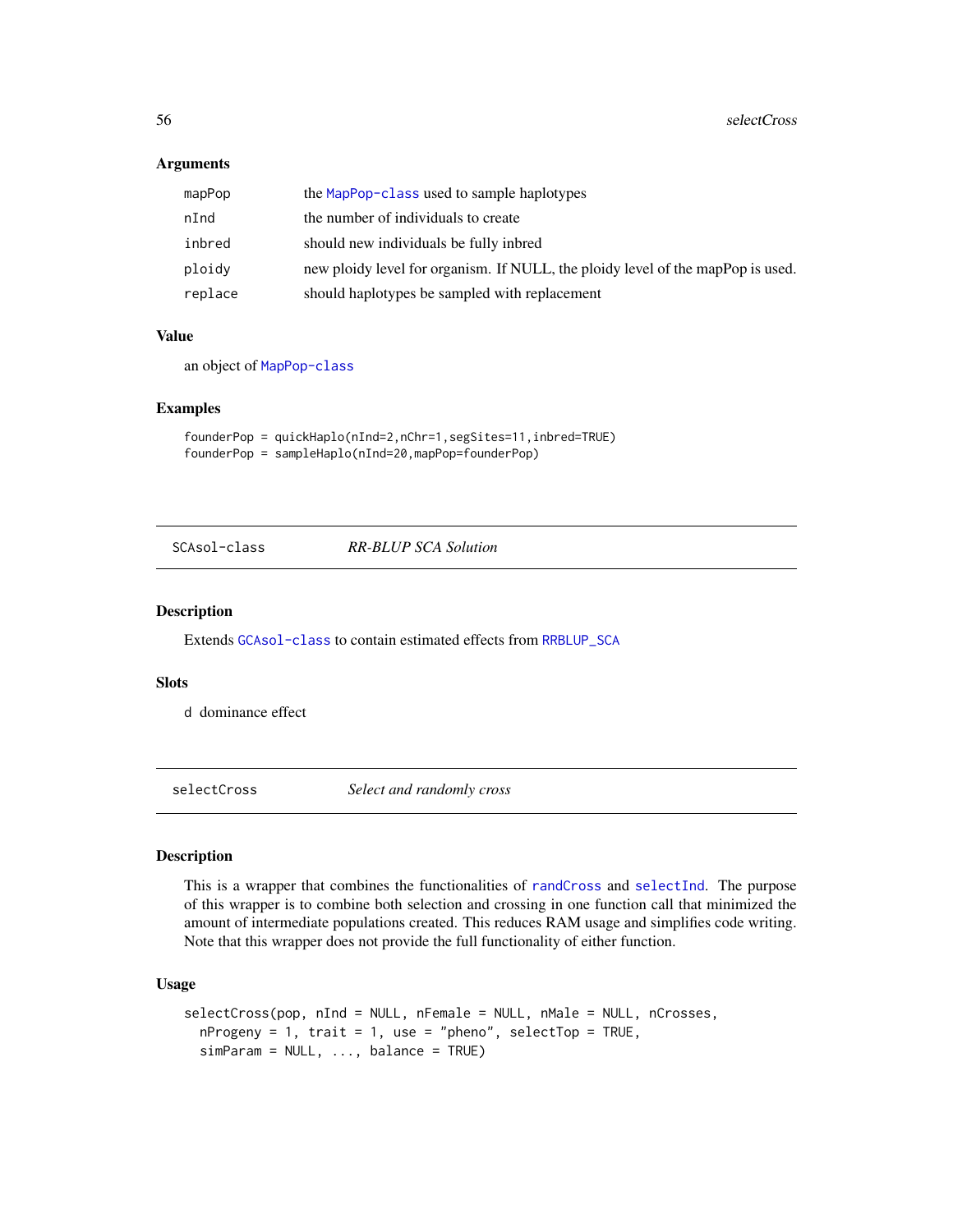### Arguments

| | |
|---|---|
| mapPop | the MapPop-class used to sample haplotypes |
| nInd | the number of individuals to create |
| inbred | should new individuals be fully inbred |
| ploidy | new ploidy level for organism. If NULL, the ploidy level of the mapPop is used. |
| replace | should haplotypes be sampled with replacement |

### Value

an object of MapPop-class

### Examples

```
founderPop = quickHaplo(nInd=2,nChr=1,segSites=11,inbred=TRUE)
founderPop = sampleHaplo(nInd=20,mapPop=founderPop)
```

## SCAsol-class *RR-BLUP SCA Solution*

### Description

Extends GCAsol-class to contain estimated effects from RRBLUP_SCA

### Slots

d dominance effect

## selectCross *Select and randomly cross*

### Description

This is a wrapper that combines the functionalities of randCross and selectInd. The purpose of this wrapper is to combine both selection and crossing in one function call that minimized the amount of intermediate populations created. This reduces RAM usage and simplifies code writing. Note that this wrapper does not provide the full functionality of either function.

### Usage

```
selectCross(pop, nInd = NULL, nFemale = NULL, nMale = NULL, nCrosses,
  nProgeny = 1, trait = 1, use = "pheno", selectTop = TRUE,
  simParam = NULL, ..., balance = TRUE)
```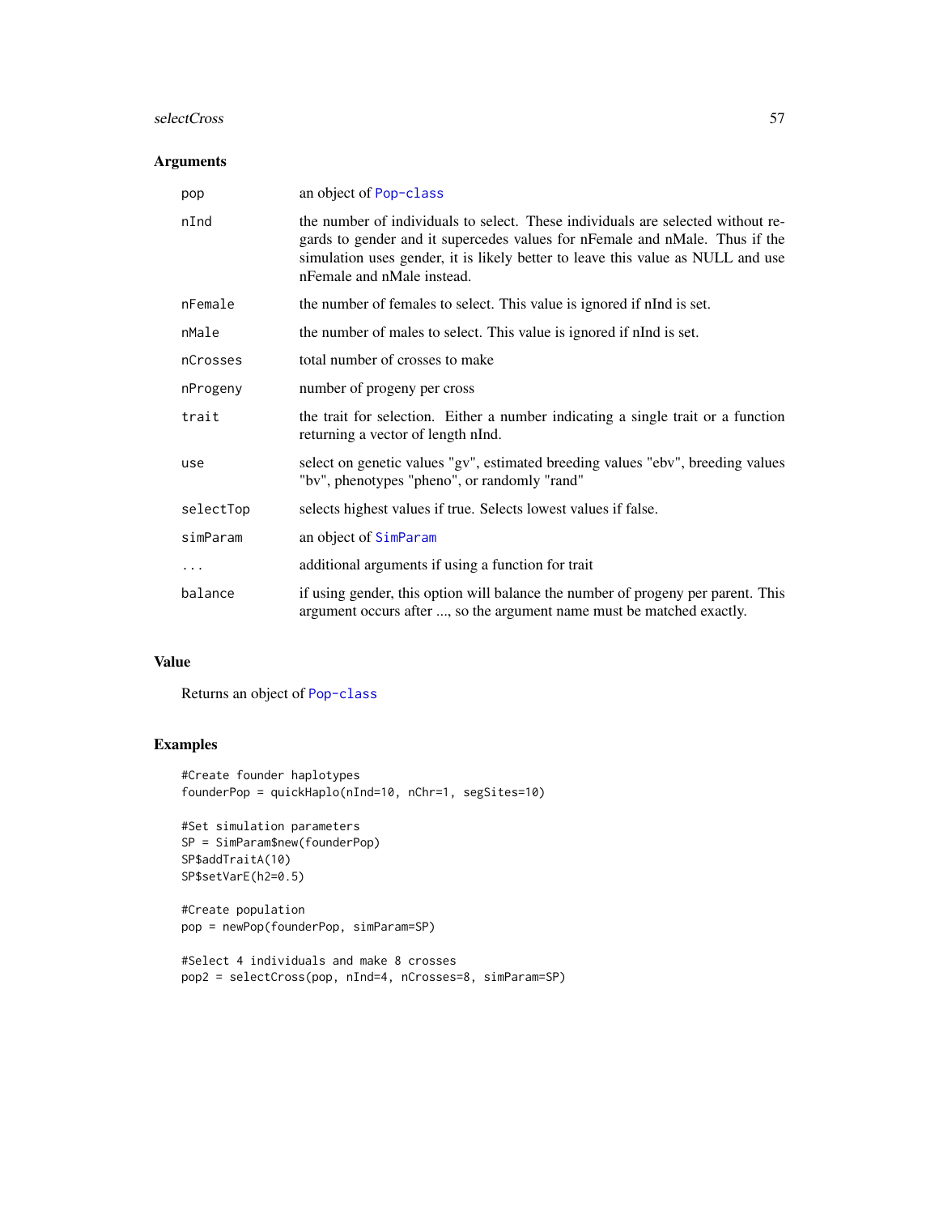### Arguments

| | |
|---|---|
| pop | an object of Pop-class |
| nInd | the number of individuals to select. These individuals are selected without regards to gender and it supercedes values for nFemale and nMale. Thus if the simulation uses gender, it is likely better to leave this value as NULL and use nFemale and nMale instead. |
| nFemale | the number of females to select. This value is ignored if nInd is set. |
| nMale | the number of males to select. This value is ignored if nInd is set. |
| nCrosses | total number of crosses to make |
| nProgeny | number of progeny per cross |
| trait | the trait for selection. Either a number indicating a single trait or a function returning a vector of length nInd. |
| use | select on genetic values "gv", estimated breeding values "ebv", breeding values "bv", phenotypes "pheno", or randomly "rand" |
| selectTop | selects highest values if true. Selects lowest values if false. |
| simParam | an object of SimParam |
| ... | additional arguments if using a function for trait |
| balance | if using gender, this option will balance the number of progeny per parent. This argument occurs after ..., so the argument name must be matched exactly. |

### Value

Returns an object of Pop-class

### Examples

```
#Create founder haplotypes
founderPop = quickHaplo(nInd=10, nChr=1, segSites=10)

#Set simulation parameters
SP = SimParam$new(founderPop)
SP$addTraitA(10)
SP$setVarE(h2=0.5)

#Create population
pop = newPop(founderPop, simParam=SP)

#Select 4 individuals and make 8 crosses
pop2 = selectCross(pop, nInd=4, nCrosses=8, simParam=SP)
```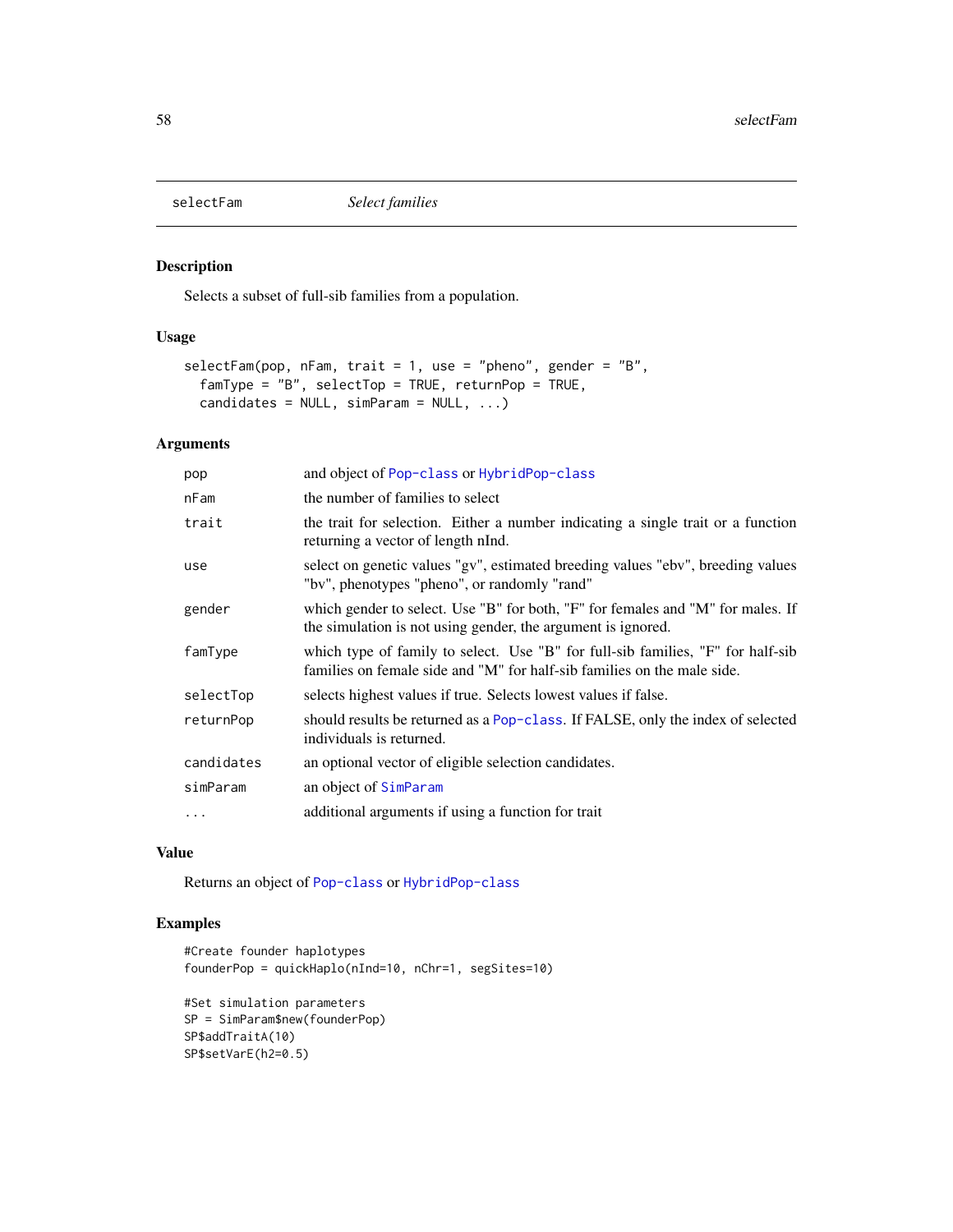## selectFam — *Select families*

### Description

Selects a subset of full-sib families from a population.

### Usage

```
selectFam(pop, nFam, trait = 1, use = "pheno", gender = "B",
  famType = "B", selectTop = TRUE, returnPop = TRUE,
  candidates = NULL, simParam = NULL, ...)
```

### Arguments

| | |
|---|---|
| `pop` | and object of `Pop-class` or `HybridPop-class` |
| `nFam` | the number of families to select |
| `trait` | the trait for selection. Either a number indicating a single trait or a function returning a vector of length nInd. |
| `use` | select on genetic values "gv", estimated breeding values "ebv", breeding values "bv", phenotypes "pheno", or randomly "rand" |
| `gender` | which gender to select. Use "B" for both, "F" for females and "M" for males. If the simulation is not using gender, the argument is ignored. |
| `famType` | which type of family to select. Use "B" for full-sib families, "F" for half-sib families on female side and "M" for half-sib families on the male side. |
| `selectTop` | selects highest values if true. Selects lowest values if false. |
| `returnPop` | should results be returned as a `Pop-class`. If FALSE, only the index of selected individuals is returned. |
| `candidates` | an optional vector of eligible selection candidates. |
| `simParam` | an object of `SimParam` |
| `...` | additional arguments if using a function for trait |

### Value

Returns an object of `Pop-class` or `HybridPop-class`

### Examples

```
#Create founder haplotypes
founderPop = quickHaplo(nInd=10, nChr=1, segSites=10)

#Set simulation parameters
SP = SimParam$new(founderPop)
SP$addTraitA(10)
SP$setVarE(h2=0.5)
```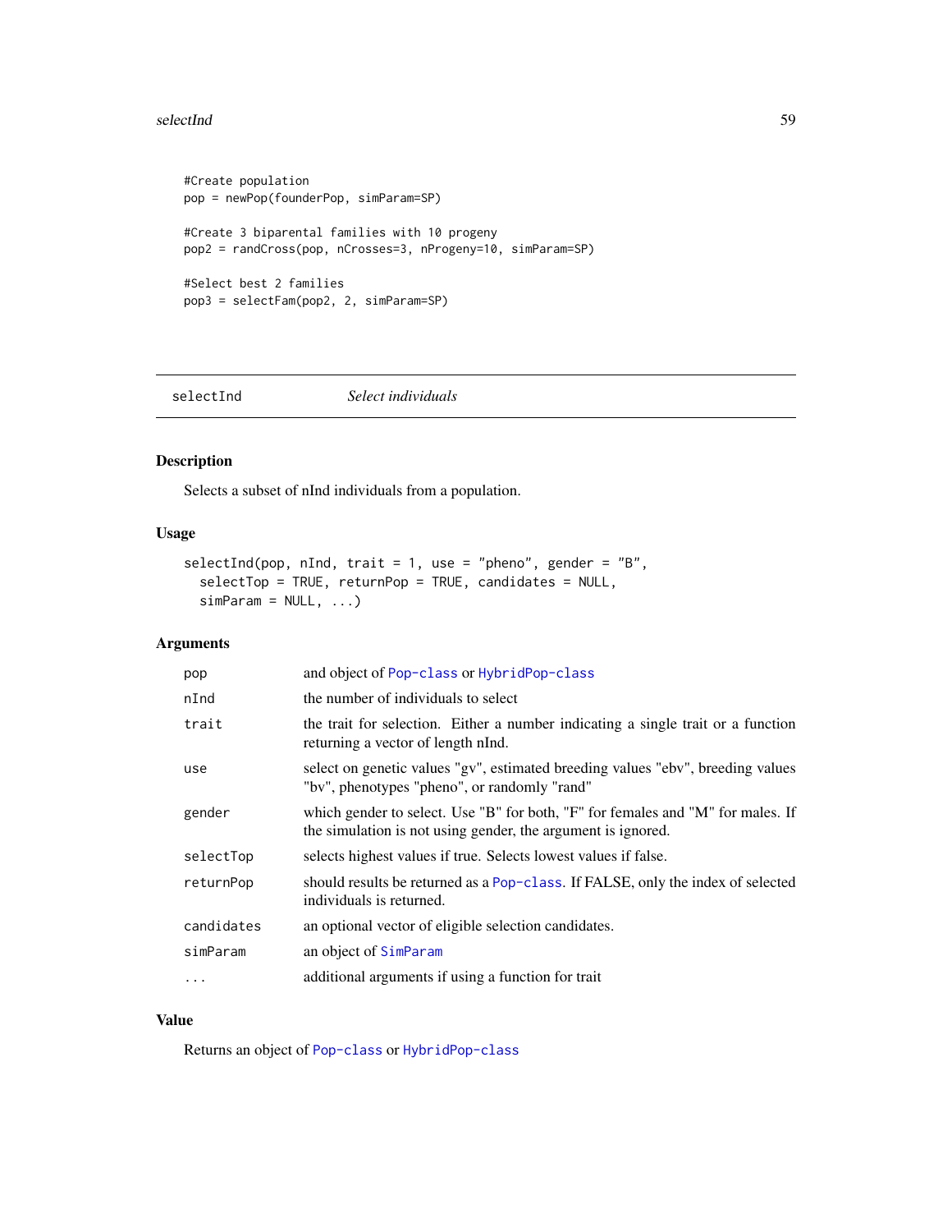```
#Create population
pop = newPop(founderPop, simParam=SP)

#Create 3 biparental families with 10 progeny
pop2 = randCross(pop, nCrosses=3, nProgeny=10, simParam=SP)

#Select best 2 families
pop3 = selectFam(pop2, 2, simParam=SP)
```

---

## selectInd — *Select individuals*

---

### Description

Selects a subset of nInd individuals from a population.

### Usage

```
selectInd(pop, nInd, trait = 1, use = "pheno", gender = "B",
  selectTop = TRUE, returnPop = TRUE, candidates = NULL,
  simParam = NULL, ...)
```

### Arguments

| | |
|---|---|
| `pop` | and object of `Pop-class` or `HybridPop-class` |
| `nInd` | the number of individuals to select |
| `trait` | the trait for selection. Either a number indicating a single trait or a function returning a vector of length nInd. |
| `use` | select on genetic values "gv", estimated breeding values "ebv", breeding values "bv", phenotypes "pheno", or randomly "rand" |
| `gender` | which gender to select. Use "B" for both, "F" for females and "M" for males. If the simulation is not using gender, the argument is ignored. |
| `selectTop` | selects highest values if true. Selects lowest values if false. |
| `returnPop` | should results be returned as a `Pop-class`. If FALSE, only the index of selected individuals is returned. |
| `candidates` | an optional vector of eligible selection candidates. |
| `simParam` | an object of `SimParam` |
| `...` | additional arguments if using a function for trait |

### Value

Returns an object of `Pop-class` or `HybridPop-class`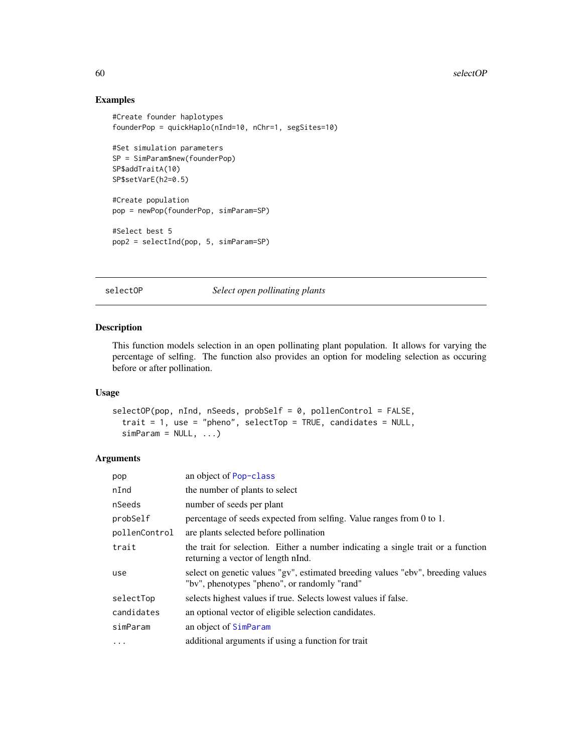## Examples

```
#Create founder haplotypes
founderPop = quickHaplo(nInd=10, nChr=1, segSites=10)

#Set simulation parameters
SP = SimParam$new(founderPop)
SP$addTraitA(10)
SP$setVarE(h2=0.5)

#Create population
pop = newPop(founderPop, simParam=SP)

#Select best 5
pop2 = selectInd(pop, 5, simParam=SP)
```

---

# selectOP *Select open pollinating plants*

## Description

This function models selection in an open pollinating plant population. It allows for varying the percentage of selfing. The function also provides an option for modeling selection as occuring before or after pollination.

## Usage

```
selectOP(pop, nInd, nSeeds, probSelf = 0, pollenControl = FALSE,
  trait = 1, use = "pheno", selectTop = TRUE, candidates = NULL,
  simParam = NULL, ...)
```

## Arguments

| | |
|---|---|
| pop | an object of Pop-class |
| nInd | the number of plants to select |
| nSeeds | number of seeds per plant |
| probSelf | percentage of seeds expected from selfing. Value ranges from 0 to 1. |
| pollenControl | are plants selected before pollination |
| trait | the trait for selection. Either a number indicating a single trait or a function returning a vector of length nInd. |
| use | select on genetic values "gv", estimated breeding values "ebv", breeding values "bv", phenotypes "pheno", or randomly "rand" |
| selectTop | selects highest values if true. Selects lowest values if false. |
| candidates | an optional vector of eligible selection candidates. |
| simParam | an object of SimParam |
| ... | additional arguments if using a function for trait |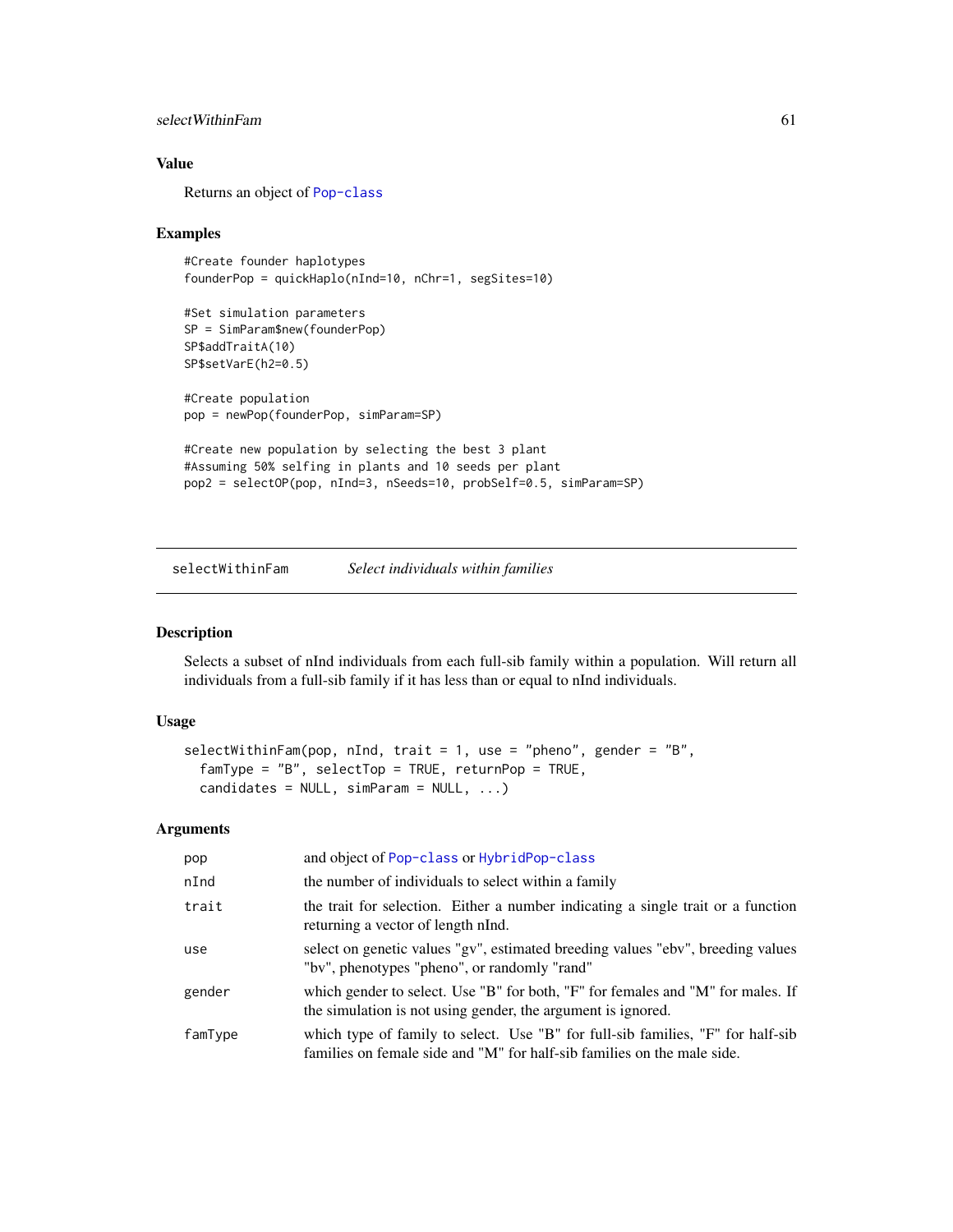## Value

Returns an object of Pop-class

## Examples

```
#Create founder haplotypes
founderPop = quickHaplo(nInd=10, nChr=1, segSites=10)

#Set simulation parameters
SP = SimParam$new(founderPop)
SP$addTraitA(10)
SP$setVarE(h2=0.5)

#Create population
pop = newPop(founderPop, simParam=SP)

#Create new population by selecting the best 3 plant
#Assuming 50% selfing in plants and 10 seeds per plant
pop2 = selectOP(pop, nInd=3, nSeeds=10, probSelf=0.5, simParam=SP)
```

---

# selectWithinFam — *Select individuals within families*

## Description

Selects a subset of nInd individuals from each full-sib family within a population. Will return all individuals from a full-sib family if it has less than or equal to nInd individuals.

## Usage

```
selectWithinFam(pop, nInd, trait = 1, use = "pheno", gender = "B",
  famType = "B", selectTop = TRUE, returnPop = TRUE,
  candidates = NULL, simParam = NULL, ...)
```

## Arguments

| | |
|---|---|
| pop | and object of Pop-class or HybridPop-class |
| nInd | the number of individuals to select within a family |
| trait | the trait for selection. Either a number indicating a single trait or a function returning a vector of length nInd. |
| use | select on genetic values "gv", estimated breeding values "ebv", breeding values "bv", phenotypes "pheno", or randomly "rand" |
| gender | which gender to select. Use "B" for both, "F" for females and "M" for males. If the simulation is not using gender, the argument is ignored. |
| famType | which type of family to select. Use "B" for full-sib families, "F" for half-sib families on female side and "M" for half-sib families on the male side. |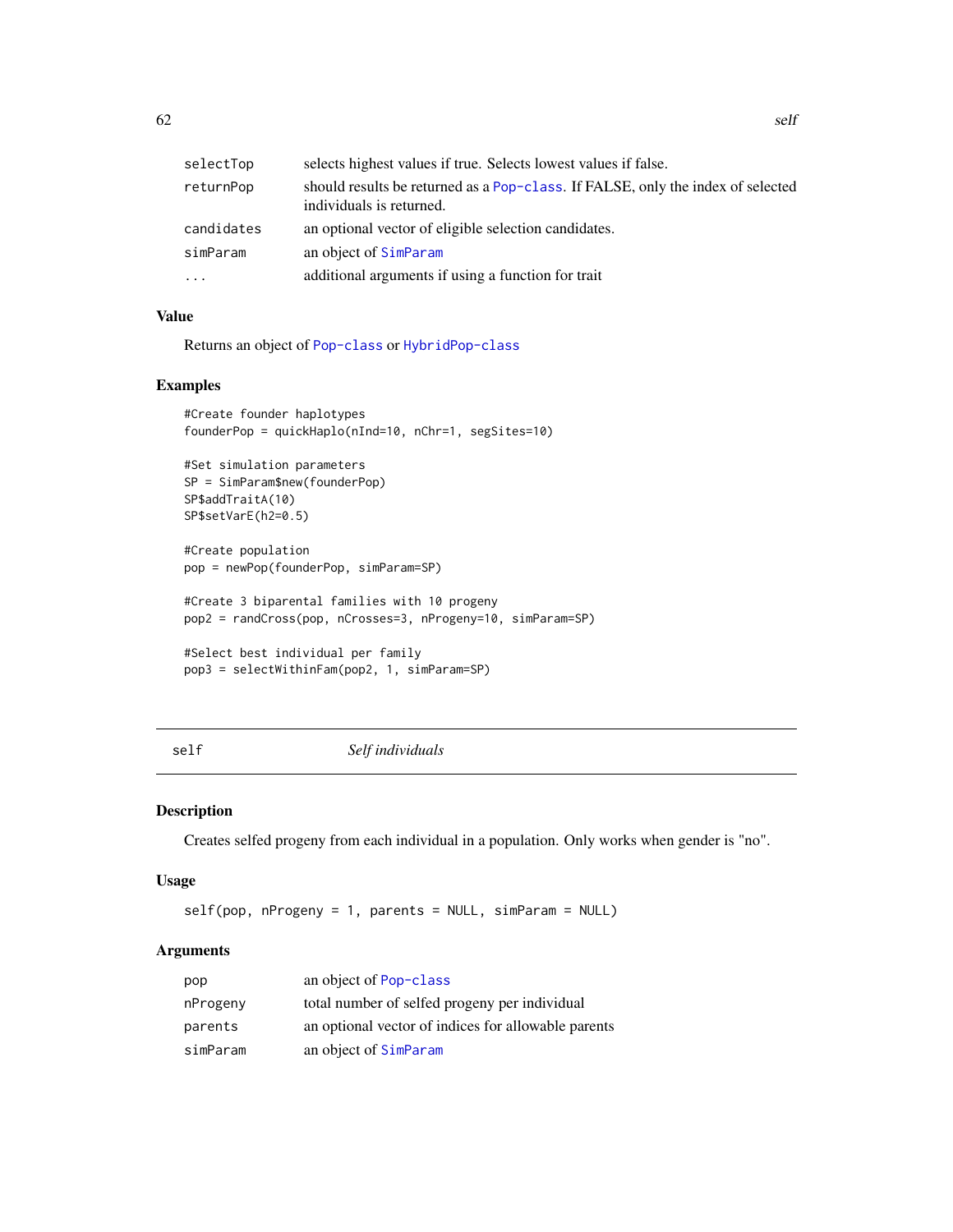| | |
|---|---|
| selectTop | selects highest values if true. Selects lowest values if false. |
| returnPop | should results be returned as a Pop-class. If FALSE, only the index of selected individuals is returned. |
| candidates | an optional vector of eligible selection candidates. |
| simParam | an object of SimParam |
| ... | additional arguments if using a function for trait |

### Value

Returns an object of Pop-class or HybridPop-class

### Examples

```
#Create founder haplotypes
founderPop = quickHaplo(nInd=10, nChr=1, segSites=10)

#Set simulation parameters
SP = SimParam$new(founderPop)
SP$addTraitA(10)
SP$setVarE(h2=0.5)

#Create population
pop = newPop(founderPop, simParam=SP)

#Create 3 biparental families with 10 progeny
pop2 = randCross(pop, nCrosses=3, nProgeny=10, simParam=SP)

#Select best individual per family
pop3 = selectWithinFam(pop2, 1, simParam=SP)
```

---

## self — *Self individuals*

---

### Description

Creates selfed progeny from each individual in a population. Only works when gender is "no".

### Usage

```
self(pop, nProgeny = 1, parents = NULL, simParam = NULL)
```

### Arguments

| | |
|---|---|
| pop | an object of Pop-class |
| nProgeny | total number of selfed progeny per individual |
| parents | an optional vector of indices for allowable parents |
| simParam | an object of SimParam |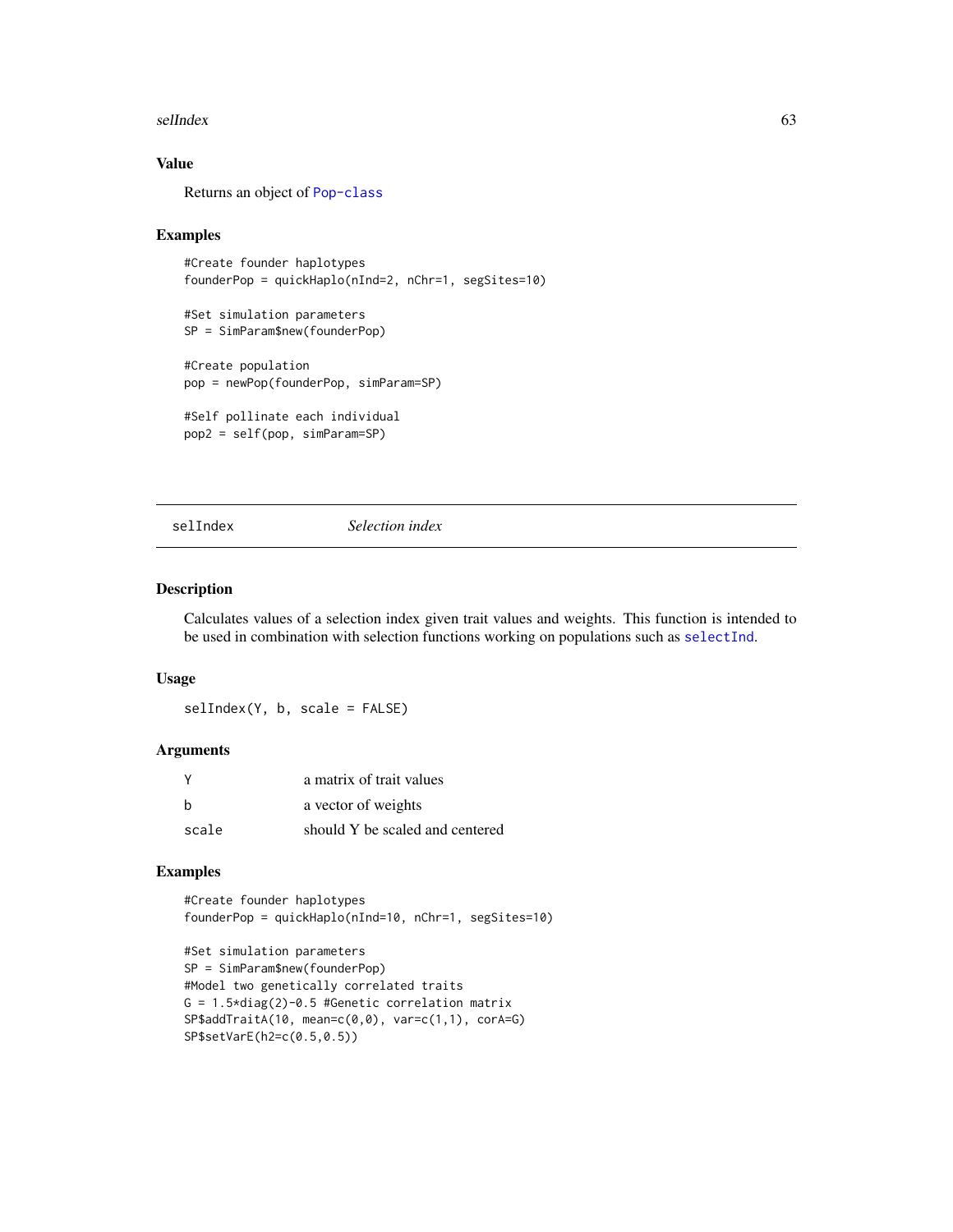### Value

Returns an object of Pop-class

### Examples

```
#Create founder haplotypes
founderPop = quickHaplo(nInd=2, nChr=1, segSites=10)

#Set simulation parameters
SP = SimParam$new(founderPop)

#Create population
pop = newPop(founderPop, simParam=SP)

#Self pollinate each individual
pop2 = self(pop, simParam=SP)
```

---

## selIndex — *Selection index*

---

### Description

Calculates values of a selection index given trait values and weights. This function is intended to be used in combination with selection functions working on populations such as selectInd.

### Usage

```
selIndex(Y, b, scale = FALSE)
```

### Arguments

| | |
|---|---|
| Y | a matrix of trait values |
| b | a vector of weights |
| scale | should Y be scaled and centered |

### Examples

```
#Create founder haplotypes
founderPop = quickHaplo(nInd=10, nChr=1, segSites=10)

#Set simulation parameters
SP = SimParam$new(founderPop)
#Model two genetically correlated traits
G = 1.5*diag(2)-0.5 #Genetic correlation matrix
SP$addTraitA(10, mean=c(0,0), var=c(1,1), corA=G)
SP$setVarE(h2=c(0.5,0.5))
```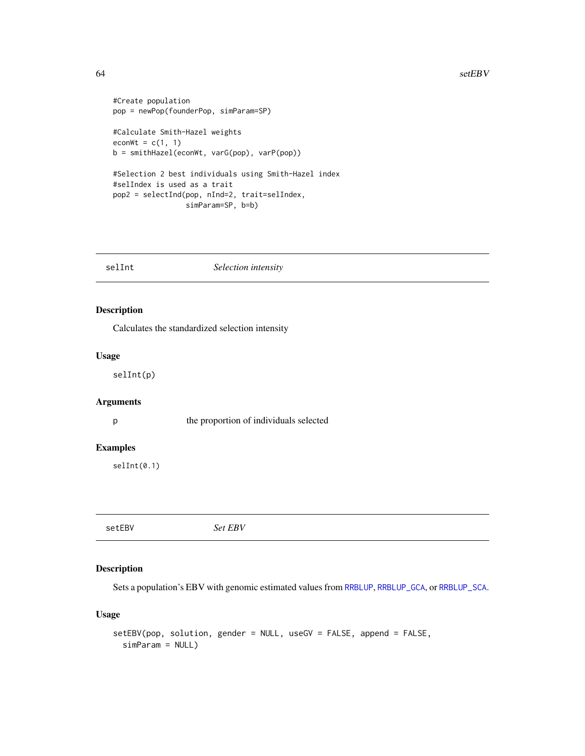```
#Create population
pop = newPop(founderPop, simParam=SP)

#Calculate Smith-Hazel weights
econWt = c(1, 1)
b = smithHazel(econWt, varG(pop), varP(pop))

#Selection 2 best individuals using Smith-Hazel index
#selIndex is used as a trait
pop2 = selectInd(pop, nInd=2, trait=selIndex,
                 simParam=SP, b=b)
```

---

## selInt — *Selection intensity*

### Description

Calculates the standardized selection intensity

### Usage

```
selInt(p)
```

### Arguments

| | |
|---|---|
| p | the proportion of individuals selected |

### Examples

```
selInt(0.1)
```

---

## setEBV — *Set EBV*

### Description

Sets a population's EBV with genomic estimated values from RRBLUP, RRBLUP_GCA, or RRBLUP_SCA.

### Usage

```
setEBV(pop, solution, gender = NULL, useGV = FALSE, append = FALSE,
  simParam = NULL)
```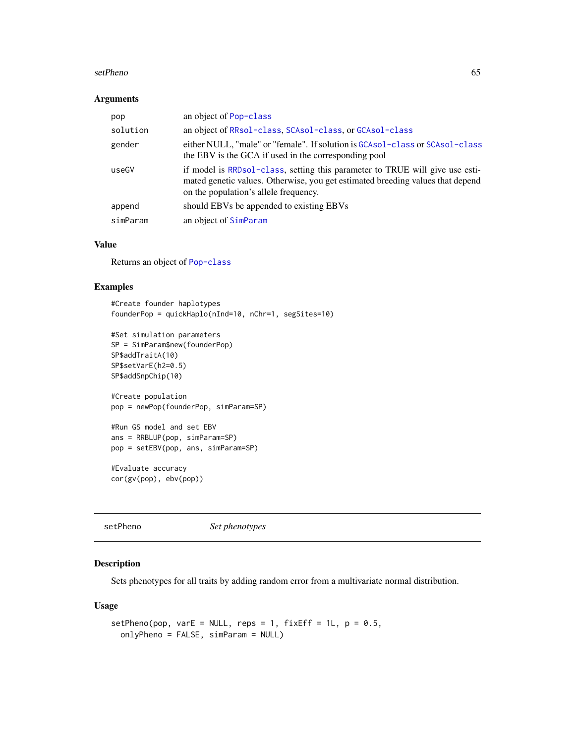### Arguments

| | |
|---|---|
| pop | an object of Pop-class |
| solution | an object of RRsol-class, SCAsol-class, or GCAsol-class |
| gender | either NULL, "male" or "female". If solution is GCAsol-class or SCAsol-class the EBV is the GCA if used in the corresponding pool |
| useGV | if model is RRDsol-class, setting this parameter to TRUE will give use estimated genetic values. Otherwise, you get estimated breeding values that depend on the population's allele frequency. |
| append | should EBVs be appended to existing EBVs |
| simParam | an object of SimParam |

### Value

Returns an object of Pop-class

### Examples

```
#Create founder haplotypes
founderPop = quickHaplo(nInd=10, nChr=1, segSites=10)

#Set simulation parameters
SP = SimParam$new(founderPop)
SP$addTraitA(10)
SP$setVarE(h2=0.5)
SP$addSnpChip(10)

#Create population
pop = newPop(founderPop, simParam=SP)

#Run GS model and set EBV
ans = RRBLUP(pop, simParam=SP)
pop = setEBV(pop, ans, simParam=SP)

#Evaluate accuracy
cor(gv(pop), ebv(pop))
```

---

## setPheno &nbsp;&nbsp;&nbsp;&nbsp; *Set phenotypes*

### Description

Sets phenotypes for all traits by adding random error from a multivariate normal distribution.

### Usage

```
setPheno(pop, varE = NULL, reps = 1, fixEff = 1L, p = 0.5,
  onlyPheno = FALSE, simParam = NULL)
```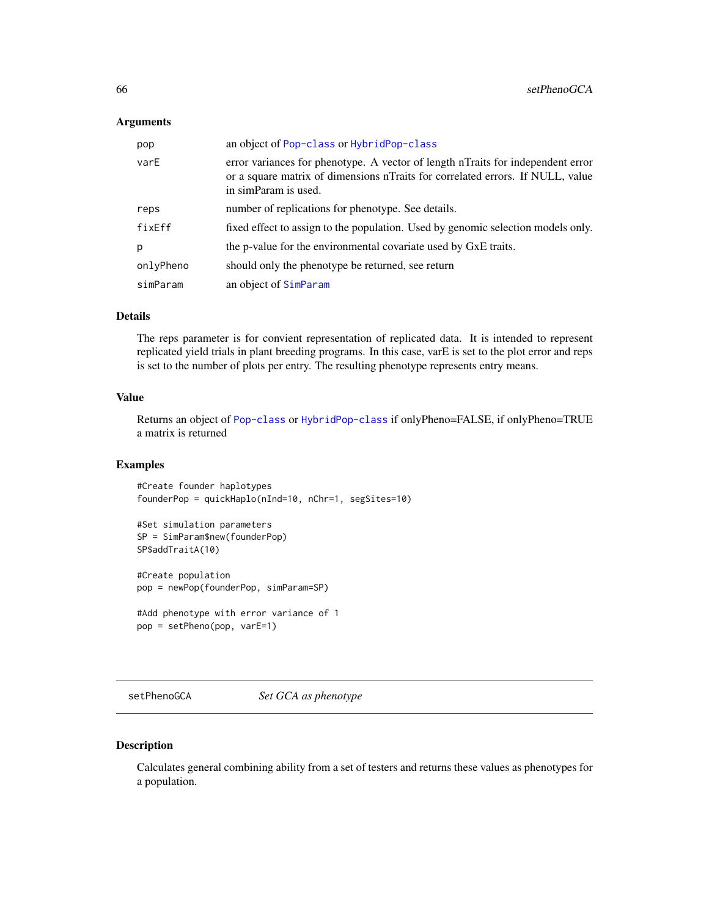### Arguments

| | |
|---|---|
| pop | an object of Pop-class or HybridPop-class |
| varE | error variances for phenotype. A vector of length nTraits for independent error or a square matrix of dimensions nTraits for correlated errors. If NULL, value in simParam is used. |
| reps | number of replications for phenotype. See details. |
| fixEff | fixed effect to assign to the population. Used by genomic selection models only. |
| p | the p-value for the environmental covariate used by GxE traits. |
| onlyPheno | should only the phenotype be returned, see return |
| simParam | an object of SimParam |

### Details

The reps parameter is for convient representation of replicated data. It is intended to represent replicated yield trials in plant breeding programs. In this case, varE is set to the plot error and reps is set to the number of plots per entry. The resulting phenotype represents entry means.

### Value

Returns an object of Pop-class or HybridPop-class if onlyPheno=FALSE, if onlyPheno=TRUE a matrix is returned

### Examples

```
#Create founder haplotypes
founderPop = quickHaplo(nInd=10, nChr=1, segSites=10)

#Set simulation parameters
SP = SimParam$new(founderPop)
SP$addTraitA(10)

#Create population
pop = newPop(founderPop, simParam=SP)

#Add phenotype with error variance of 1
pop = setPheno(pop, varE=1)
```

---

## setPhenoGCA — *Set GCA as phenotype*

### Description

Calculates general combining ability from a set of testers and returns these values as phenotypes for a population.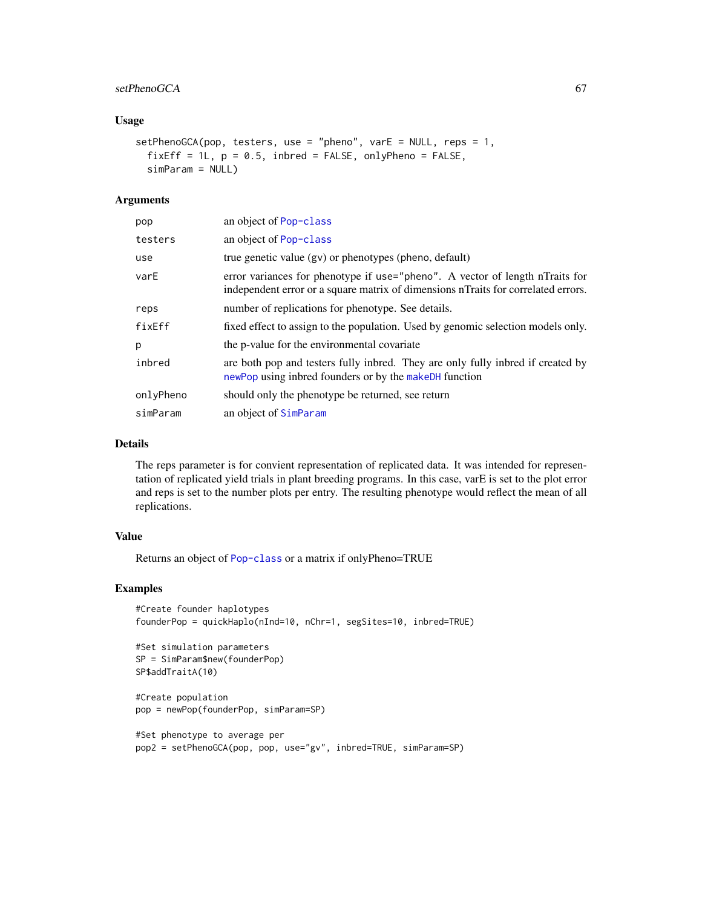## Usage

```
setPhenoGCA(pop, testers, use = "pheno", varE = NULL, reps = 1,
  fixEff = 1L, p = 0.5, inbred = FALSE, onlyPheno = FALSE,
  simParam = NULL)
```

## Arguments

| | |
|---|---|
| pop | an object of Pop-class |
| testers | an object of Pop-class |
| use | true genetic value (gv) or phenotypes (pheno, default) |
| varE | error variances for phenotype if use="pheno". A vector of length nTraits for independent error or a square matrix of dimensions nTraits for correlated errors. |
| reps | number of replications for phenotype. See details. |
| fixEff | fixed effect to assign to the population. Used by genomic selection models only. |
| p | the p-value for the environmental covariate |
| inbred | are both pop and testers fully inbred. They are only fully inbred if created by newPop using inbred founders or by the makeDH function |
| onlyPheno | should only the phenotype be returned, see return |
| simParam | an object of SimParam |

## Details

The reps parameter is for convient representation of replicated data. It was intended for representation of replicated yield trials in plant breeding programs. In this case, varE is set to the plot error and reps is set to the number plots per entry. The resulting phenotype would reflect the mean of all replications.

## Value

Returns an object of Pop-class or a matrix if onlyPheno=TRUE

## Examples

```
#Create founder haplotypes
founderPop = quickHaplo(nInd=10, nChr=1, segSites=10, inbred=TRUE)

#Set simulation parameters
SP = SimParam$new(founderPop)
SP$addTraitA(10)

#Create population
pop = newPop(founderPop, simParam=SP)

#Set phenotype to average per
pop2 = setPhenoGCA(pop, pop, use="gv", inbred=TRUE, simParam=SP)
```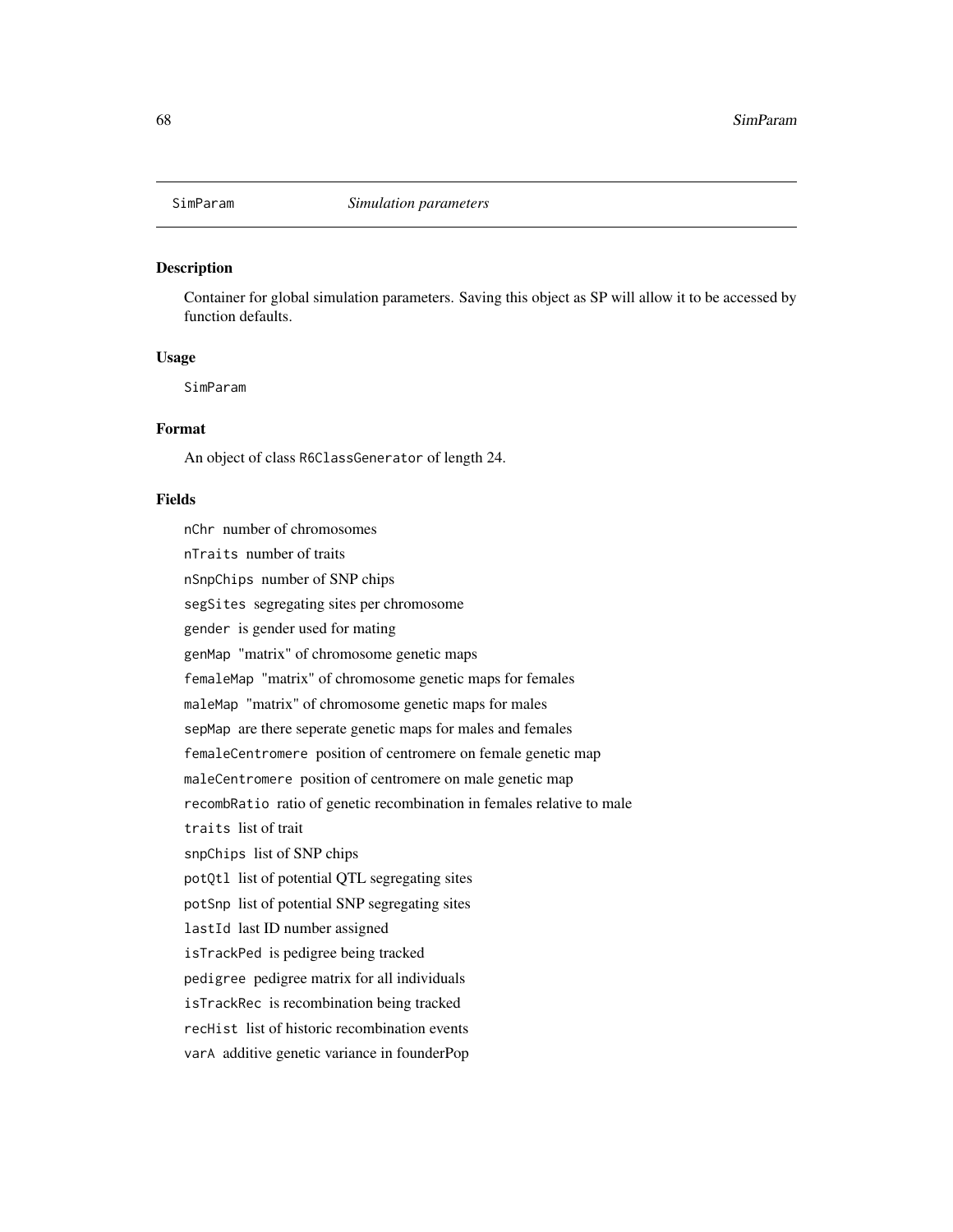# SimParam — *Simulation parameters*

## Description

Container for global simulation parameters. Saving this object as SP will allow it to be accessed by function defaults.

## Usage

```
SimParam
```

## Format

An object of class `R6ClassGenerator` of length 24.

## Fields

- `nChr` number of chromosomes
- `nTraits` number of traits
- `nSnpChips` number of SNP chips
- `segSites` segregating sites per chromosome
- `gender` is gender used for mating
- `genMap` "matrix" of chromosome genetic maps
- `femaleMap` "matrix" of chromosome genetic maps for females
- `maleMap` "matrix" of chromosome genetic maps for males
- `sepMap` are there seperate genetic maps for males and females
- `femaleCentromere` position of centromere on female genetic map
- `maleCentromere` position of centromere on male genetic map
- `recombRatio` ratio of genetic recombination in females relative to male
- `traits` list of trait
- `snpChips` list of SNP chips
- `potQtl` list of potential QTL segregating sites
- `potSnp` list of potential SNP segregating sites
- `lastId` last ID number assigned
- `isTrackPed` is pedigree being tracked
- `pedigree` pedigree matrix for all individuals
- `isTrackRec` is recombination being tracked
- `recHist` list of historic recombination events
- `varA` additive genetic variance in founderPop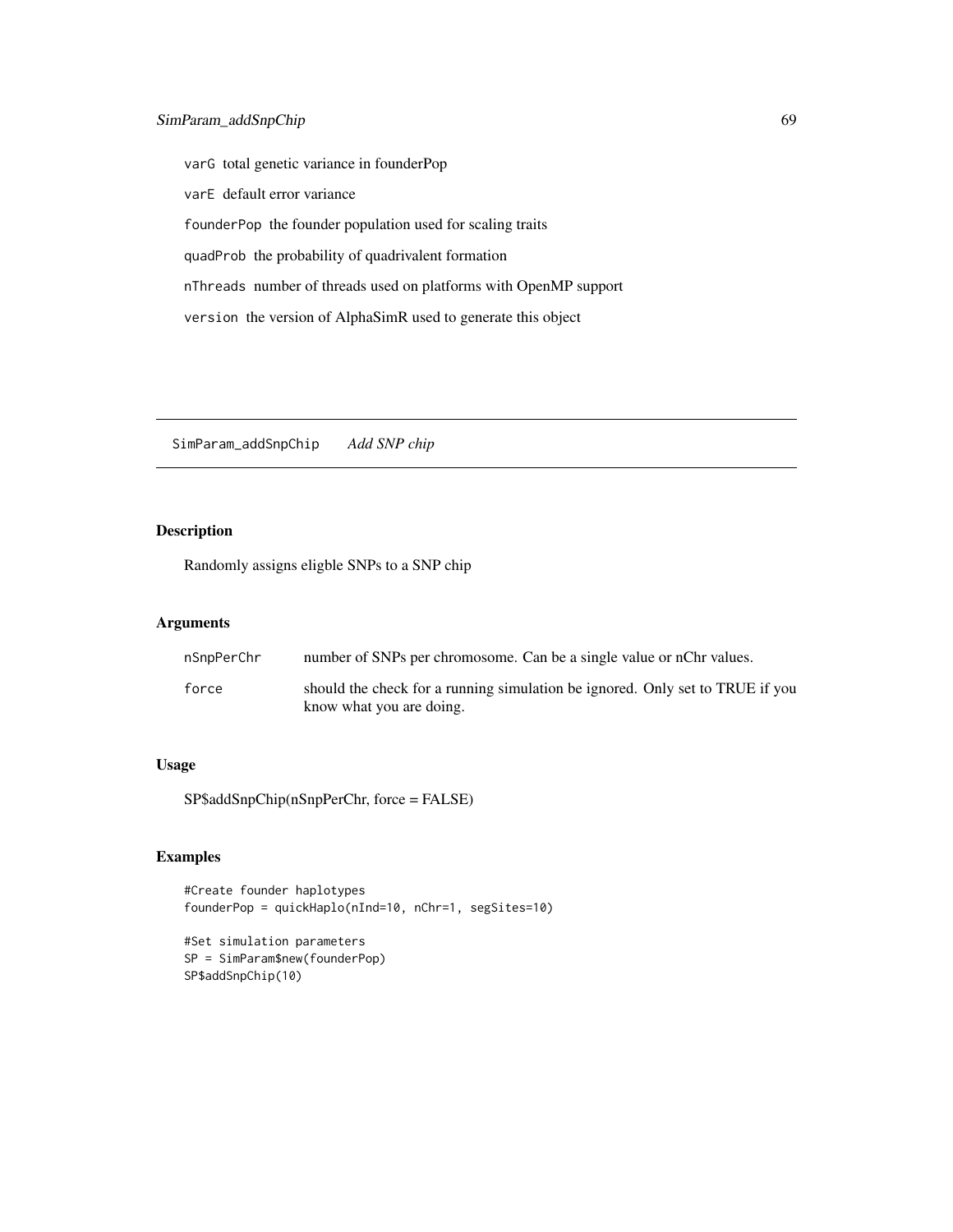`varG` total genetic variance in founderPop

`varE` default error variance

`founderPop` the founder population used for scaling traits

`quadProb` the probability of quadrivalent formation

`nThreads` number of threads used on platforms with OpenMP support

`version` the version of AlphaSimR used to generate this object

---

## SimParam_addSnpChip    *Add SNP chip*

---

### Description

Randomly assigns eligble SNPs to a SNP chip

### Arguments

| | |
|---|---|
| nSnpPerChr | number of SNPs per chromosome. Can be a single value or nChr values. |
| force | should the check for a running simulation be ignored. Only set to TRUE if you know what you are doing. |

### Usage

SP$addSnpChip(nSnpPerChr, force = FALSE)

### Examples

```
#Create founder haplotypes
founderPop = quickHaplo(nInd=10, nChr=1, segSites=10)

#Set simulation parameters
SP = SimParam$new(founderPop)
SP$addSnpChip(10)
```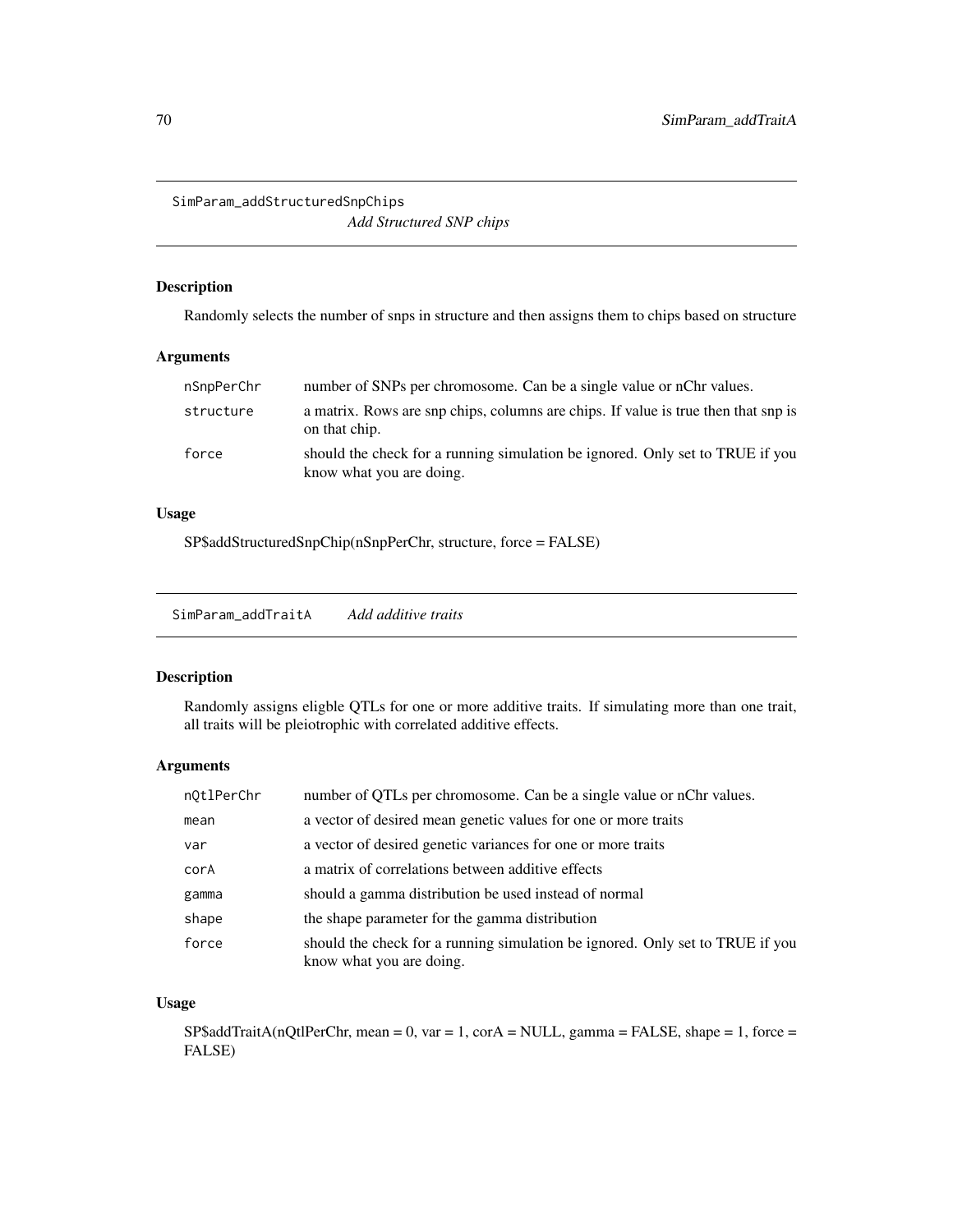## SimParam_addStructuredSnpChips

*Add Structured SNP chips*

### Description

Randomly selects the number of snps in structure and then assigns them to chips based on structure

### Arguments

| | |
|---|---|
| nSnpPerChr | number of SNPs per chromosome. Can be a single value or nChr values. |
| structure | a matrix. Rows are snp chips, columns are chips. If value is true then that snp is on that chip. |
| force | should the check for a running simulation be ignored. Only set to TRUE if you know what you are doing. |

### Usage

```
SP$addStructuredSnpChip(nSnpPerChr, structure, force = FALSE)
```

## SimParam_addTraitA

*Add additive traits*

### Description

Randomly assigns eligble QTLs for one or more additive traits. If simulating more than one trait, all traits will be pleiotrophic with correlated additive effects.

### Arguments

| | |
|---|---|
| nQtlPerChr | number of QTLs per chromosome. Can be a single value or nChr values. |
| mean | a vector of desired mean genetic values for one or more traits |
| var | a vector of desired genetic variances for one or more traits |
| corA | a matrix of correlations between additive effects |
| gamma | should a gamma distribution be used instead of normal |
| shape | the shape parameter for the gamma distribution |
| force | should the check for a running simulation be ignored. Only set to TRUE if you know what you are doing. |

### Usage

```
SP$addTraitA(nQtlPerChr, mean = 0, var = 1, corA = NULL, gamma = FALSE, shape = 1, force = FALSE)
```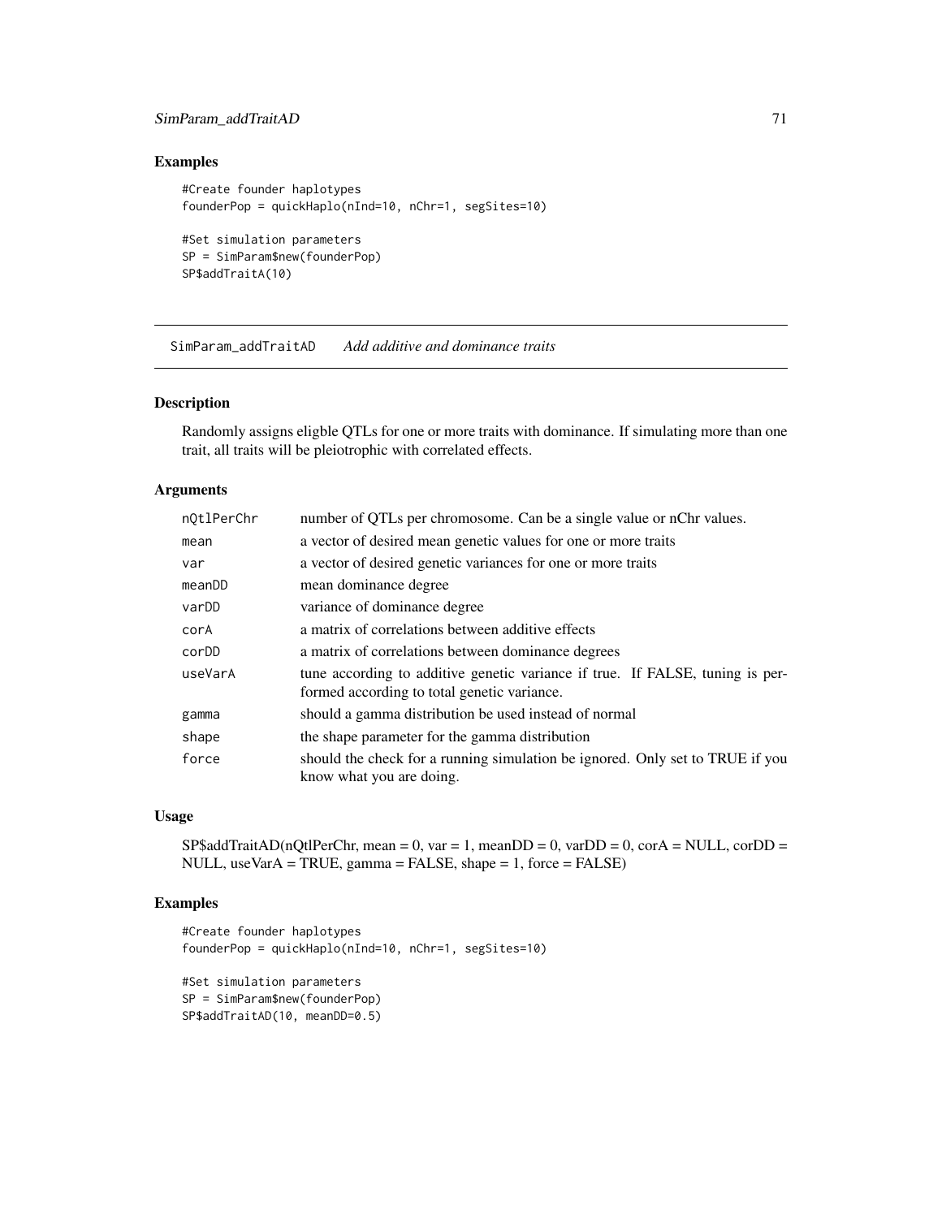### Examples

```
#Create founder haplotypes
founderPop = quickHaplo(nInd=10, nChr=1, segSites=10)

#Set simulation parameters
SP = SimParam$new(founderPop)
SP$addTraitA(10)
```

---

## SimParam_addTraitAD *Add additive and dominance traits*

### Description

Randomly assigns eligble QTLs for one or more traits with dominance. If simulating more than one trait, all traits will be pleiotrophic with correlated effects.

### Arguments

| | |
|---|---|
| nQtlPerChr | number of QTLs per chromosome. Can be a single value or nChr values. |
| mean | a vector of desired mean genetic values for one or more traits |
| var | a vector of desired genetic variances for one or more traits |
| meanDD | mean dominance degree |
| varDD | variance of dominance degree |
| corA | a matrix of correlations between additive effects |
| corDD | a matrix of correlations between dominance degrees |
| useVarA | tune according to additive genetic variance if true. If FALSE, tuning is performed according to total genetic variance. |
| gamma | should a gamma distribution be used instead of normal |
| shape | the shape parameter for the gamma distribution |
| force | should the check for a running simulation be ignored. Only set to TRUE if you know what you are doing. |

### Usage

SP$addTraitAD(nQtlPerChr, mean = 0, var = 1, meanDD = 0, varDD = 0, corA = NULL, corDD = NULL, useVarA = TRUE, gamma = FALSE, shape = 1, force = FALSE)

### Examples

```
#Create founder haplotypes
founderPop = quickHaplo(nInd=10, nChr=1, segSites=10)

#Set simulation parameters
SP = SimParam$new(founderPop)
SP$addTraitAD(10, meanDD=0.5)
```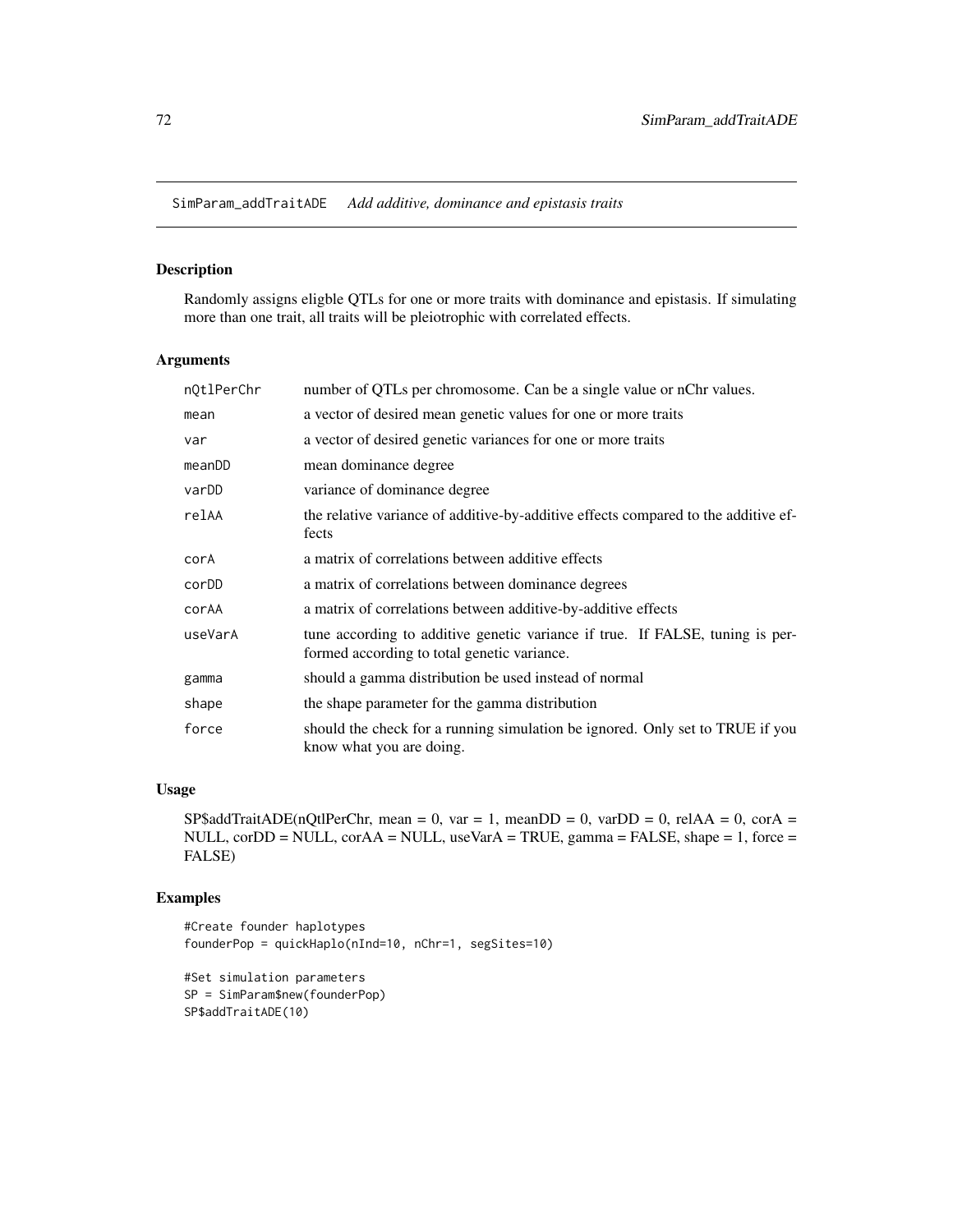# SimParam_addTraitADE *Add additive, dominance and epistasis traits*

## Description

Randomly assigns eligble QTLs for one or more traits with dominance and epistasis. If simulating more than one trait, all traits will be pleiotrophic with correlated effects.

## Arguments

| | |
|---|---|
| nQtlPerChr | number of QTLs per chromosome. Can be a single value or nChr values. |
| mean | a vector of desired mean genetic values for one or more traits |
| var | a vector of desired genetic variances for one or more traits |
| meanDD | mean dominance degree |
| varDD | variance of dominance degree |
| relAA | the relative variance of additive-by-additive effects compared to the additive effects |
| corA | a matrix of correlations between additive effects |
| corDD | a matrix of correlations between dominance degrees |
| corAA | a matrix of correlations between additive-by-additive effects |
| useVarA | tune according to additive genetic variance if true. If FALSE, tuning is performed according to total genetic variance. |
| gamma | should a gamma distribution be used instead of normal |
| shape | the shape parameter for the gamma distribution |
| force | should the check for a running simulation be ignored. Only set to TRUE if you know what you are doing. |

## Usage

SP$addTraitADE(nQtlPerChr, mean = 0, var = 1, meanDD = 0, varDD = 0, relAA = 0, corA = NULL, corDD = NULL, corAA = NULL, useVarA = TRUE, gamma = FALSE, shape = 1, force = FALSE)

## Examples

```
#Create founder haplotypes
founderPop = quickHaplo(nInd=10, nChr=1, segSites=10)

#Set simulation parameters
SP = SimParam$new(founderPop)
SP$addTraitADE(10)
```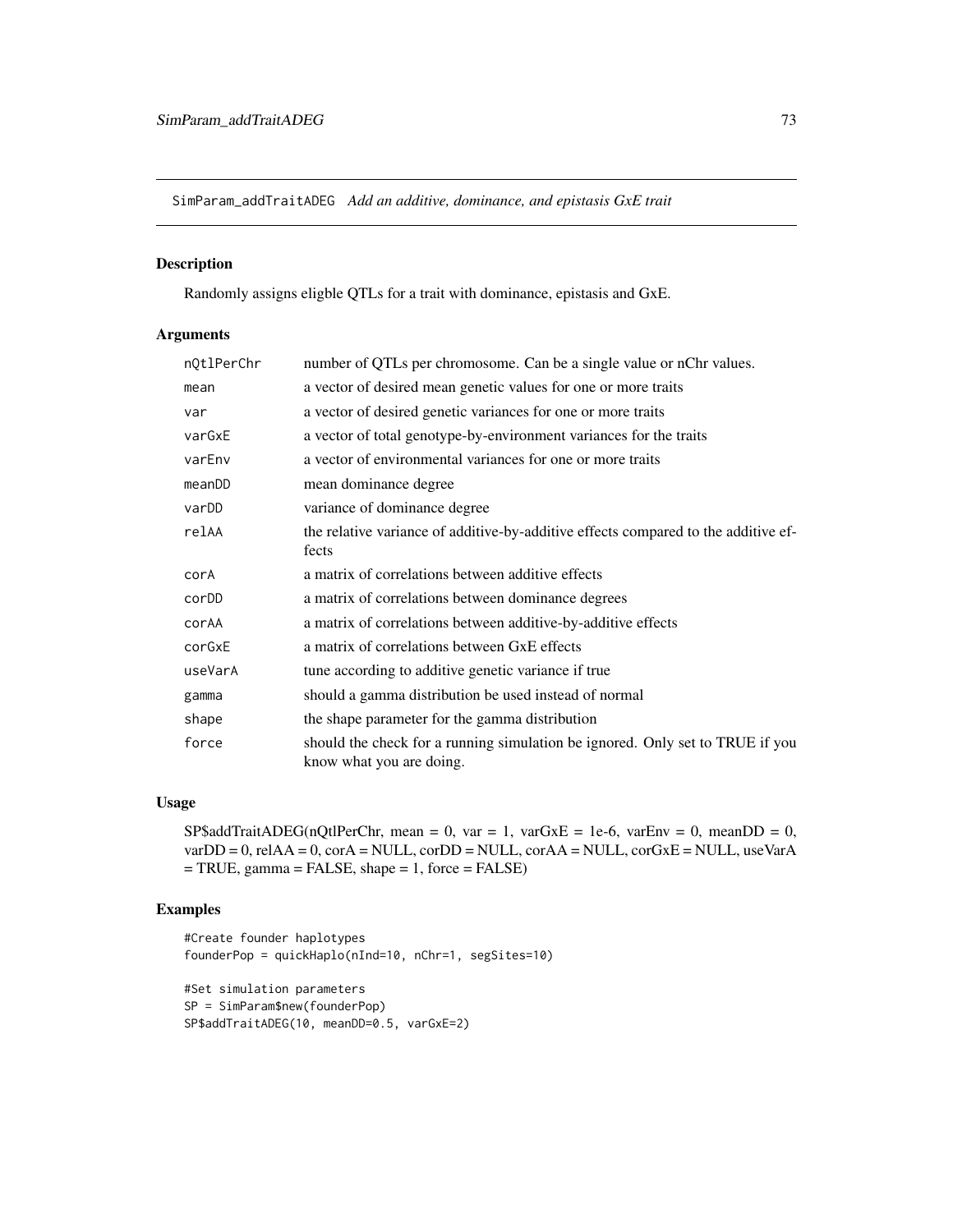# SimParam_addTraitADEG *Add an additive, dominance, and epistasis GxE trait*

## Description

Randomly assigns eligble QTLs for a trait with dominance, epistasis and GxE.

## Arguments

| | |
|---|---|
| nQtlPerChr | number of QTLs per chromosome. Can be a single value or nChr values. |
| mean | a vector of desired mean genetic values for one or more traits |
| var | a vector of desired genetic variances for one or more traits |
| varGxE | a vector of total genotype-by-environment variances for the traits |
| varEnv | a vector of environmental variances for one or more traits |
| meanDD | mean dominance degree |
| varDD | variance of dominance degree |
| relAA | the relative variance of additive-by-additive effects compared to the additive effects |
| corA | a matrix of correlations between additive effects |
| corDD | a matrix of correlations between dominance degrees |
| corAA | a matrix of correlations between additive-by-additive effects |
| corGxE | a matrix of correlations between GxE effects |
| useVarA | tune according to additive genetic variance if true |
| gamma | should a gamma distribution be used instead of normal |
| shape | the shape parameter for the gamma distribution |
| force | should the check for a running simulation be ignored. Only set to TRUE if you know what you are doing. |

## Usage

SP$addTraitADEG(nQtlPerChr, mean = 0, var = 1, varGxE = 1e-6, varEnv = 0, meanDD = 0, varDD = 0, relAA = 0, corA = NULL, corDD = NULL, corAA = NULL, corGxE = NULL, useVarA = TRUE, gamma = FALSE, shape = 1, force = FALSE)

## Examples

```
#Create founder haplotypes
founderPop = quickHaplo(nInd=10, nChr=1, segSites=10)

#Set simulation parameters
SP = SimParam$new(founderPop)
SP$addTraitADEG(10, meanDD=0.5, varGxE=2)
```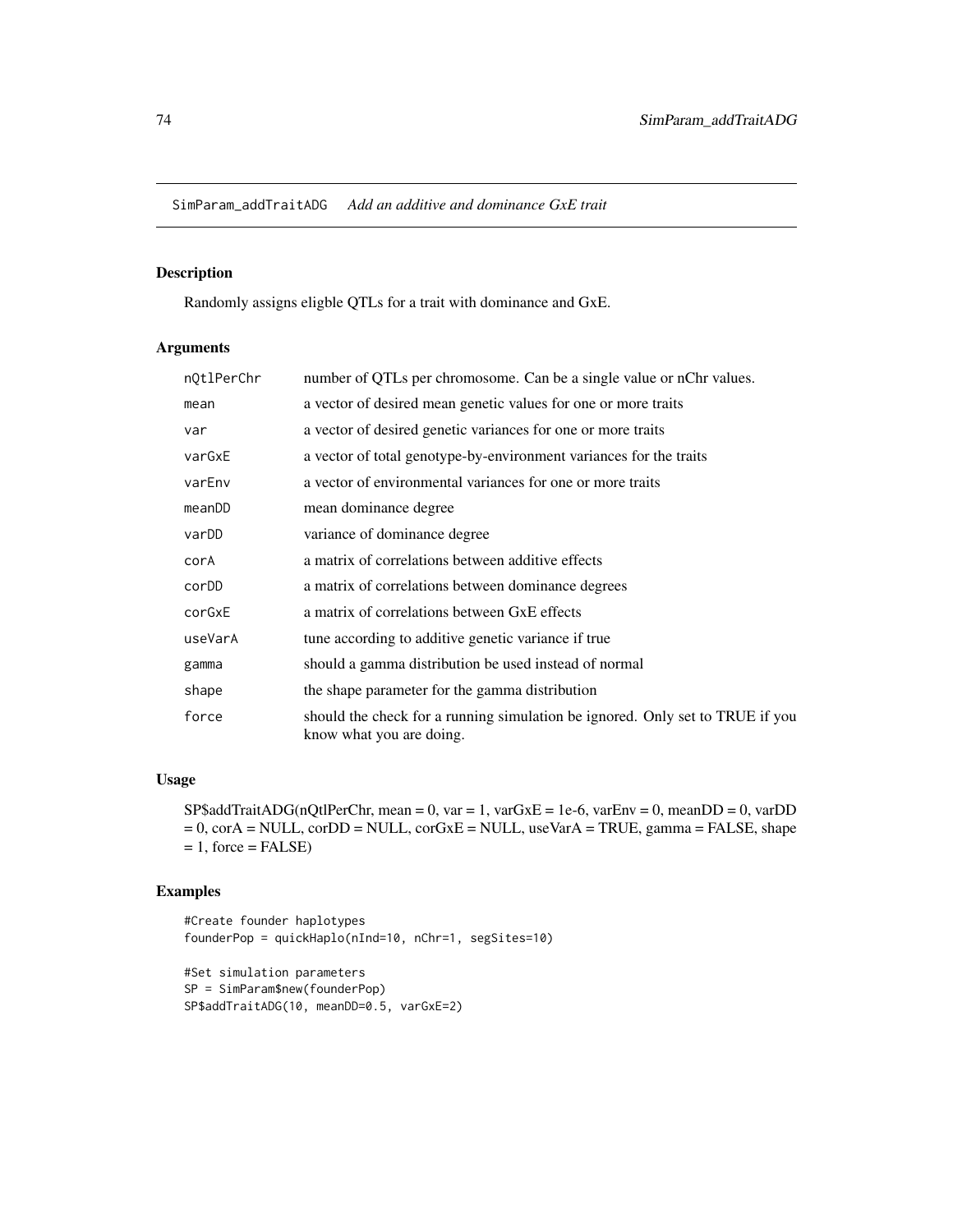## SimParam_addTraitADG *Add an additive and dominance GxE trait*

### Description

Randomly assigns eligble QTLs for a trait with dominance and GxE.

### Arguments

| | |
|---|---|
| nQtlPerChr | number of QTLs per chromosome. Can be a single value or nChr values. |
| mean | a vector of desired mean genetic values for one or more traits |
| var | a vector of desired genetic variances for one or more traits |
| varGxE | a vector of total genotype-by-environment variances for the traits |
| varEnv | a vector of environmental variances for one or more traits |
| meanDD | mean dominance degree |
| varDD | variance of dominance degree |
| corA | a matrix of correlations between additive effects |
| corDD | a matrix of correlations between dominance degrees |
| corGxE | a matrix of correlations between GxE effects |
| useVarA | tune according to additive genetic variance if true |
| gamma | should a gamma distribution be used instead of normal |
| shape | the shape parameter for the gamma distribution |
| force | should the check for a running simulation be ignored. Only set to TRUE if you know what you are doing. |

### Usage

SP$addTraitADG(nQtlPerChr, mean = 0, var = 1, varGxE = 1e-6, varEnv = 0, meanDD = 0, varDD = 0, corA = NULL, corDD = NULL, corGxE = NULL, useVarA = TRUE, gamma = FALSE, shape = 1, force = FALSE)

### Examples

```
#Create founder haplotypes
founderPop = quickHaplo(nInd=10, nChr=1, segSites=10)

#Set simulation parameters
SP = SimParam$new(founderPop)
SP$addTraitADG(10, meanDD=0.5, varGxE=2)
```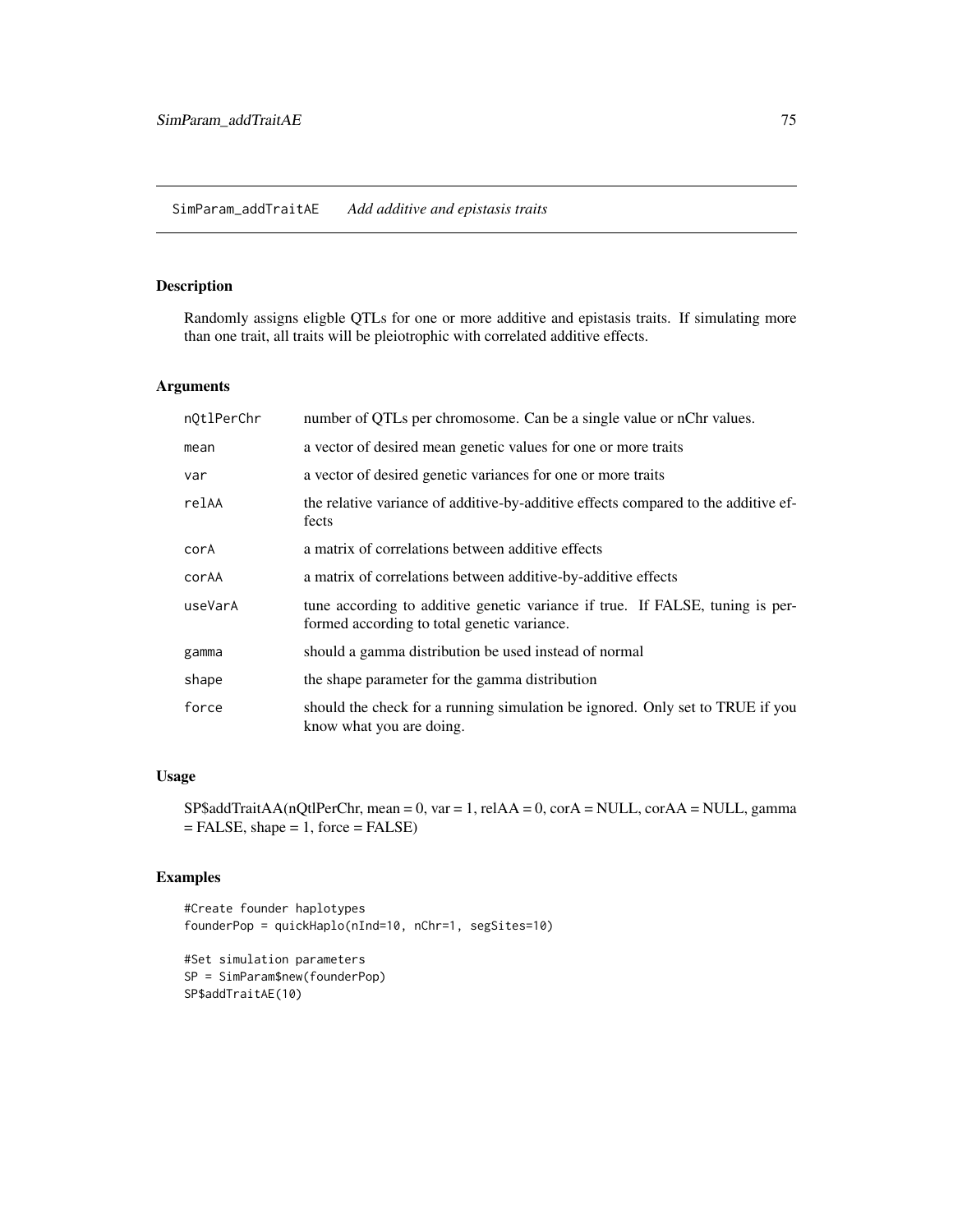SimParam_addTraitAE    *Add additive and epistasis traits*

## Description

Randomly assigns eligble QTLs for one or more additive and epistasis traits. If simulating more than one trait, all traits will be pleiotrophic with correlated additive effects.

## Arguments

| | |
|---|---|
| nQtlPerChr | number of QTLs per chromosome. Can be a single value or nChr values. |
| mean | a vector of desired mean genetic values for one or more traits |
| var | a vector of desired genetic variances for one or more traits |
| relAA | the relative variance of additive-by-additive effects compared to the additive effects |
| corA | a matrix of correlations between additive effects |
| corAA | a matrix of correlations between additive-by-additive effects |
| useVarA | tune according to additive genetic variance if true. If FALSE, tuning is performed according to total genetic variance. |
| gamma | should a gamma distribution be used instead of normal |
| shape | the shape parameter for the gamma distribution |
| force | should the check for a running simulation be ignored. Only set to TRUE if you know what you are doing. |

## Usage

SP$addTraitAA(nQtlPerChr, mean = 0, var = 1, relAA = 0, corA = NULL, corAA = NULL, gamma = FALSE, shape = 1, force = FALSE)

## Examples

```
#Create founder haplotypes
founderPop = quickHaplo(nInd=10, nChr=1, segSites=10)

#Set simulation parameters
SP = SimParam$new(founderPop)
SP$addTraitAE(10)
```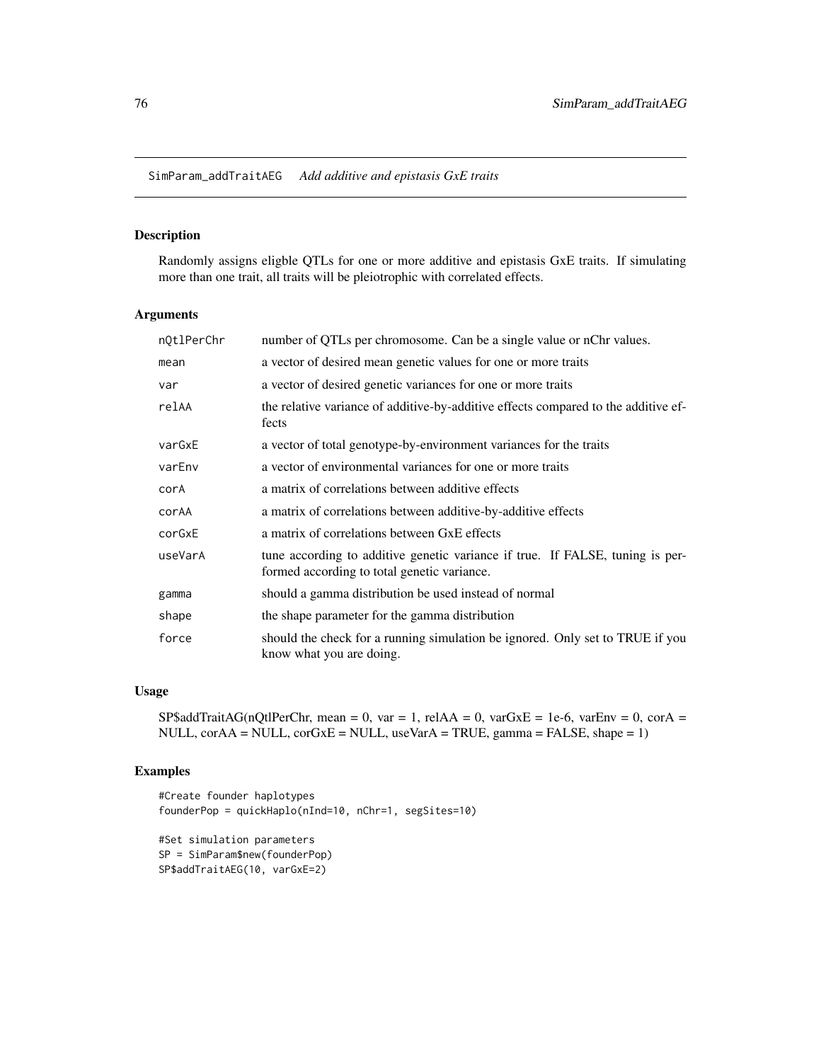SimParam_addTraitAEG    *Add additive and epistasis GxE traits*

## Description

Randomly assigns eligble QTLs for one or more additive and epistasis GxE traits. If simulating more than one trait, all traits will be pleiotrophic with correlated effects.

## Arguments

| | |
|---|---|
| nQtlPerChr | number of QTLs per chromosome. Can be a single value or nChr values. |
| mean | a vector of desired mean genetic values for one or more traits |
| var | a vector of desired genetic variances for one or more traits |
| relAA | the relative variance of additive-by-additive effects compared to the additive effects |
| varGxE | a vector of total genotype-by-environment variances for the traits |
| varEnv | a vector of environmental variances for one or more traits |
| corA | a matrix of correlations between additive effects |
| corAA | a matrix of correlations between additive-by-additive effects |
| corGxE | a matrix of correlations between GxE effects |
| useVarA | tune according to additive genetic variance if true. If FALSE, tuning is performed according to total genetic variance. |
| gamma | should a gamma distribution be used instead of normal |
| shape | the shape parameter for the gamma distribution |
| force | should the check for a running simulation be ignored. Only set to TRUE if you know what you are doing. |

## Usage

SP$addTraitAG(nQtlPerChr, mean = 0, var = 1, relAA = 0, varGxE = 1e-6, varEnv = 0, corA = NULL, corAA = NULL, corGxE = NULL, useVarA = TRUE, gamma = FALSE, shape = 1)

## Examples

```
#Create founder haplotypes
founderPop = quickHaplo(nInd=10, nChr=1, segSites=10)

#Set simulation parameters
SP = SimParam$new(founderPop)
SP$addTraitAEG(10, varGxE=2)
```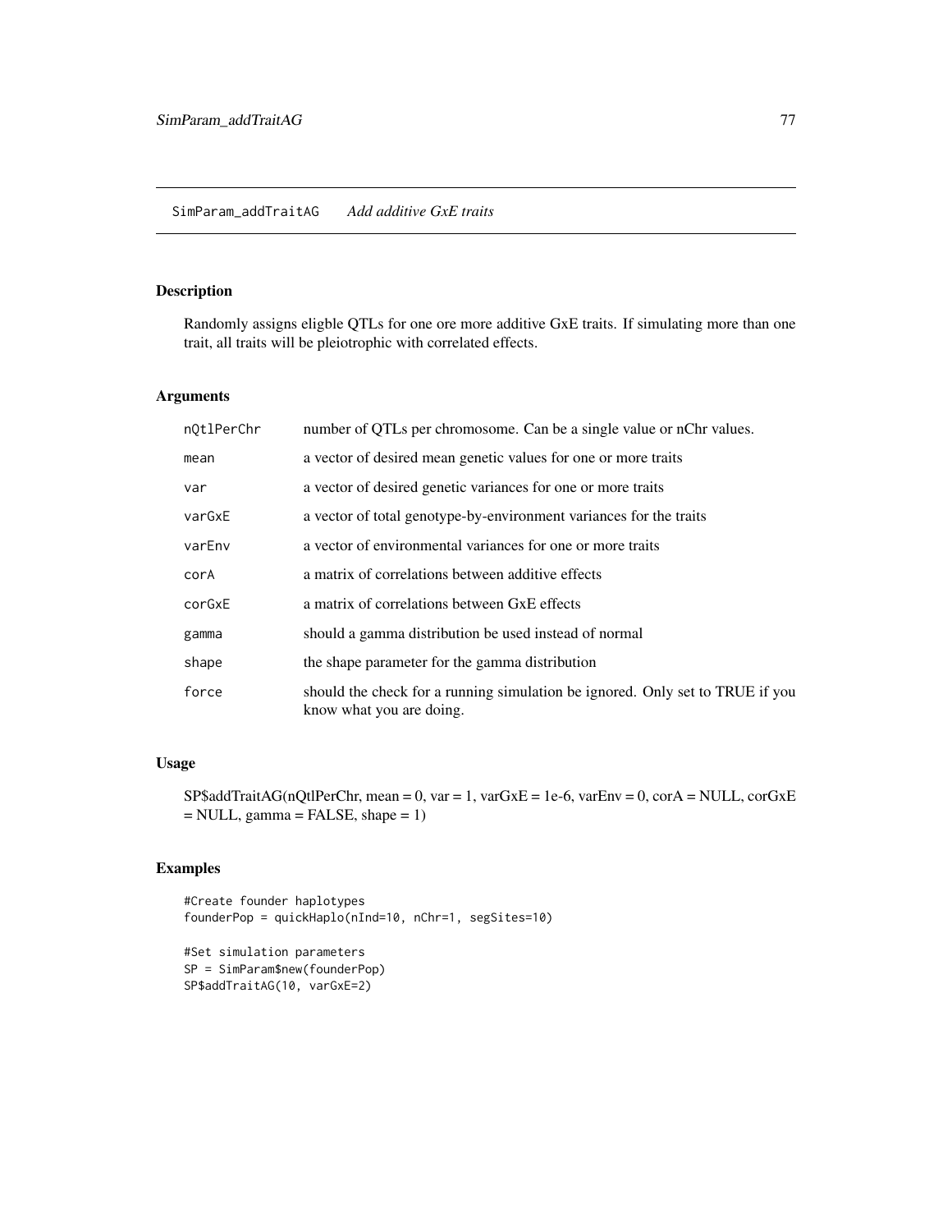## SimParam_addTraitAG *Add additive GxE traits*

### Description

Randomly assigns eligble QTLs for one ore more additive GxE traits. If simulating more than one trait, all traits will be pleiotrophic with correlated effects.

### Arguments

| | |
|---|---|
| nQtlPerChr | number of QTLs per chromosome. Can be a single value or nChr values. |
| mean | a vector of desired mean genetic values for one or more traits |
| var | a vector of desired genetic variances for one or more traits |
| varGxE | a vector of total genotype-by-environment variances for the traits |
| varEnv | a vector of environmental variances for one or more traits |
| corA | a matrix of correlations between additive effects |
| corGxE | a matrix of correlations between GxE effects |
| gamma | should a gamma distribution be used instead of normal |
| shape | the shape parameter for the gamma distribution |
| force | should the check for a running simulation be ignored. Only set to TRUE if you know what you are doing. |

### Usage

SP$addTraitAG(nQtlPerChr, mean = 0, var = 1, varGxE = 1e-6, varEnv = 0, corA = NULL, corGxE = NULL, gamma = FALSE, shape = 1)

### Examples

```
#Create founder haplotypes
founderPop = quickHaplo(nInd=10, nChr=1, segSites=10)

#Set simulation parameters
SP = SimParam$new(founderPop)
SP$addTraitAG(10, varGxE=2)
```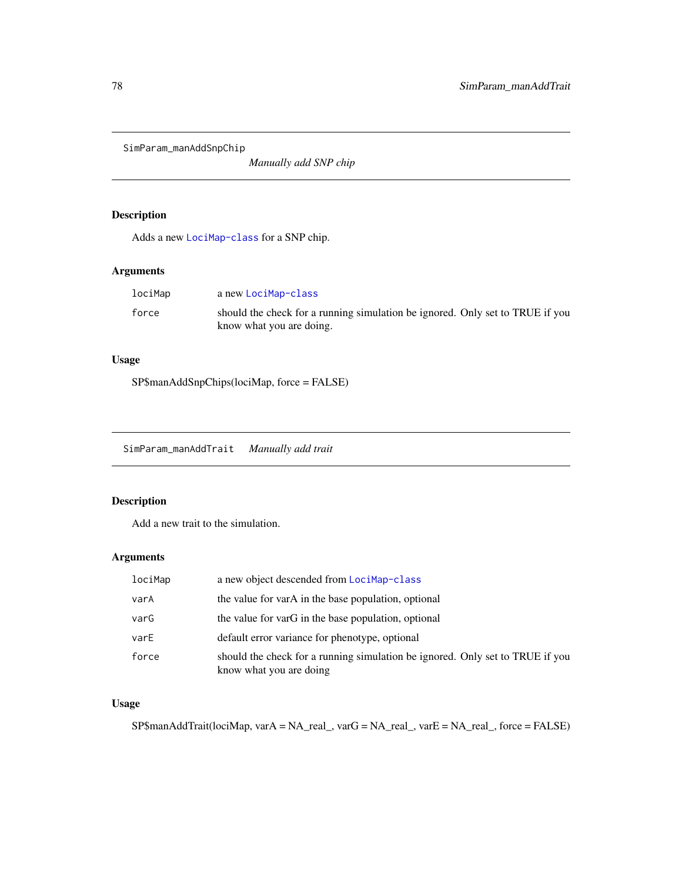## SimParam_manAddSnpChip

*Manually add SNP chip*

### Description

Adds a new LociMap-class for a SNP chip.

### Arguments

| | |
|---|---|
| lociMap | a new LociMap-class |
| force | should the check for a running simulation be ignored. Only set to TRUE if you know what you are doing. |

### Usage

```
SP$manAddSnpChips(lociMap, force = FALSE)
```

## SimParam_manAddTrait

*Manually add trait*

### Description

Add a new trait to the simulation.

### Arguments

| | |
|---|---|
| lociMap | a new object descended from LociMap-class |
| varA | the value for varA in the base population, optional |
| varG | the value for varG in the base population, optional |
| varE | default error variance for phenotype, optional |
| force | should the check for a running simulation be ignored. Only set to TRUE if you know what you are doing |

### Usage

```
SP$manAddTrait(lociMap, varA = NA_real_, varG = NA_real_, varE = NA_real_, force = FALSE)
```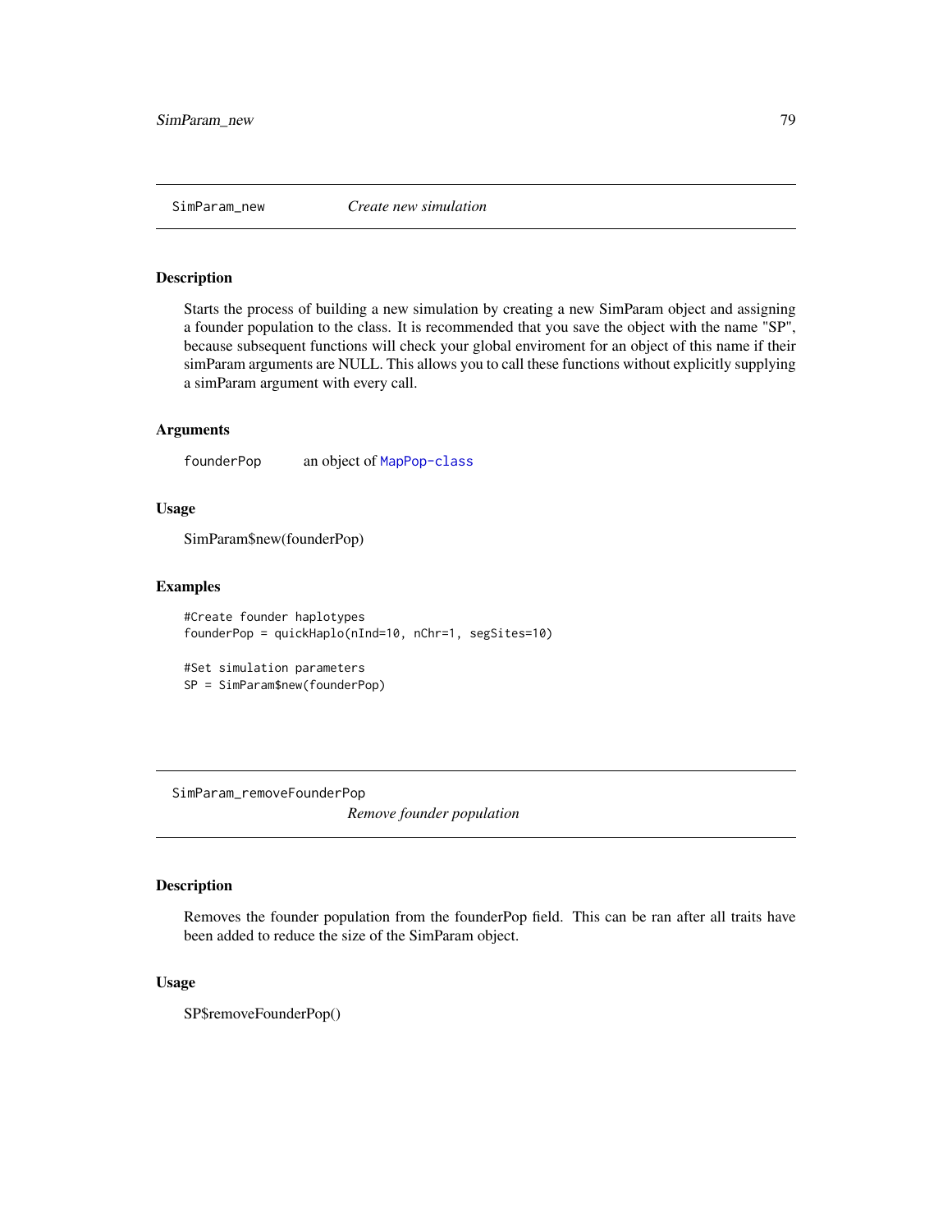## SimParam_new *Create new simulation*

### Description

Starts the process of building a new simulation by creating a new SimParam object and assigning a founder population to the class. It is recommended that you save the object with the name "SP", because subsequent functions will check your global enviroment for an object of this name if their simParam arguments are NULL. This allows you to call these functions without explicitly supplying a simParam argument with every call.

### Arguments

founderPop an object of MapPop-class

### Usage

SimParam$new(founderPop)

### Examples

```
#Create founder haplotypes
founderPop = quickHaplo(nInd=10, nChr=1, segSites=10)

#Set simulation parameters
SP = SimParam$new(founderPop)
```

## SimParam_removeFounderPop *Remove founder population*

### Description

Removes the founder population from the founderPop field. This can be ran after all traits have been added to reduce the size of the SimParam object.

### Usage

SP$removeFounderPop()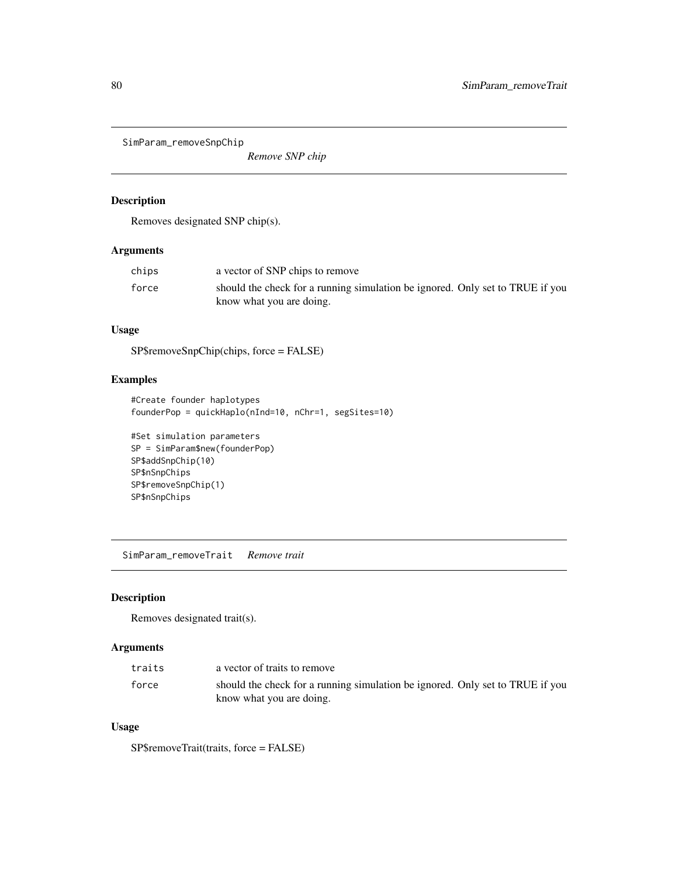## SimParam_removeSnpChip

*Remove SNP chip*

### Description

Removes designated SNP chip(s).

### Arguments

| | |
|---|---|
| chips | a vector of SNP chips to remove |
| force | should the check for a running simulation be ignored. Only set to TRUE if you know what you are doing. |

### Usage

SP$removeSnpChip(chips, force = FALSE)

### Examples

```
#Create founder haplotypes
founderPop = quickHaplo(nInd=10, nChr=1, segSites=10)

#Set simulation parameters
SP = SimParam$new(founderPop)
SP$addSnpChip(10)
SP$nSnpChips
SP$removeSnpChip(1)
SP$nSnpChips
```

## SimParam_removeTrait

*Remove trait*

### Description

Removes designated trait(s).

### Arguments

| | |
|---|---|
| traits | a vector of traits to remove |
| force | should the check for a running simulation be ignored. Only set to TRUE if you know what you are doing. |

### Usage

SP$removeTrait(traits, force = FALSE)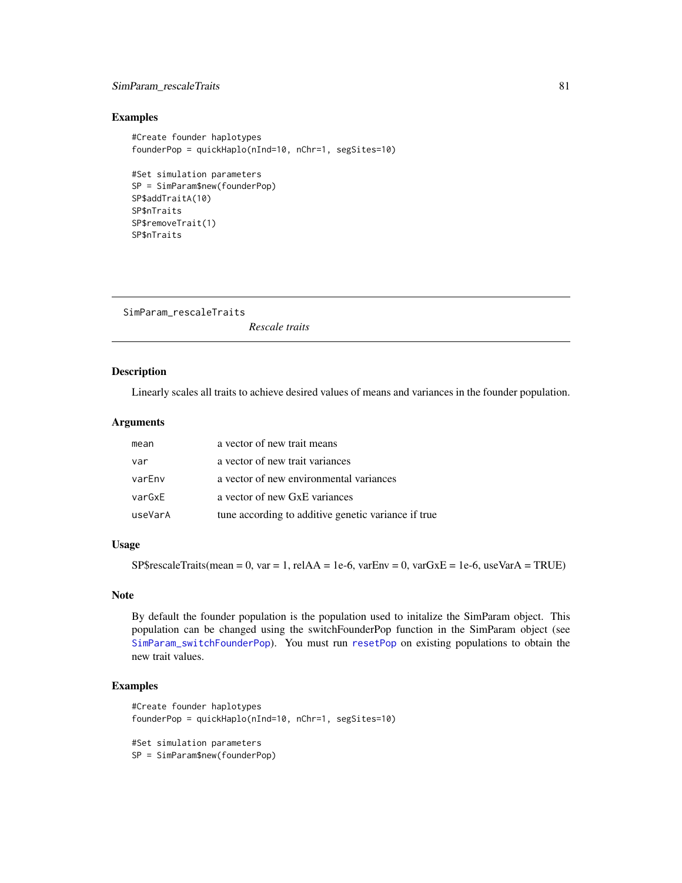## Examples

```
#Create founder haplotypes
founderPop = quickHaplo(nInd=10, nChr=1, segSites=10)

#Set simulation parameters
SP = SimParam$new(founderPop)
SP$addTraitA(10)
SP$nTraits
SP$removeTrait(1)
SP$nTraits
```

---

# SimParam_rescaleTraits

*Rescale traits*

## Description

Linearly scales all traits to achieve desired values of means and variances in the founder population.

## Arguments

| | |
|---|---|
| mean | a vector of new trait means |
| var | a vector of new trait variances |
| varEnv | a vector of new environmental variances |
| varGxE | a vector of new GxE variances |
| useVarA | tune according to additive genetic variance if true |

## Usage

SP$rescaleTraits(mean = 0, var = 1, relAA = 1e-6, varEnv = 0, varGxE = 1e-6, useVarA = TRUE)

## Note

By default the founder population is the population used to initalize the SimParam object. This population can be changed using the switchFounderPop function in the SimParam object (see SimParam_switchFounderPop). You must run resetPop on existing populations to obtain the new trait values.

## Examples

```
#Create founder haplotypes
founderPop = quickHaplo(nInd=10, nChr=1, segSites=10)

#Set simulation parameters
SP = SimParam$new(founderPop)
```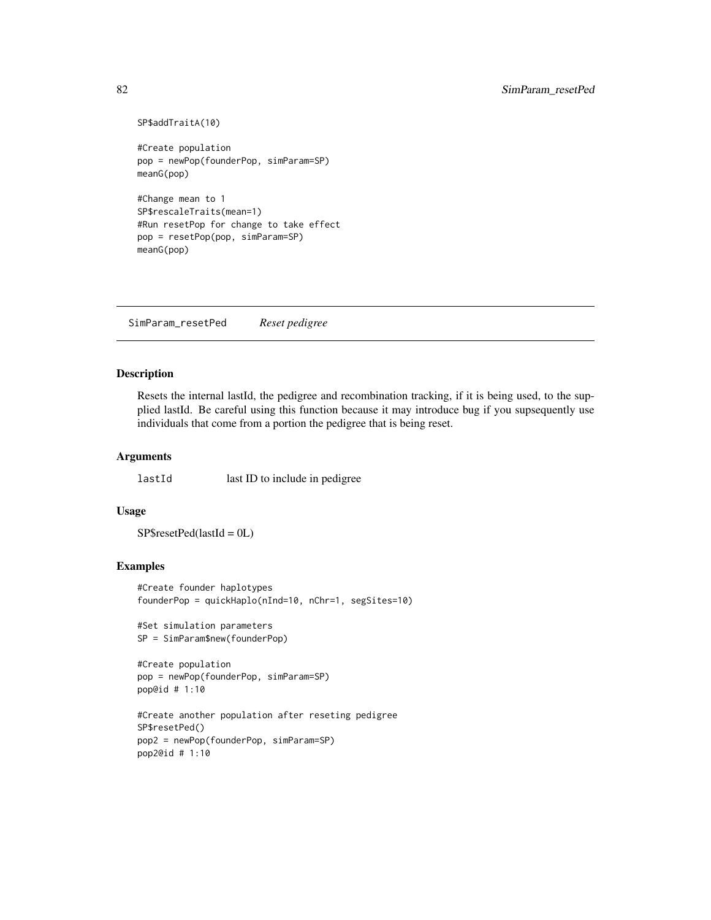```
SP$addTraitA(10)

#Create population
pop = newPop(founderPop, simParam=SP)
meanG(pop)

#Change mean to 1
SP$rescaleTraits(mean=1)
#Run resetPop for change to take effect
pop = resetPop(pop, simParam=SP)
meanG(pop)
```

---

## SimParam_resetPed    *Reset pedigree*

### Description

Resets the internal lastId, the pedigree and recombination tracking, if it is being used, to the supplied lastId. Be careful using this function because it may introduce bug if you supsequently use individuals that come from a portion the pedigree that is being reset.

### Arguments

| | |
|---|---|
| lastId | last ID to include in pedigree |

### Usage

SP$resetPed(lastId = 0L)

### Examples

```
#Create founder haplotypes
founderPop = quickHaplo(nInd=10, nChr=1, segSites=10)

#Set simulation parameters
SP = SimParam$new(founderPop)

#Create population
pop = newPop(founderPop, simParam=SP)
pop@id # 1:10

#Create another population after reseting pedigree
SP$resetPed()
pop2 = newPop(founderPop, simParam=SP)
pop2@id # 1:10
```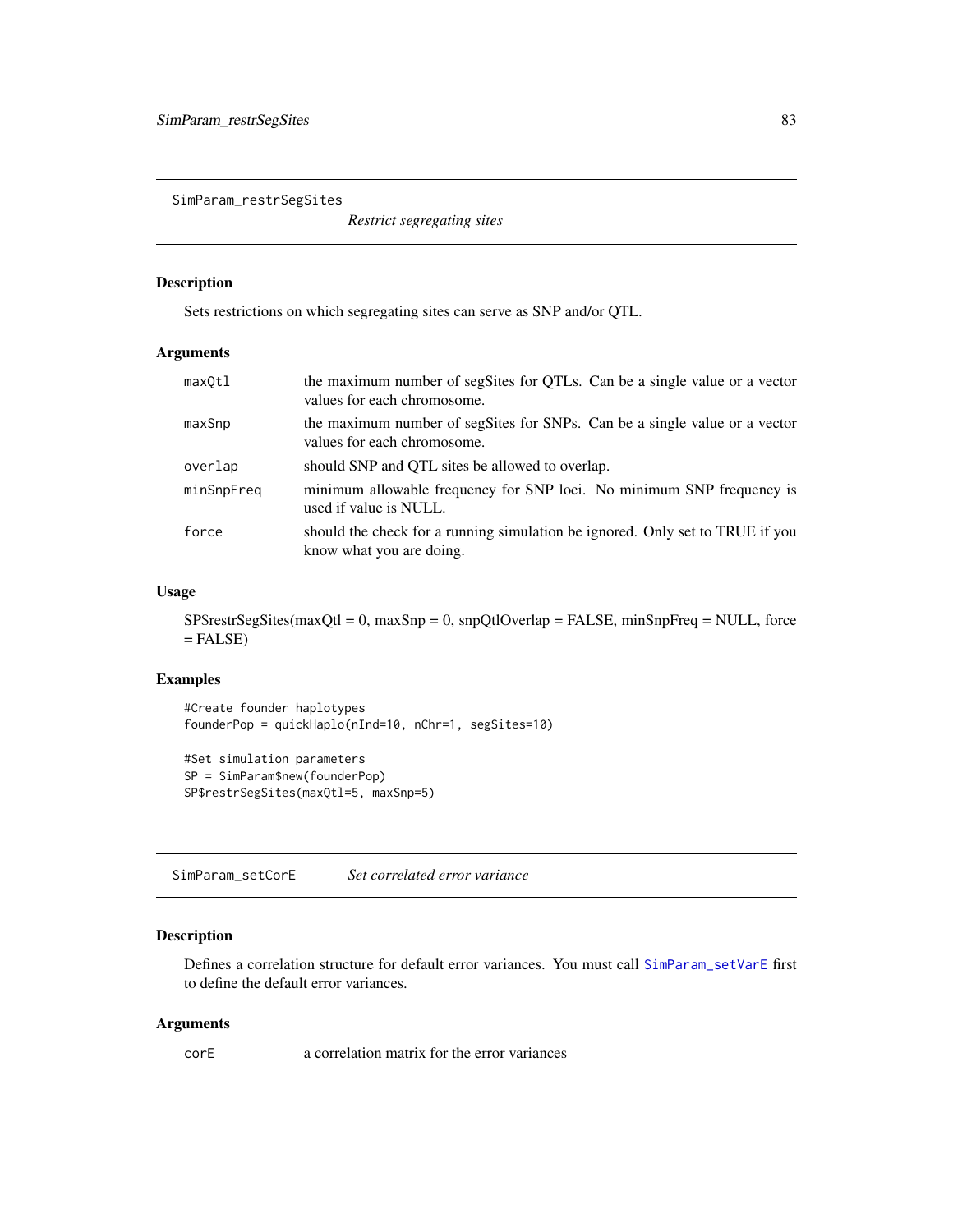## SimParam_restrSegSites

*Restrict segregating sites*

### Description

Sets restrictions on which segregating sites can serve as SNP and/or QTL.

### Arguments

| | |
|---|---|
| `maxQtl` | the maximum number of segSites for QTLs. Can be a single value or a vector values for each chromosome. |
| `maxSnp` | the maximum number of segSites for SNPs. Can be a single value or a vector values for each chromosome. |
| `overlap` | should SNP and QTL sites be allowed to overlap. |
| `minSnpFreq` | minimum allowable frequency for SNP loci. No minimum SNP frequency is used if value is NULL. |
| `force` | should the check for a running simulation be ignored. Only set to TRUE if you know what you are doing. |

### Usage

SP$restrSegSites(maxQtl = 0, maxSnp = 0, snpQtlOverlap = FALSE, minSnpFreq = NULL, force = FALSE)

### Examples

```
#Create founder haplotypes
founderPop = quickHaplo(nInd=10, nChr=1, segSites=10)

#Set simulation parameters
SP = SimParam$new(founderPop)
SP$restrSegSites(maxQtl=5, maxSnp=5)
```

## SimParam_setCorE

*Set correlated error variance*

### Description

Defines a correlation structure for default error variances. You must call SimParam_setVarE first to define the default error variances.

### Arguments

| | |
|---|---|
| `corE` | a correlation matrix for the error variances |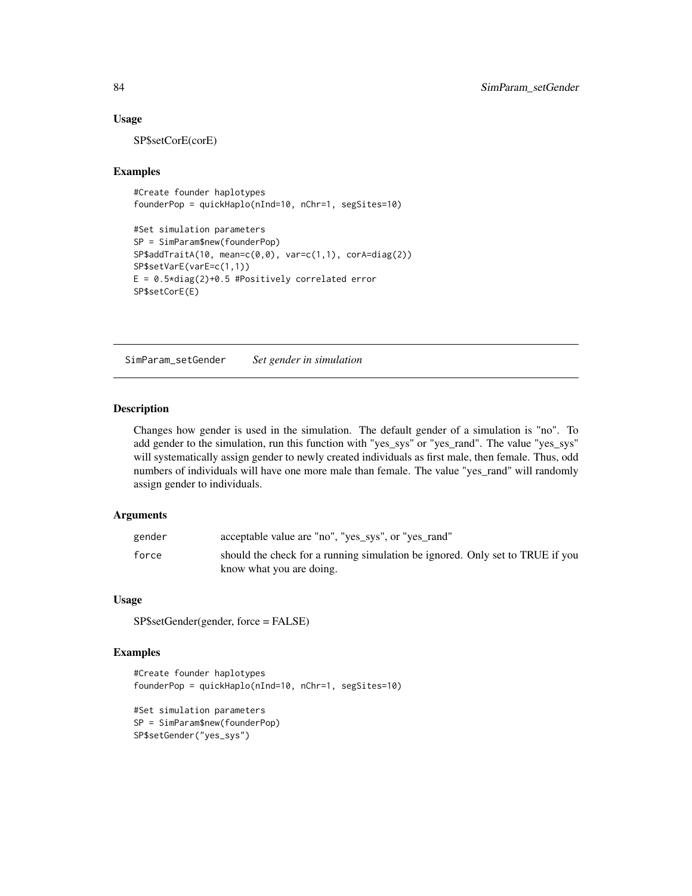### Usage

SP$setCorE(corE)

### Examples

```
#Create founder haplotypes
founderPop = quickHaplo(nInd=10, nChr=1, segSites=10)

#Set simulation parameters
SP = SimParam$new(founderPop)
SP$addTraitA(10, mean=c(0,0), var=c(1,1), corA=diag(2))
SP$setVarE(varE=c(1,1))
E = 0.5*diag(2)+0.5 #Positively correlated error
SP$setCorE(E)
```

---

## SimParam_setGender *Set gender in simulation*

### Description

Changes how gender is used in the simulation. The default gender of a simulation is "no". To add gender to the simulation, run this function with "yes_sys" or "yes_rand". The value "yes_sys" will systematically assign gender to newly created individuals as first male, then female. Thus, odd numbers of individuals will have one more male than female. The value "yes_rand" will randomly assign gender to individuals.

### Arguments

| | |
|---|---|
| gender | acceptable value are "no", "yes_sys", or "yes_rand" |
| force | should the check for a running simulation be ignored. Only set to TRUE if you know what you are doing. |

### Usage

SP$setGender(gender, force = FALSE)

### Examples

```
#Create founder haplotypes
founderPop = quickHaplo(nInd=10, nChr=1, segSites=10)

#Set simulation parameters
SP = SimParam$new(founderPop)
SP$setGender("yes_sys")
```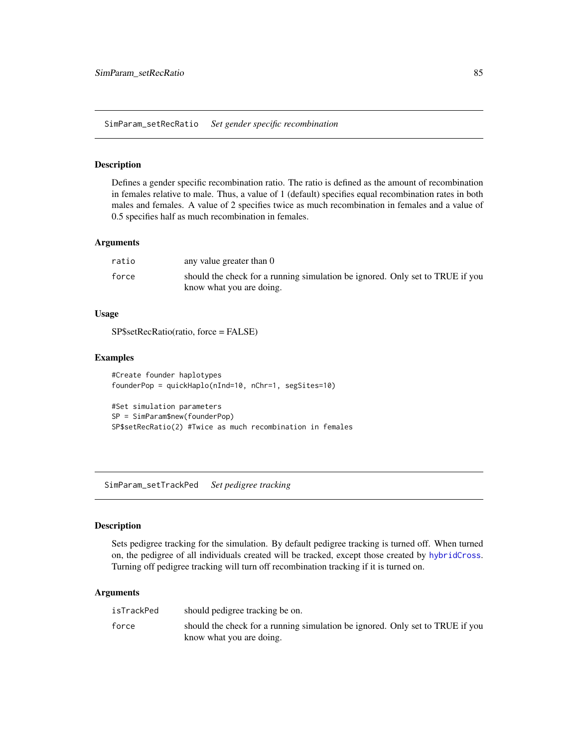## SimParam_setRecRatio *Set gender specific recombination*

### Description

Defines a gender specific recombination ratio. The ratio is defined as the amount of recombination in females relative to male. Thus, a value of 1 (default) specifies equal recombination rates in both males and females. A value of 2 specifies twice as much recombination in females and a value of 0.5 specifies half as much recombination in females.

### Arguments

| | |
|---|---|
| ratio | any value greater than 0 |
| force | should the check for a running simulation be ignored. Only set to TRUE if you know what you are doing. |

### Usage

SP$setRecRatio(ratio, force = FALSE)

### Examples

```
#Create founder haplotypes
founderPop = quickHaplo(nInd=10, nChr=1, segSites=10)

#Set simulation parameters
SP = SimParam$new(founderPop)
SP$setRecRatio(2) #Twice as much recombination in females
```

## SimParam_setTrackPed *Set pedigree tracking*

### Description

Sets pedigree tracking for the simulation. By default pedigree tracking is turned off. When turned on, the pedigree of all individuals created will be tracked, except those created by hybridCross. Turning off pedigree tracking will turn off recombination tracking if it is turned on.

### Arguments

| | |
|---|---|
| isTrackPed | should pedigree tracking be on. |
| force | should the check for a running simulation be ignored. Only set to TRUE if you know what you are doing. |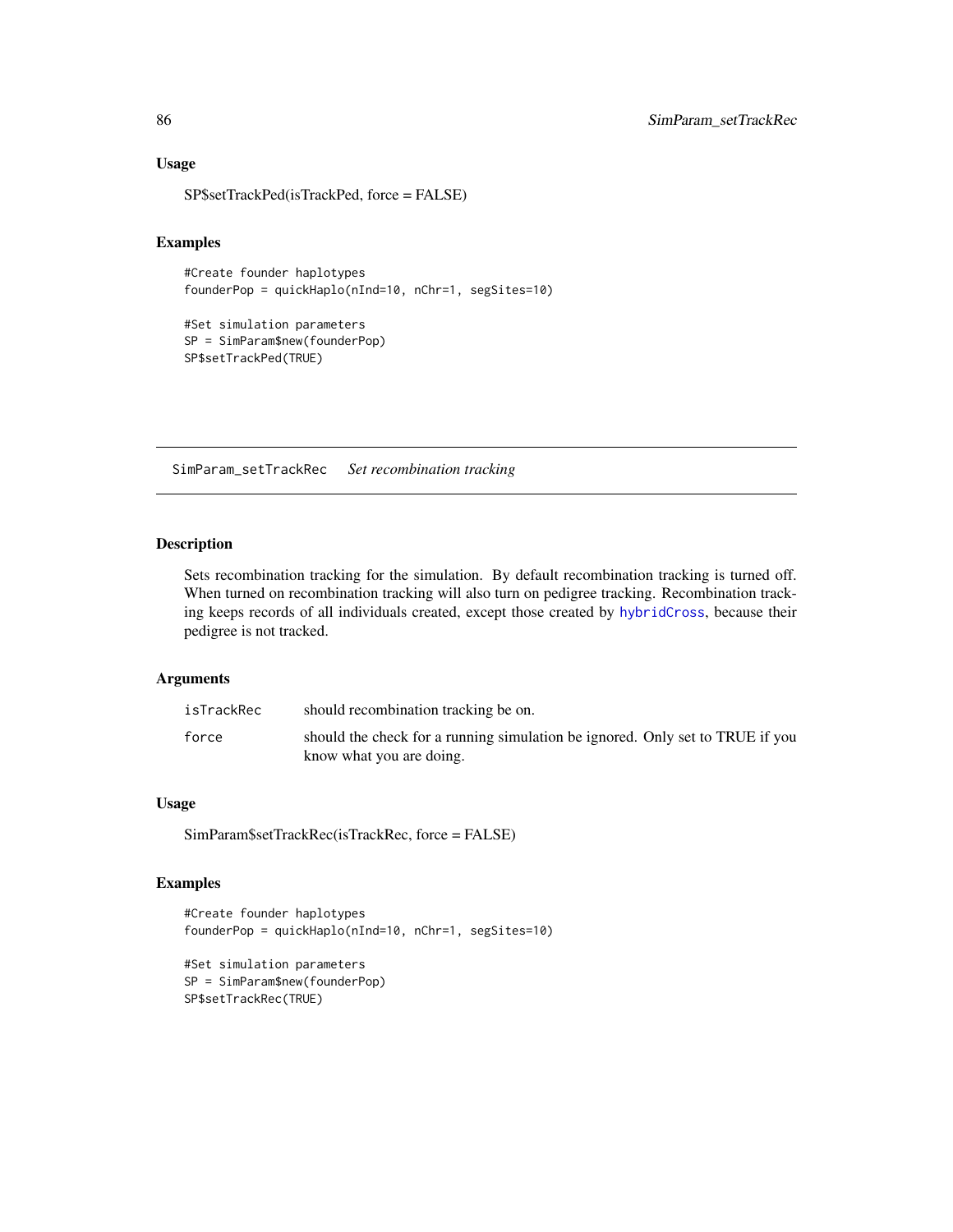## Usage

```
SP$setTrackPed(isTrackPed, force = FALSE)
```

## Examples

```
#Create founder haplotypes
founderPop = quickHaplo(nInd=10, nChr=1, segSites=10)

#Set simulation parameters
SP = SimParam$new(founderPop)
SP$setTrackPed(TRUE)
```

---

# SimParam_setTrackRec *Set recombination tracking*

## Description

Sets recombination tracking for the simulation. By default recombination tracking is turned off. When turned on recombination tracking will also turn on pedigree tracking. Recombination tracking keeps records of all individuals created, except those created by hybridCross, because their pedigree is not tracked.

## Arguments

| | |
|---|---|
| isTrackRec | should recombination tracking be on. |
| force | should the check for a running simulation be ignored. Only set to TRUE if you know what you are doing. |

## Usage

```
SimParam$setTrackRec(isTrackRec, force = FALSE)
```

## Examples

```
#Create founder haplotypes
founderPop = quickHaplo(nInd=10, nChr=1, segSites=10)

#Set simulation parameters
SP = SimParam$new(founderPop)
SP$setTrackRec(TRUE)
```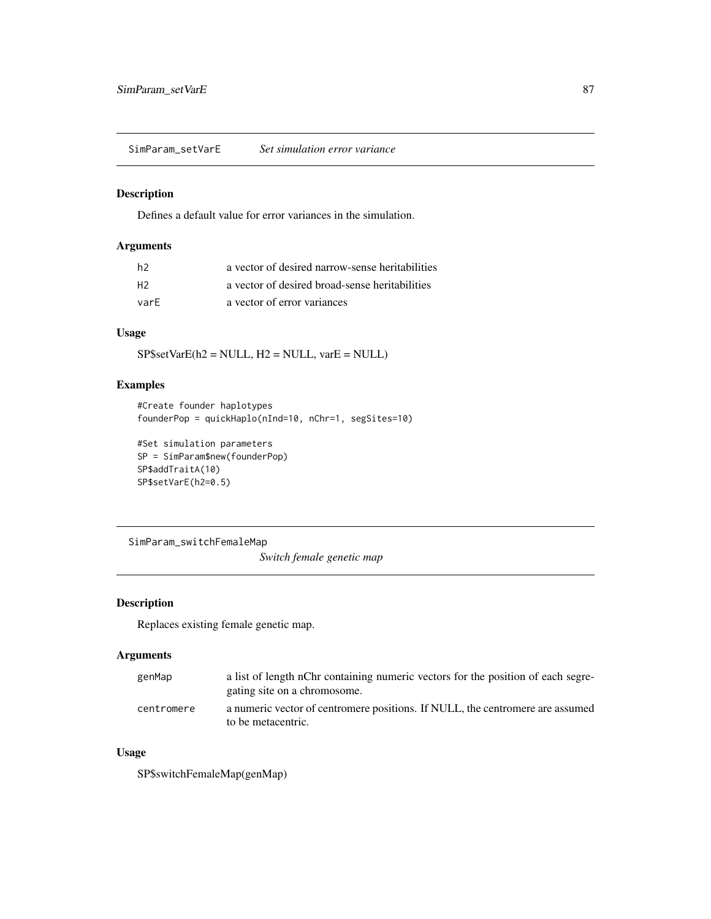## SimParam_setVarE *Set simulation error variance*

### Description

Defines a default value for error variances in the simulation.

### Arguments

| | |
|---|---|
| h2 | a vector of desired narrow-sense heritabilities |
| H2 | a vector of desired broad-sense heritabilities |
| varE | a vector of error variances |

### Usage

SP$setVarE(h2 = NULL, H2 = NULL, varE = NULL)

### Examples

```
#Create founder haplotypes
founderPop = quickHaplo(nInd=10, nChr=1, segSites=10)

#Set simulation parameters
SP = SimParam$new(founderPop)
SP$addTraitA(10)
SP$setVarE(h2=0.5)
```

## SimParam_switchFemaleMap *Switch female genetic map*

### Description

Replaces existing female genetic map.

### Arguments

| | |
|---|---|
| genMap | a list of length nChr containing numeric vectors for the position of each segregating site on a chromosome. |
| centromere | a numeric vector of centromere positions. If NULL, the centromere are assumed to be metacentric. |

### Usage

SP$switchFemaleMap(genMap)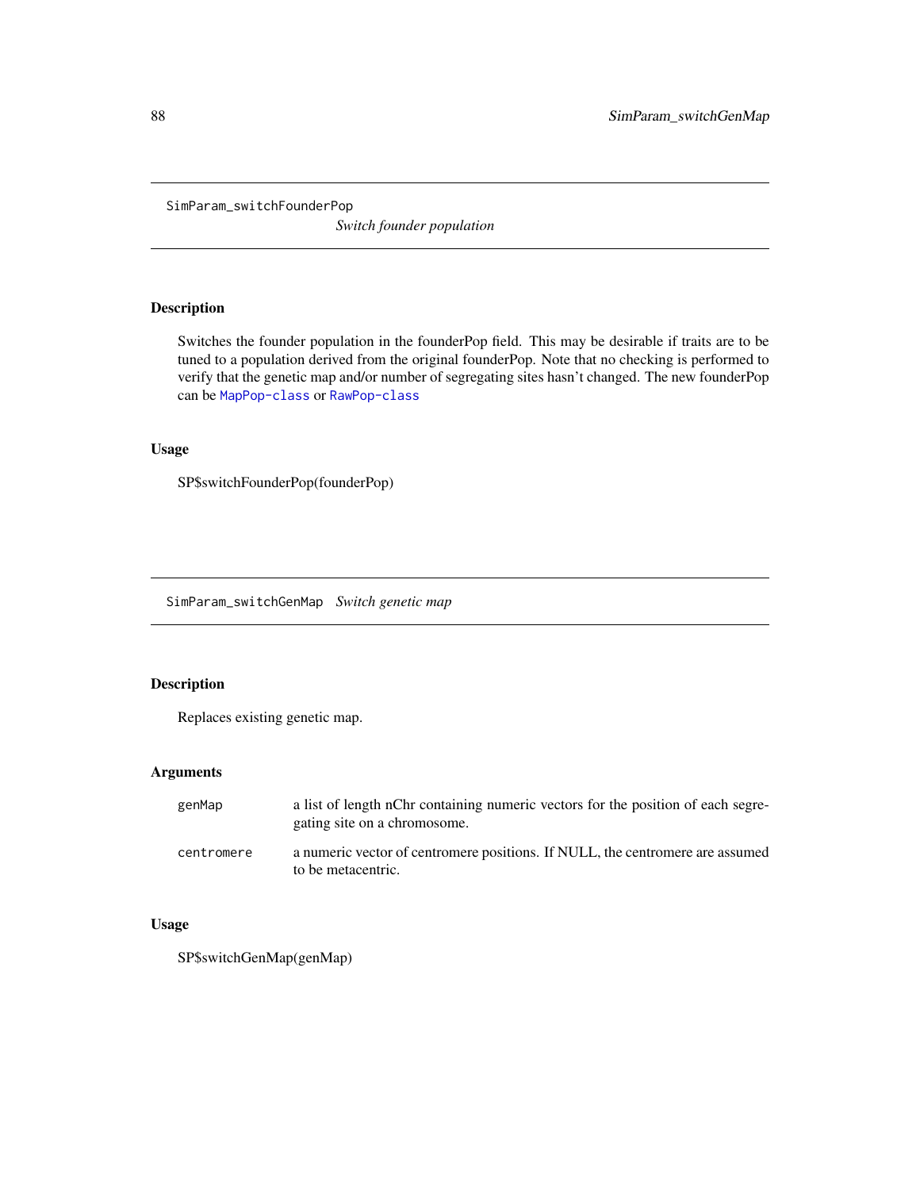## SimParam_switchFounderPop *Switch founder population*

### Description

Switches the founder population in the founderPop field. This may be desirable if traits are to be tuned to a population derived from the original founderPop. Note that no checking is performed to verify that the genetic map and/or number of segregating sites hasn't changed. The new founderPop can be `MapPop-class` or `RawPop-class`

### Usage

```
SP$switchFounderPop(founderPop)
```

## SimParam_switchGenMap *Switch genetic map*

### Description

Replaces existing genetic map.

### Arguments

| | |
|---|---|
| `genMap` | a list of length nChr containing numeric vectors for the position of each segregating site on a chromosome. |
| `centromere` | a numeric vector of centromere positions. If NULL, the centromere are assumed to be metacentric. |

### Usage

```
SP$switchGenMap(genMap)
```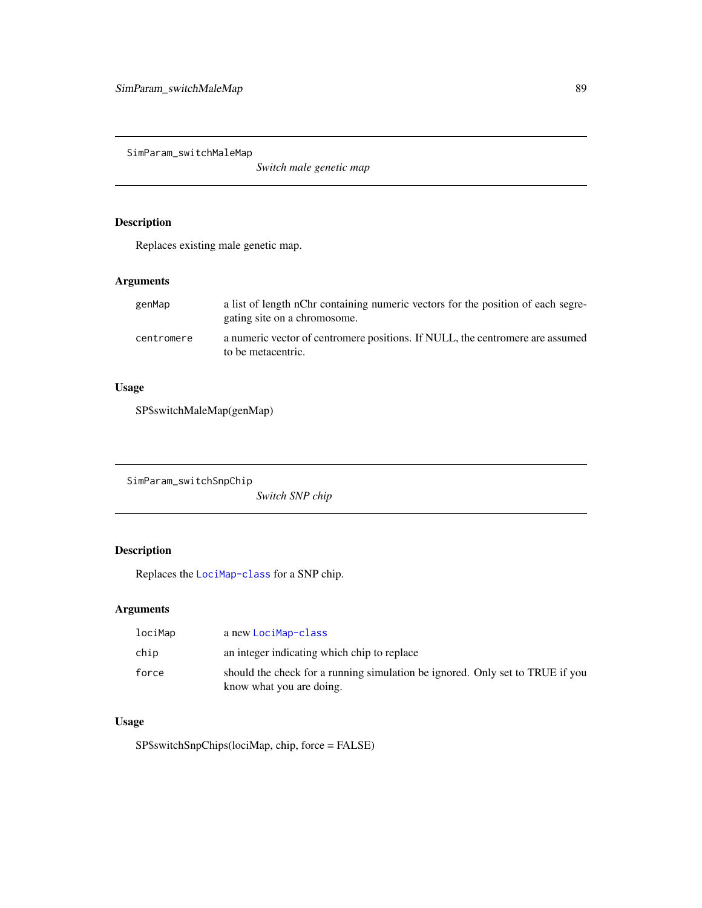## SimParam_switchMaleMap

*Switch male genetic map*

### Description

Replaces existing male genetic map.

### Arguments

| | |
|---|---|
| `genMap` | a list of length nChr containing numeric vectors for the position of each segregating site on a chromosome. |
| `centromere` | a numeric vector of centromere positions. If NULL, the centromere are assumed to be metacentric. |

### Usage

```
SP$switchMaleMap(genMap)
```

## SimParam_switchSnpChip

*Switch SNP chip*

### Description

Replaces the `LociMap-class` for a SNP chip.

### Arguments

| | |
|---|---|
| `lociMap` | a new `LociMap-class` |
| `chip` | an integer indicating which chip to replace |
| `force` | should the check for a running simulation be ignored. Only set to TRUE if you know what you are doing. |

### Usage

```
SP$switchSnpChips(lociMap, chip, force = FALSE)
```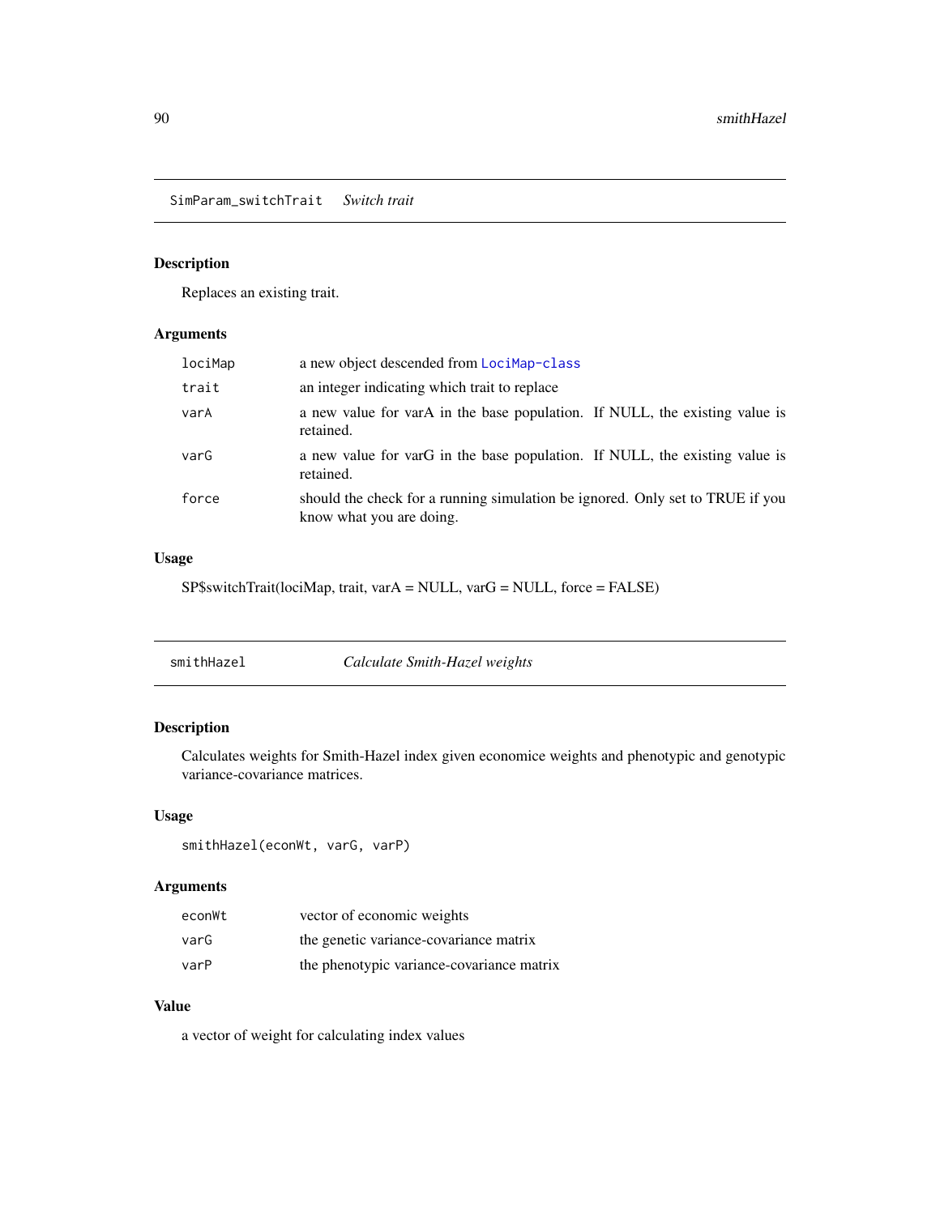## SimParam_switchTrait *Switch trait*

### Description

Replaces an existing trait.

### Arguments

| | |
|---|---|
| lociMap | a new object descended from LociMap-class |
| trait | an integer indicating which trait to replace |
| varA | a new value for varA in the base population. If NULL, the existing value is retained. |
| varG | a new value for varG in the base population. If NULL, the existing value is retained. |
| force | should the check for a running simulation be ignored. Only set to TRUE if you know what you are doing. |

### Usage

```
SP$switchTrait(lociMap, trait, varA = NULL, varG = NULL, force = FALSE)
```

## smithHazel *Calculate Smith-Hazel weights*

### Description

Calculates weights for Smith-Hazel index given economice weights and phenotypic and genotypic variance-covariance matrices.

### Usage

```
smithHazel(econWt, varG, varP)
```

### Arguments

| | |
|---|---|
| econWt | vector of economic weights |
| varG | the genetic variance-covariance matrix |
| varP | the phenotypic variance-covariance matrix |

### Value

a vector of weight for calculating index values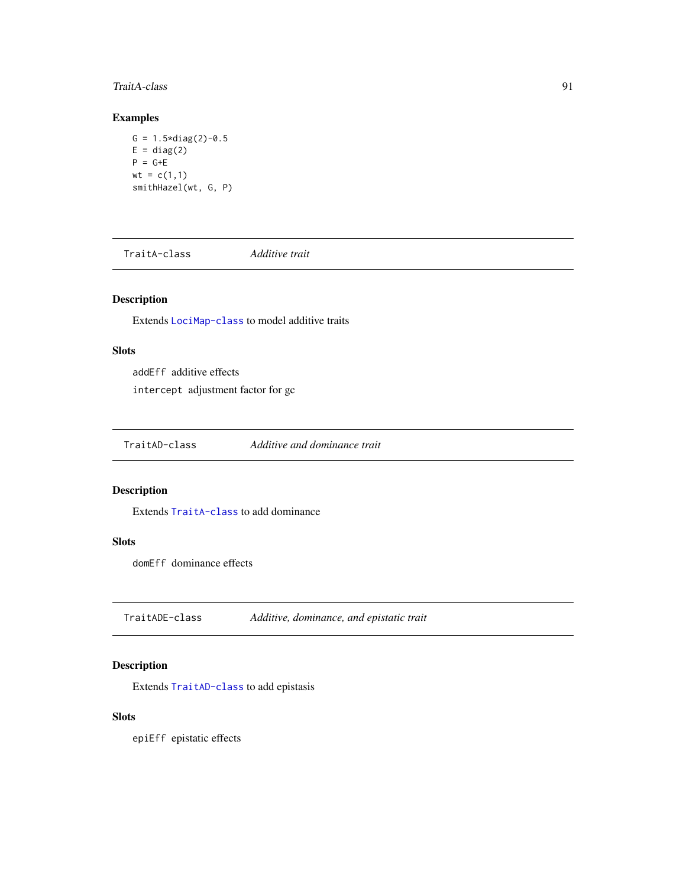## Examples

```
G = 1.5*diag(2)-0.5
E = diag(2)
P = G+E
wt = c(1,1)
smithHazel(wt, G, P)
```

---

# TraitA-class — *Additive trait*

---

### Description

Extends `LociMap-class` to model additive traits

### Slots

`addEff` additive effects

`intercept` adjustment factor for gc

---

# TraitAD-class — *Additive and dominance trait*

---

### Description

Extends `TraitA-class` to add dominance

### Slots

`domEff` dominance effects

---

# TraitADE-class — *Additive, dominance, and epistatic trait*

---

### Description

Extends `TraitAD-class` to add epistasis

### Slots

`epiEff` epistatic effects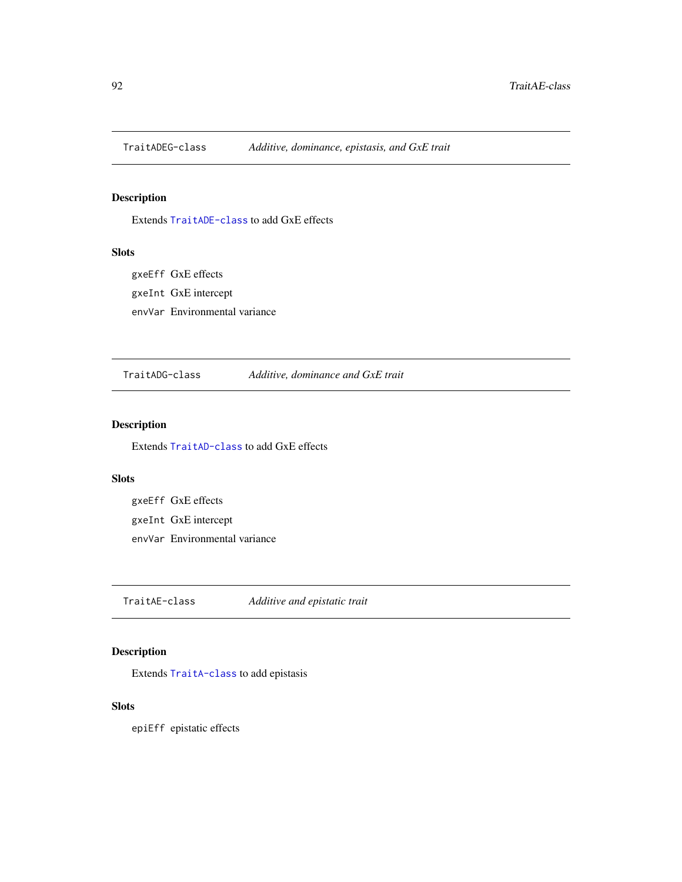## TraitADEG-class — *Additive, dominance, epistasis, and GxE trait*

### Description

Extends `TraitADE-class` to add GxE effects

### Slots

`gxeEff` GxE effects

`gxeInt` GxE intercept

`envVar` Environmental variance

## TraitADG-class — *Additive, dominance and GxE trait*

### Description

Extends `TraitAD-class` to add GxE effects

### Slots

`gxeEff` GxE effects

`gxeInt` GxE intercept

`envVar` Environmental variance

## TraitAE-class — *Additive and epistatic trait*

### Description

Extends `TraitA-class` to add epistasis

### Slots

`epiEff` epistatic effects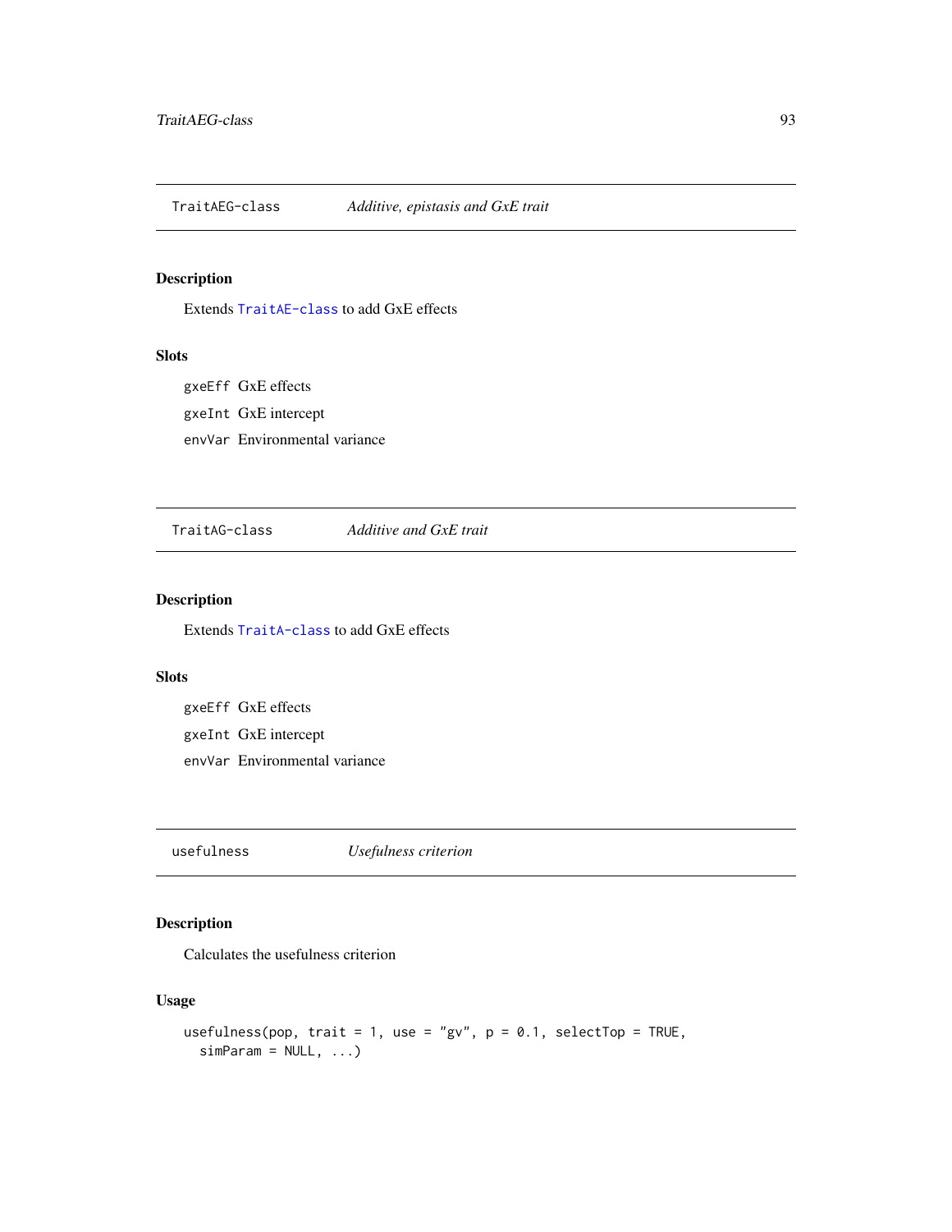## TraitAEG-class — *Additive, epistasis and GxE trait*

### Description

Extends `TraitAE-class` to add GxE effects

### Slots

`gxeEff` GxE effects

`gxeInt` GxE intercept

`envVar` Environmental variance

## TraitAG-class — *Additive and GxE trait*

### Description

Extends `TraitA-class` to add GxE effects

### Slots

`gxeEff` GxE effects

`gxeInt` GxE intercept

`envVar` Environmental variance

## usefulness — *Usefulness criterion*

### Description

Calculates the usefulness criterion

### Usage

```
usefulness(pop, trait = 1, use = "gv", p = 0.1, selectTop = TRUE,
  simParam = NULL, ...)
```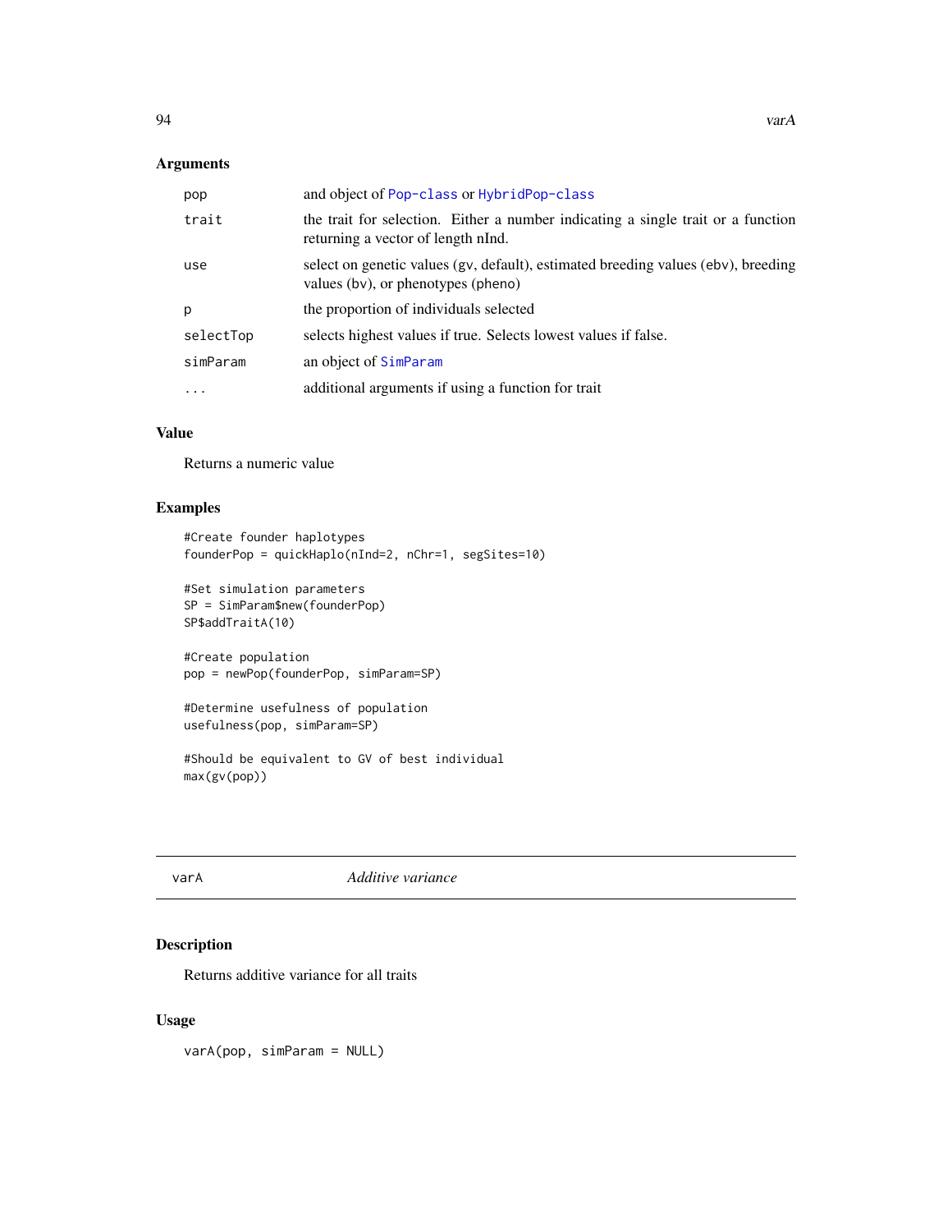### Arguments

| | |
|---|---|
| pop | and object of Pop-class or HybridPop-class |
| trait | the trait for selection. Either a number indicating a single trait or a function returning a vector of length nInd. |
| use | select on genetic values (gv, default), estimated breeding values (ebv), breeding values (bv), or phenotypes (pheno) |
| p | the proportion of individuals selected |
| selectTop | selects highest values if true. Selects lowest values if false. |
| simParam | an object of SimParam |
| ... | additional arguments if using a function for trait |

### Value

Returns a numeric value

### Examples

```
#Create founder haplotypes
founderPop = quickHaplo(nInd=2, nChr=1, segSites=10)

#Set simulation parameters
SP = SimParam$new(founderPop)
SP$addTraitA(10)

#Create population
pop = newPop(founderPop, simParam=SP)

#Determine usefulness of population
usefulness(pop, simParam=SP)

#Should be equivalent to GV of best individual
max(gv(pop))
```

---

## varA *Additive variance*

### Description

Returns additive variance for all traits

### Usage

```
varA(pop, simParam = NULL)
```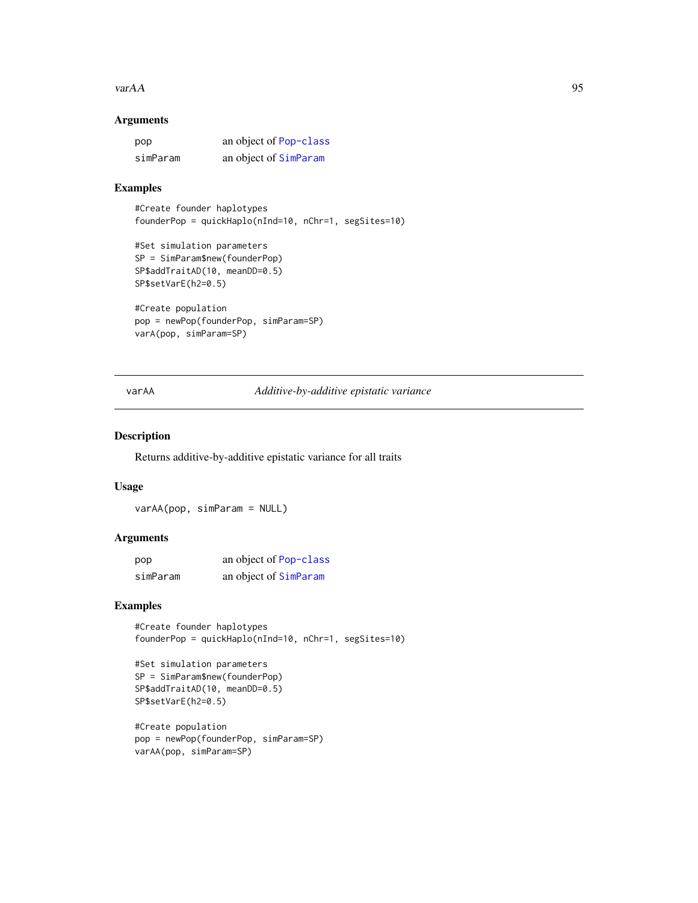## Arguments

| | |
|---|---|
| pop | an object of Pop-class |
| simParam | an object of SimParam |

## Examples

```
#Create founder haplotypes
founderPop = quickHaplo(nInd=10, nChr=1, segSites=10)

#Set simulation parameters
SP = SimParam$new(founderPop)
SP$addTraitAD(10, meanDD=0.5)
SP$setVarE(h2=0.5)

#Create population
pop = newPop(founderPop, simParam=SP)
varA(pop, simParam=SP)
```

---

# varAA    *Additive-by-additive epistatic variance*

## Description

Returns additive-by-additive epistatic variance for all traits

## Usage

```
varAA(pop, simParam = NULL)
```

## Arguments

| | |
|---|---|
| pop | an object of Pop-class |
| simParam | an object of SimParam |

## Examples

```
#Create founder haplotypes
founderPop = quickHaplo(nInd=10, nChr=1, segSites=10)

#Set simulation parameters
SP = SimParam$new(founderPop)
SP$addTraitAD(10, meanDD=0.5)
SP$setVarE(h2=0.5)

#Create population
pop = newPop(founderPop, simParam=SP)
varAA(pop, simParam=SP)
```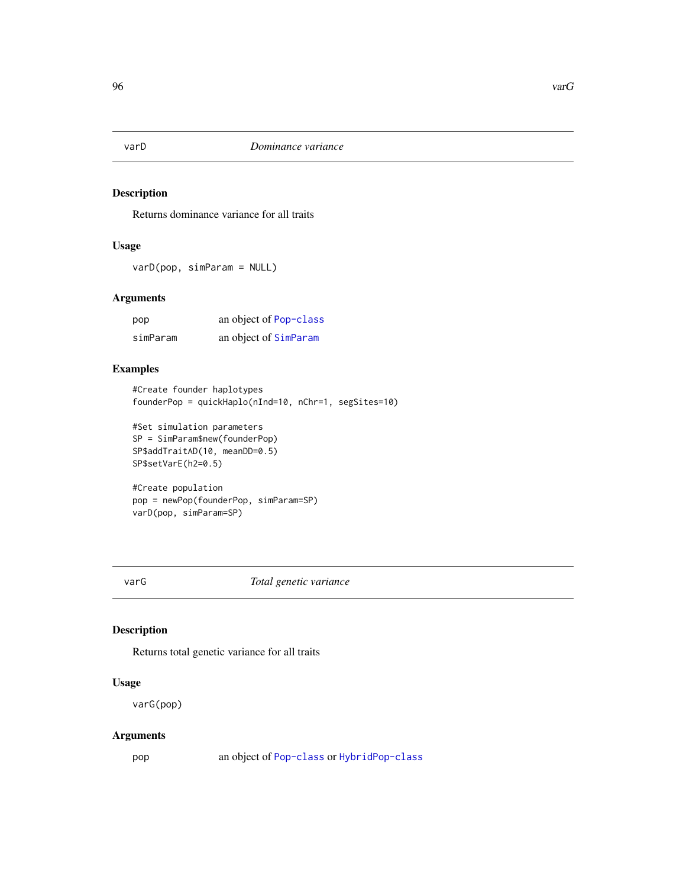## varD — *Dominance variance*

### Description

Returns dominance variance for all traits

### Usage

```
varD(pop, simParam = NULL)
```

### Arguments

| | |
|---|---|
| pop | an object of Pop-class |
| simParam | an object of SimParam |

### Examples

```
#Create founder haplotypes
founderPop = quickHaplo(nInd=10, nChr=1, segSites=10)

#Set simulation parameters
SP = SimParam$new(founderPop)
SP$addTraitAD(10, meanDD=0.5)
SP$setVarE(h2=0.5)

#Create population
pop = newPop(founderPop, simParam=SP)
varD(pop, simParam=SP)
```

## varG — *Total genetic variance*

### Description

Returns total genetic variance for all traits

### Usage

```
varG(pop)
```

### Arguments

| | |
|---|---|
| pop | an object of Pop-class or HybridPop-class |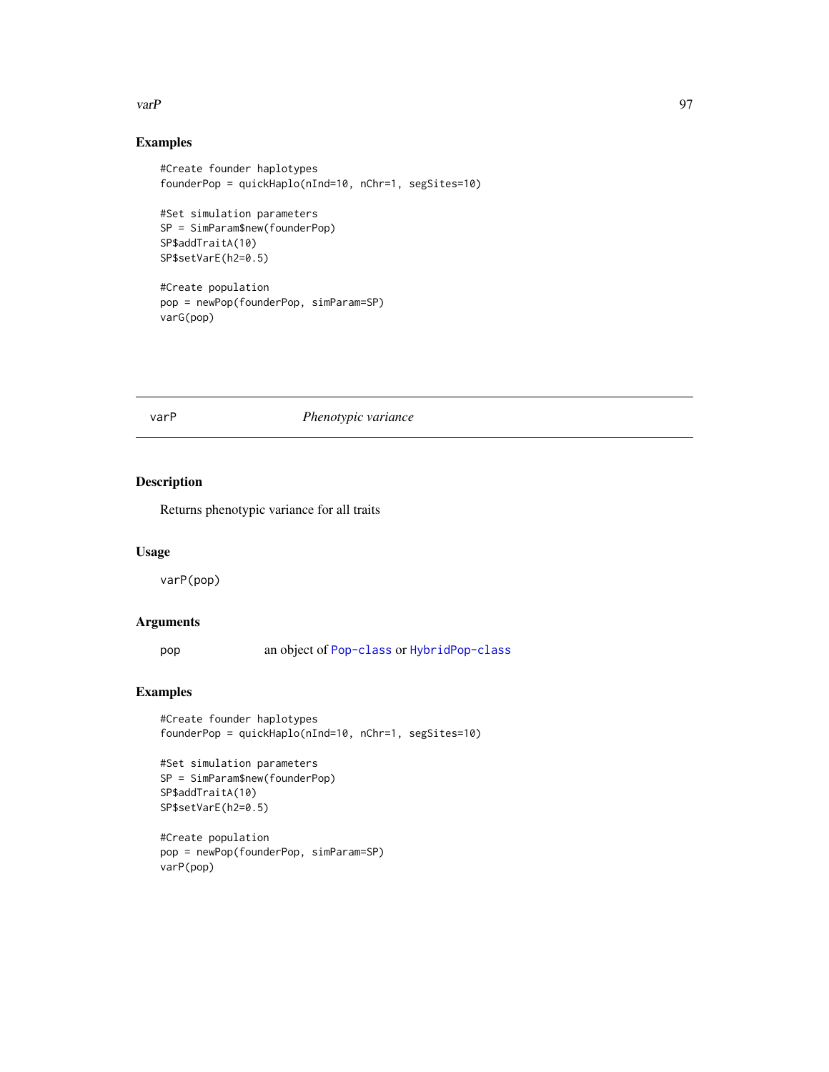## Examples

```
#Create founder haplotypes
founderPop = quickHaplo(nInd=10, nChr=1, segSites=10)

#Set simulation parameters
SP = SimParam$new(founderPop)
SP$addTraitA(10)
SP$setVarE(h2=0.5)

#Create population
pop = newPop(founderPop, simParam=SP)
varG(pop)
```

---

# varP *Phenotypic variance*

---

## Description

Returns phenotypic variance for all traits

## Usage

```
varP(pop)
```

## Arguments

| | |
|---|---|
| pop | an object of Pop-class or HybridPop-class |

## Examples

```
#Create founder haplotypes
founderPop = quickHaplo(nInd=10, nChr=1, segSites=10)

#Set simulation parameters
SP = SimParam$new(founderPop)
SP$addTraitA(10)
SP$setVarE(h2=0.5)

#Create population
pop = newPop(founderPop, simParam=SP)
varP(pop)
```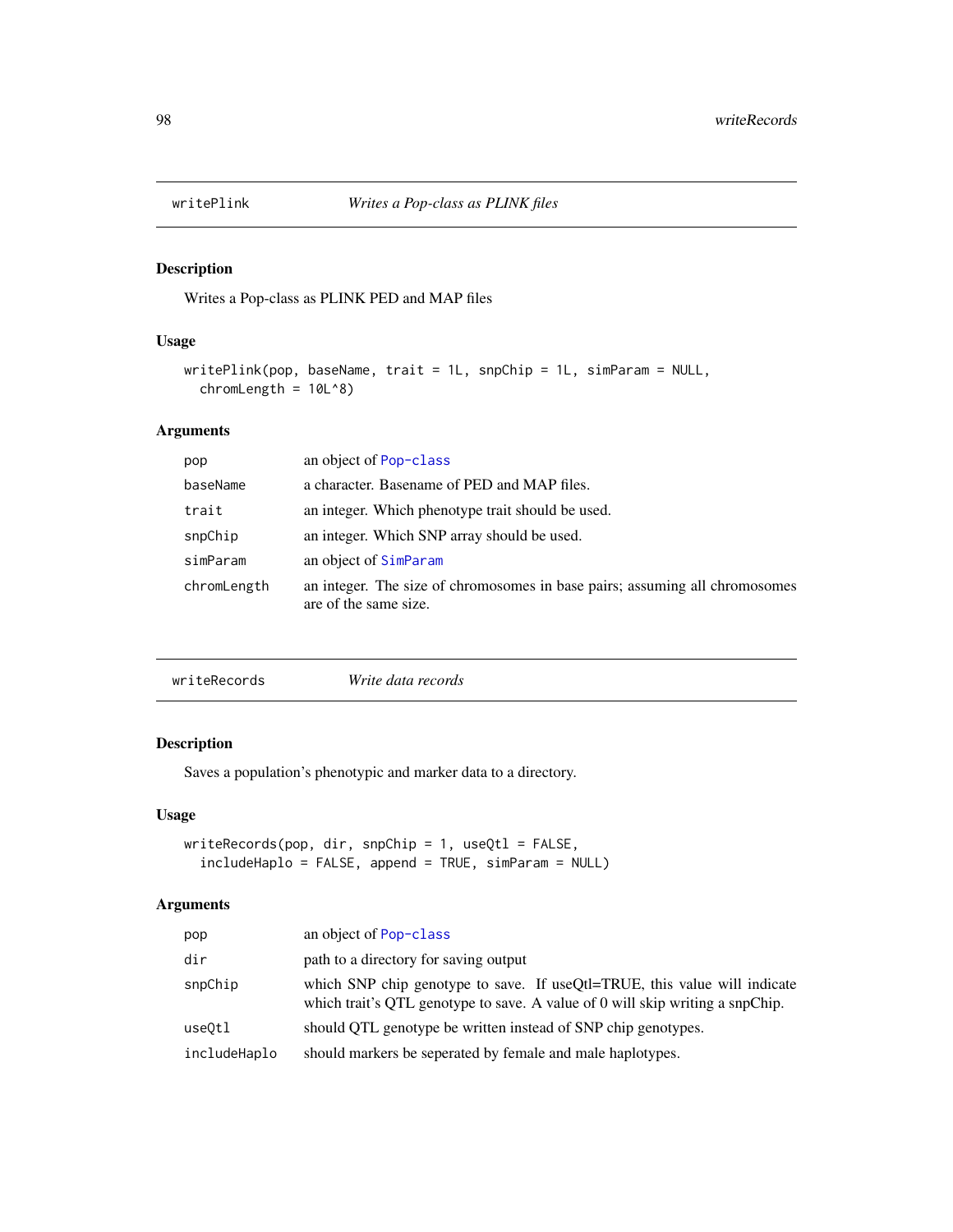## writePlink *Writes a Pop-class as PLINK files*

### Description

Writes a Pop-class as PLINK PED and MAP files

### Usage

```
writePlink(pop, baseName, trait = 1L, snpChip = 1L, simParam = NULL,
  chromLength = 10L^8)
```

### Arguments

| | |
|---|---|
| pop | an object of Pop-class |
| baseName | a character. Basename of PED and MAP files. |
| trait | an integer. Which phenotype trait should be used. |
| snpChip | an integer. Which SNP array should be used. |
| simParam | an object of SimParam |
| chromLength | an integer. The size of chromosomes in base pairs; assuming all chromosomes are of the same size. |

## writeRecords *Write data records*

### Description

Saves a population's phenotypic and marker data to a directory.

### Usage

```
writeRecords(pop, dir, snpChip = 1, useQtl = FALSE,
  includeHaplo = FALSE, append = TRUE, simParam = NULL)
```

### Arguments

| | |
|---|---|
| pop | an object of Pop-class |
| dir | path to a directory for saving output |
| snpChip | which SNP chip genotype to save. If useQtl=TRUE, this value will indicate which trait's QTL genotype to save. A value of 0 will skip writing a snpChip. |
| useQtl | should QTL genotype be written instead of SNP chip genotypes. |
| includeHaplo | should markers be seperated by female and male haplotypes. |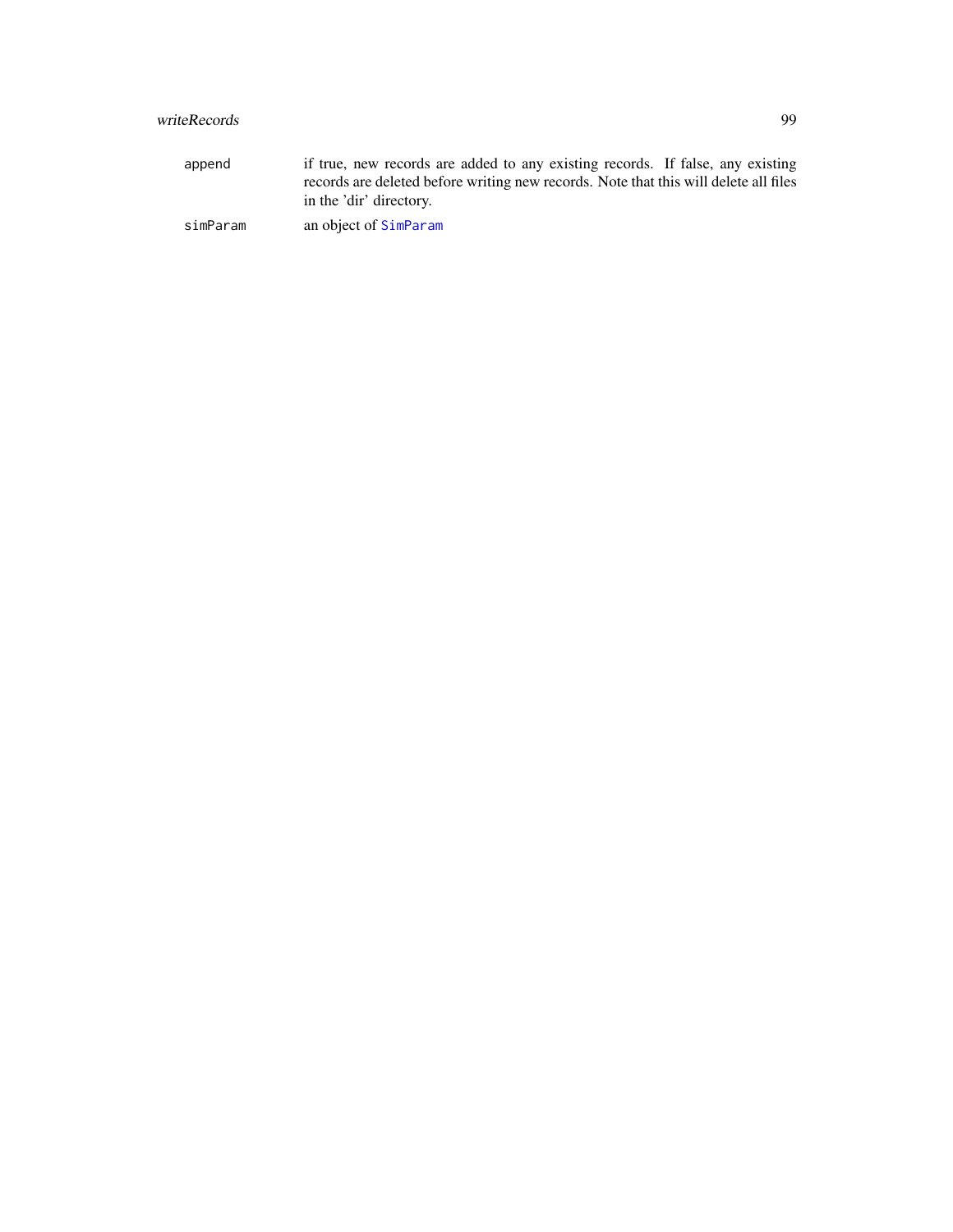| | |
|---|---|
| `append` | if true, new records are added to any existing records. If false, any existing records are deleted before writing new records. Note that this will delete all files in the 'dir' directory. |
| `simParam` | an object of `SimParam` |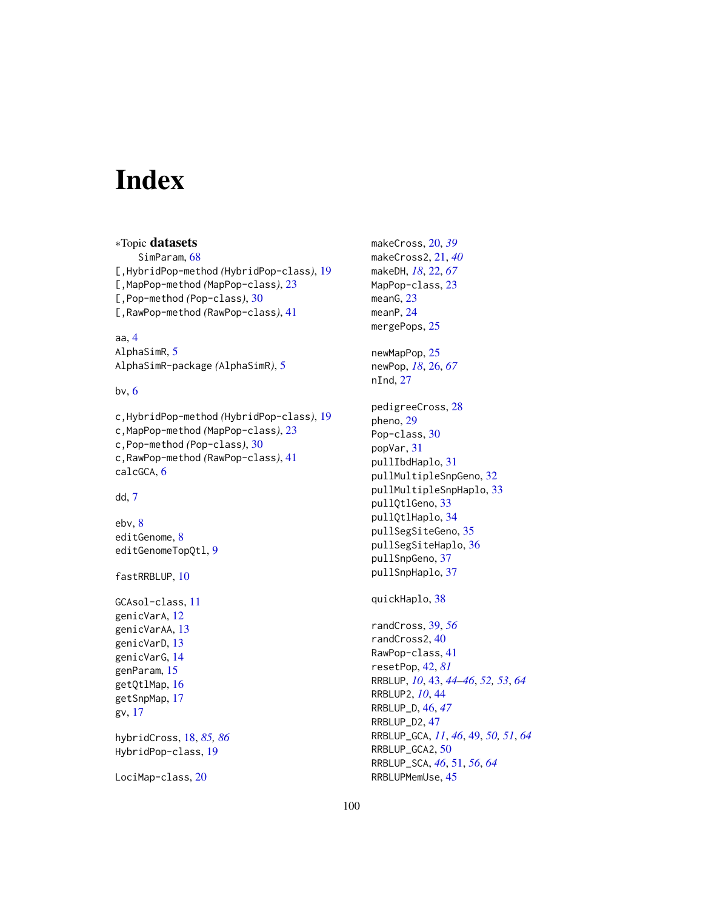# Index

∗Topic **datasets**
    SimParam, 68
[,HybridPop-method *(*HybridPop-class*)*, 19
[,MapPop-method *(*MapPop-class*)*, 23
[,Pop-method *(*Pop-class*)*, 30
[,RawPop-method *(*RawPop-class*)*, 41

aa, 4
AlphaSimR, 5
AlphaSimR-package *(*AlphaSimR*)*, 5

bv, 6

c,HybridPop-method *(*HybridPop-class*)*, 19
c,MapPop-method *(*MapPop-class*)*, 23
c,Pop-method *(*Pop-class*)*, 30
c,RawPop-method *(*RawPop-class*)*, 41
calcGCA, 6

dd, 7

ebv, 8
editGenome, 8
editGenomeTopQtl, 9

fastRRBLUP, 10

GCAsol-class, 11
genicVarA, 12
genicVarAA, 13
genicVarD, 13
genicVarG, 14
genParam, 15
getQtlMap, 16
getSnpMap, 17
gv, 17

hybridCross, 18, *85, 86*
HybridPop-class, 19

LociMap-class, 20

makeCross, 20, *39*
makeCross2, 21, *40*
makeDH, *18*, 22, *67*
MapPop-class, 23
meanG, 23
meanP, 24
mergePops, 25

newMapPop, 25
newPop, *18*, 26, *67*
nInd, 27

pedigreeCross, 28
pheno, 29
Pop-class, 30
popVar, 31
pullIbdHaplo, 31
pullMultipleSnpGeno, 32
pullMultipleSnpHaplo, 33
pullQtlGeno, 33
pullQtlHaplo, 34
pullSegSiteGeno, 35
pullSegSiteHaplo, 36
pullSnpGeno, 37
pullSnpHaplo, 37

quickHaplo, 38

randCross, 39, *56*
randCross2, 40
RawPop-class, 41
resetPop, 42, *81*
RRBLUP, *10*, 43, *44–46*, *52, 53*, *64*
RRBLUP2, *10*, 44
RRBLUP_D, 46, *47*
RRBLUP_D2, 47
RRBLUP_GCA, *11*, *46*, 49, *50, 51*, *64*
RRBLUP_GCA2, 50
RRBLUP_SCA, *46*, 51, *56*, *64*
RRBLUPMemUse, 45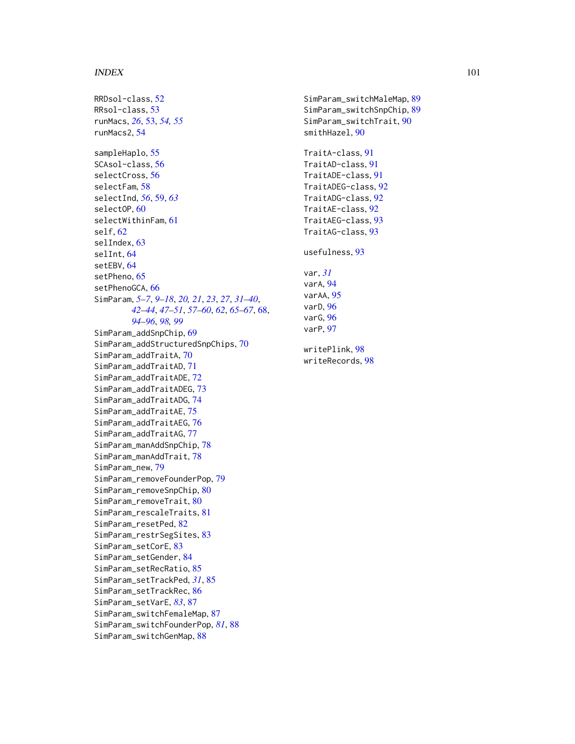RRDsol-class, 52
RRsol-class, 53
runMacs, *26*, 53, *54*, *55*
runMacs2, 54

sampleHaplo, 55
SCAsol-class, 56
selectCross, 56
selectFam, 58
selectInd, *56*, 59, *63*
selectOP, 60
selectWithinFam, 61
self, 62
selIndex, 63
selInt, 64
setEBV, 64
setPheno, 65
setPhenoGCA, 66
SimParam, *5–7*, *9–18*, *20*, *21*, *23*, *27*, *31–40*, *42–44*, *47–51*, *57–60*, *62*, *65–67*, 68, *94–96*, *98*, *99*
SimParam_addSnpChip, 69
SimParam_addStructuredSnpChips, 70
SimParam_addTraitA, 70
SimParam_addTraitAD, 71
SimParam_addTraitADE, 72
SimParam_addTraitADEG, 73
SimParam_addTraitADG, 74
SimParam_addTraitAE, 75
SimParam_addTraitAEG, 76
SimParam_addTraitAG, 77
SimParam_manAddSnpChip, 78
SimParam_manAddTrait, 78
SimParam_new, 79
SimParam_removeFounderPop, 79
SimParam_removeSnpChip, 80
SimParam_removeTrait, 80
SimParam_rescaleTraits, 81
SimParam_resetPed, 82
SimParam_restrSegSites, 83
SimParam_setCorE, 83
SimParam_setGender, 84
SimParam_setRecRatio, 85
SimParam_setTrackPed, *31*, 85
SimParam_setTrackRec, 86
SimParam_setVarE, *83*, 87
SimParam_switchFemaleMap, 87
SimParam_switchFounderPop, *81*, 88
SimParam_switchGenMap, 88
SimParam_switchMaleMap, 89
SimParam_switchSnpChip, 89
SimParam_switchTrait, 90
smithHazel, 90

TraitA-class, 91
TraitAD-class, 91
TraitADE-class, 91
TraitADEG-class, 92
TraitADG-class, 92
TraitAE-class, 92
TraitAEG-class, 93
TraitAG-class, 93

usefulness, 93

var, *31*
varA, 94
varAA, 95
varD, 96
varG, 96
varP, 97

writePlink, 98
writeRecords, 98